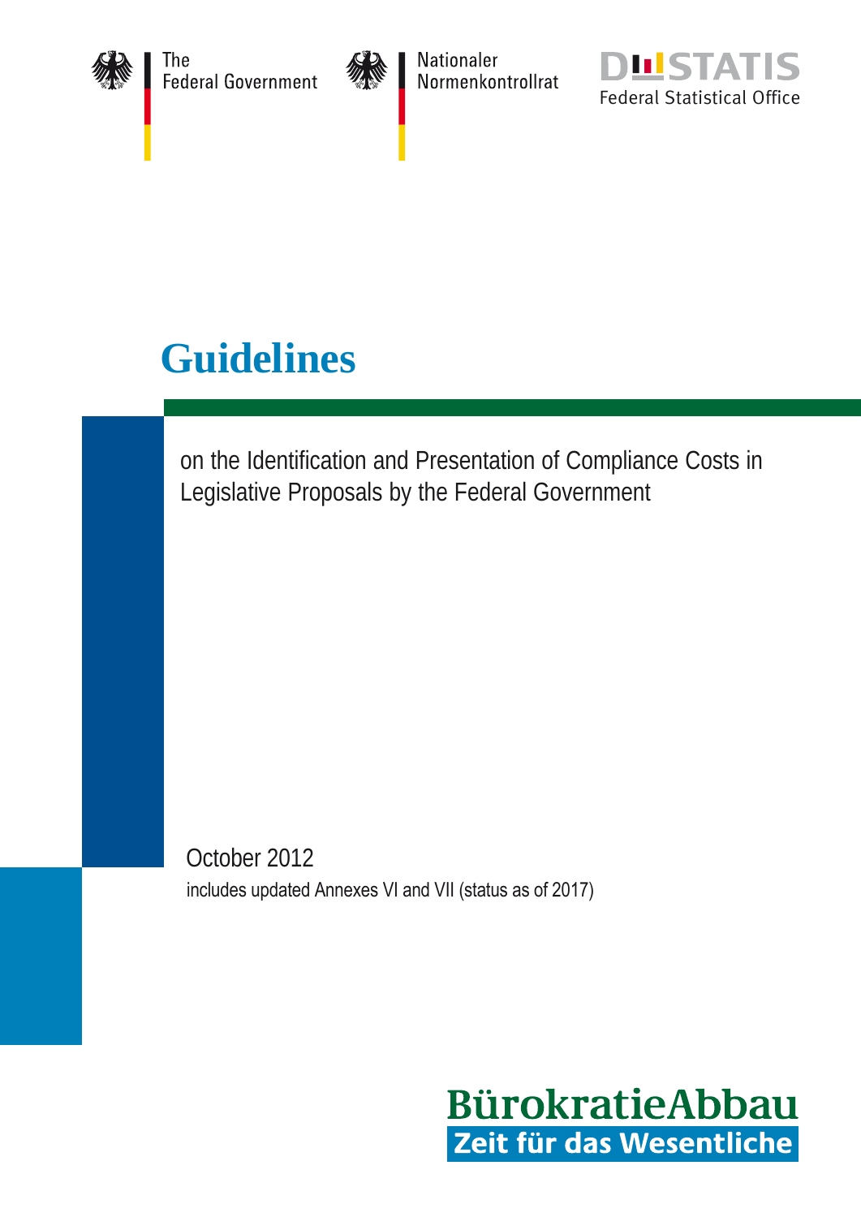The Federal Government

Nationaler Normenkontrollrat

DESTATIS Federal Statistical Office

# Guidelines

on the Identification and Presentation of Compliance Costs in Legislative Proposals by the Federal Government

October 2012

includes updated Annexes VI and VII (status as of 2017)

BürokratieAbbau

Zeit für das Wesentliche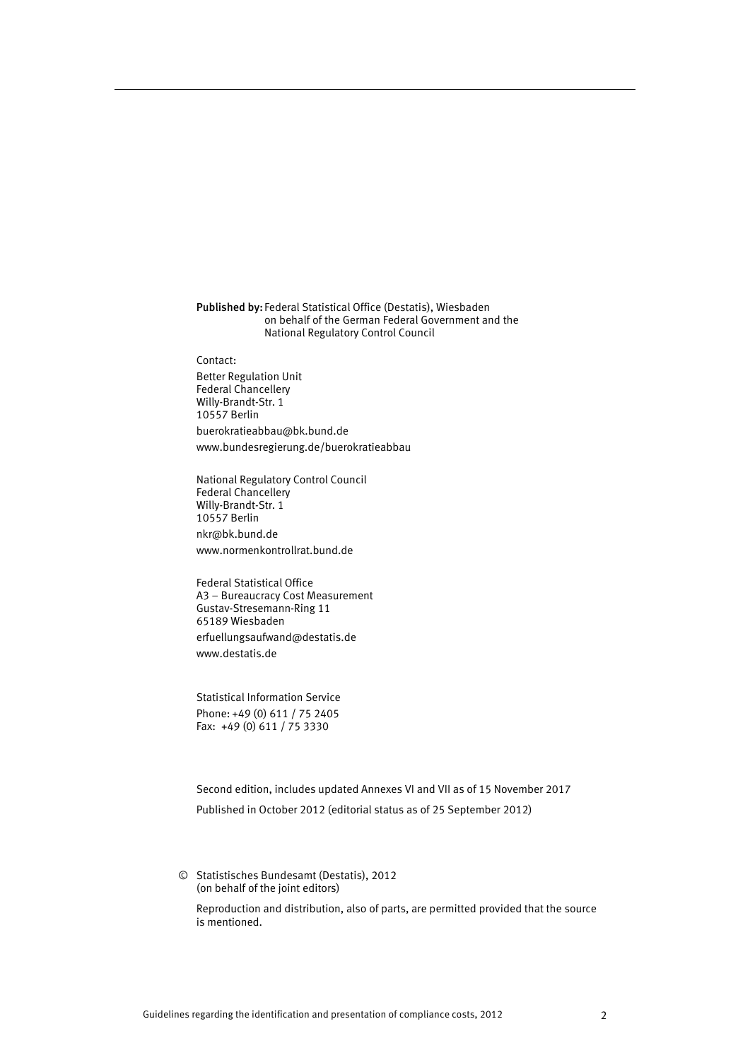**Published by:** Federal Statistical Office (Destatis), Wiesbaden
on behalf of the German Federal Government and the
National Regulatory Control Council

Contact:

Better Regulation Unit
Federal Chancellery
Willy-Brandt-Str. 1
10557 Berlin

buerokratieabbau@bk.bund.de

www.bundesregierung.de/buerokratieabbau

National Regulatory Control Council
Federal Chancellery
Willy-Brandt-Str. 1
10557 Berlin

nkr@bk.bund.de

www.normenkontrollrat.bund.de

Federal Statistical Office
A3 – Bureaucracy Cost Measurement
Gustav-Stresemann-Ring 11
65189 Wiesbaden

erfuellungsaufwand@destatis.de

www.destatis.de

Statistical Information Service
Phone: +49 (0) 611 / 75 2405
Fax: +49 (0) 611 / 75 3330

Second edition, includes updated Annexes VI and VII as of 15 November 2017

Published in October 2012 (editorial status as of 25 September 2012)

© Statistisches Bundesamt (Destatis), 2012
(on behalf of the joint editors)

Reproduction and distribution, also of parts, are permitted provided that the source is mentioned.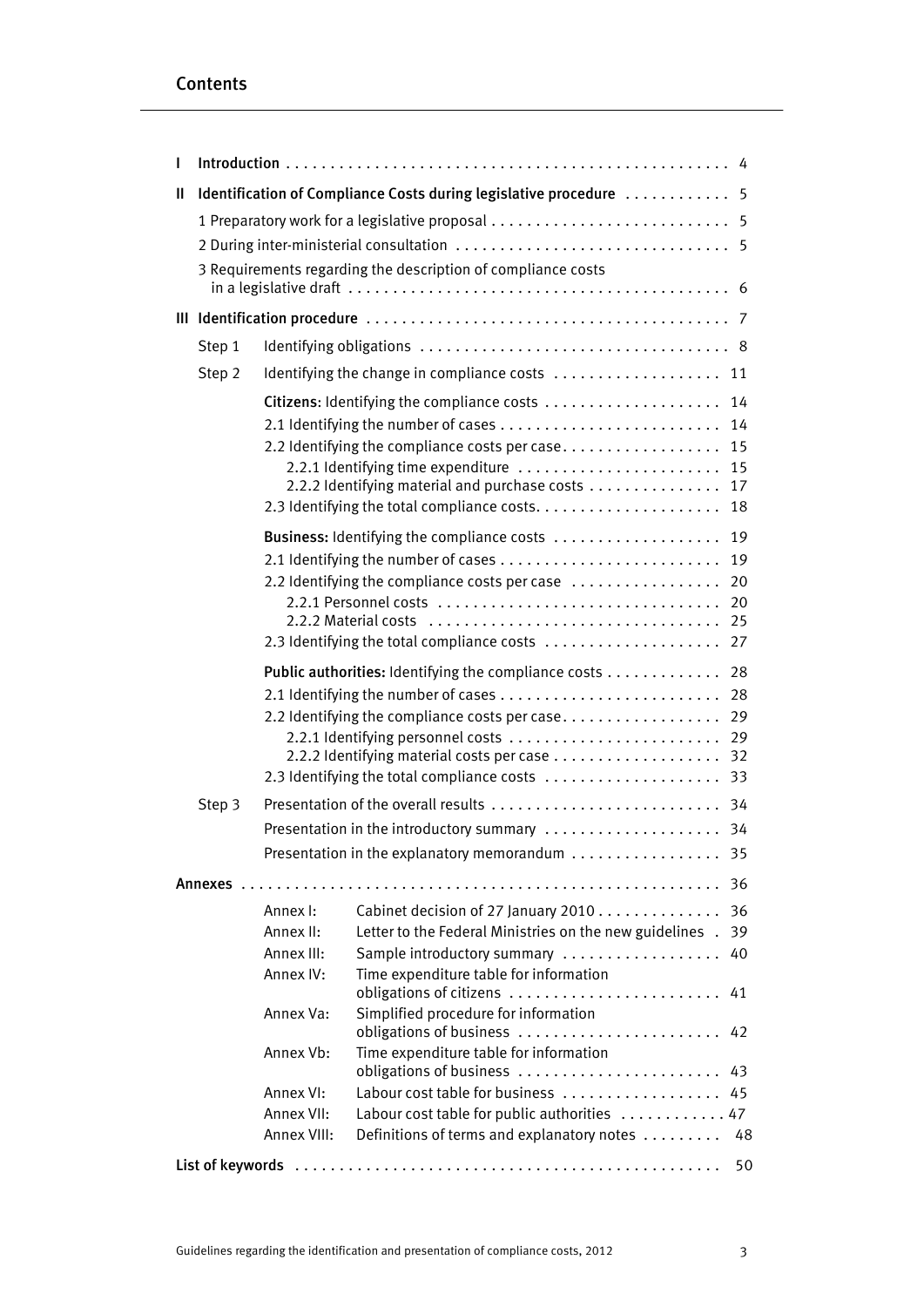# Contents

| | | | |
|---|---|---|---|
| **I** | **Introduction** | | 4 |
| **II** | **Identification of Compliance Costs during legislative procedure** | | 5 |
| | 1 Preparatory work for a legislative proposal | | 5 |
| | 2 During inter-ministerial consultation | | 5 |
| | 3 Requirements regarding the description of compliance costs in a legislative draft | | 6 |
| **III** | **Identification procedure** | | 7 |
| | Step 1 | Identifying obligations | 8 |
| | Step 2 | Identifying the change in compliance costs | 11 |
| | | **Citizens**: Identifying the compliance costs | 14 |
| | | 2.1 Identifying the number of cases | 14 |
| | | 2.2 Identifying the compliance costs per case | 15 |
| | | 2.2.1 Identifying time expenditure | 15 |
| | | 2.2.2 Identifying material and purchase costs | 17 |
| | | 2.3 Identifying the total compliance costs | 18 |
| | | **Business:** Identifying the compliance costs | 19 |
| | | 2.1 Identifying the number of cases | 19 |
| | | 2.2 Identifying the compliance costs per case | 20 |
| | | 2.2.1 Personnel costs | 20 |
| | | 2.2.2 Material costs | 25 |
| | | 2.3 Identifying the total compliance costs | 27 |
| | | **Public authorities:** Identifying the compliance costs | 28 |
| | | 2.1 Identifying the number of cases | 28 |
| | | 2.2 Identifying the compliance costs per case | 29 |
| | | 2.2.1 Identifying personnel costs | 29 |
| | | 2.2.2 Identifying material costs per case | 32 |
| | | 2.3 Identifying the total compliance costs | 33 |
| | Step 3 | Presentation of the overall results | 34 |
| | | Presentation in the introductory summary | 34 |
| | | Presentation in the explanatory memorandum | 35 |
| **Annexes** | | | 36 |
| | Annex I: | Cabinet decision of 27 January 2010 | 36 |
| | Annex II: | Letter to the Federal Ministries on the new guidelines | 39 |
| | Annex III: | Sample introductory summary | 40 |
| | Annex IV: | Time expenditure table for information obligations of citizens | 41 |
| | Annex Va: | Simplified procedure for information obligations of business | 42 |
| | Annex Vb: | Time expenditure table for information obligations of business | 43 |
| | Annex VI: | Labour cost table for business | 45 |
| | Annex VII: | Labour cost table for public authorities | 47 |
| | Annex VIII: | Definitions of terms and explanatory notes | 48 |
| **List of keywords** | | | 50 |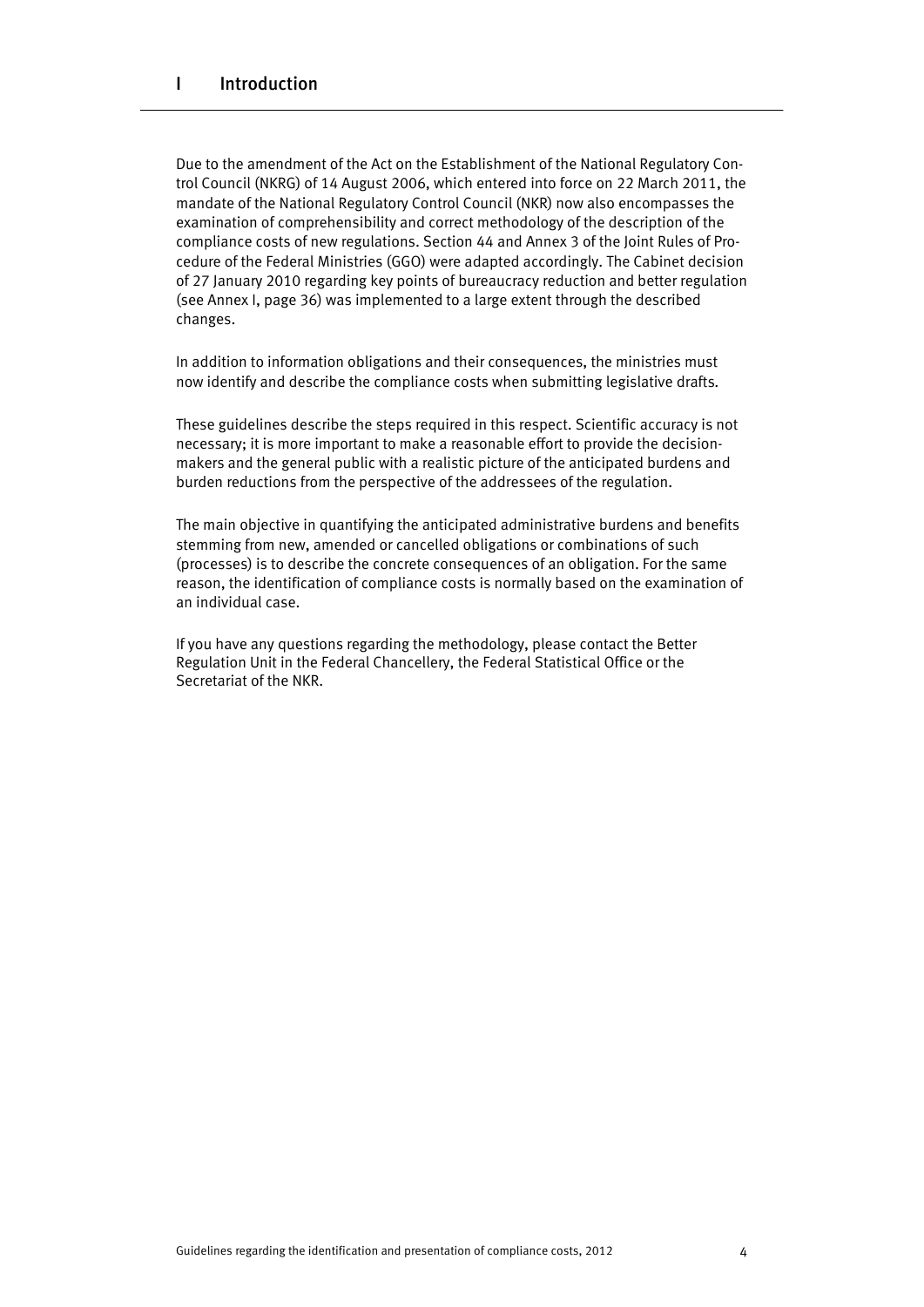# I Introduction

Due to the amendment of the Act on the Establishment of the National Regulatory Control Council (NKRG) of 14 August 2006, which entered into force on 22 March 2011, the mandate of the National Regulatory Control Council (NKR) now also encompasses the examination of comprehensibility and correct methodology of the description of the compliance costs of new regulations. Section 44 and Annex 3 of the Joint Rules of Procedure of the Federal Ministries (GGO) were adapted accordingly. The Cabinet decision of 27 January 2010 regarding key points of bureaucracy reduction and better regulation (see Annex I, page 36) was implemented to a large extent through the described changes.

In addition to information obligations and their consequences, the ministries must now identify and describe the compliance costs when submitting legislative drafts.

These guidelines describe the steps required in this respect. Scientific accuracy is not necessary; it is more important to make a reasonable effort to provide the decision-makers and the general public with a realistic picture of the anticipated burdens and burden reductions from the perspective of the addressees of the regulation.

The main objective in quantifying the anticipated administrative burdens and benefits stemming from new, amended or cancelled obligations or combinations of such (processes) is to describe the concrete consequences of an obligation. For the same reason, the identification of compliance costs is normally based on the examination of an individual case.

If you have any questions regarding the methodology, please contact the Better Regulation Unit in the Federal Chancellery, the Federal Statistical Office or the Secretariat of the NKR.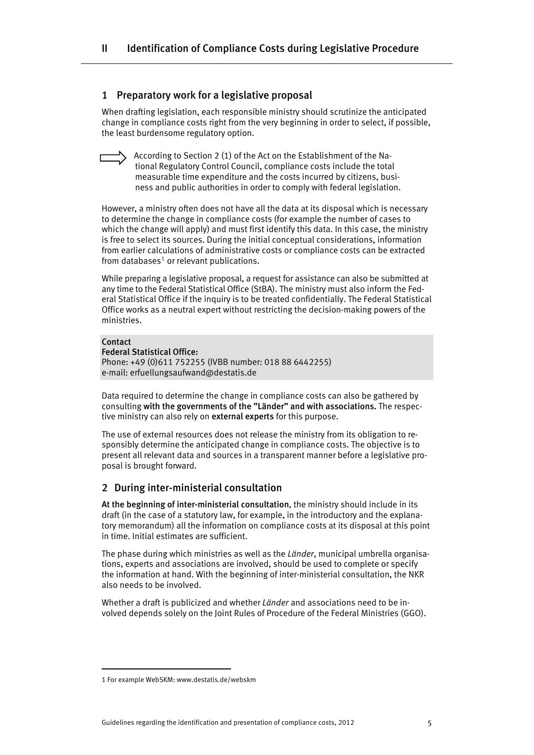# II Identification of Compliance Costs during Legislative Procedure

## 1 Preparatory work for a legislative proposal

When drafting legislation, each responsible ministry should scrutinize the anticipated change in compliance costs right from the very beginning in order to select, if possible, the least burdensome regulatory option.

⇨ According to Section 2 (1) of the Act on the Establishment of the National Regulatory Control Council, compliance costs include the total measurable time expenditure and the costs incurred by citizens, business and public authorities in order to comply with federal legislation.

However, a ministry often does not have all the data at its disposal which is necessary to determine the change in compliance costs (for example the number of cases to which the change will apply) and must first identify this data. In this case, the ministry is free to select its sources. During the initial conceptual considerations, information from earlier calculations of administrative costs or compliance costs can be extracted from databases[1] or relevant publications.

While preparing a legislative proposal, a request for assistance can also be submitted at any time to the Federal Statistical Office (StBA). The ministry must also inform the Federal Statistical Office if the inquiry is to be treated confidentially. The Federal Statistical Office works as a neutral expert without restricting the decision-making powers of the ministries.

**Contact**
**Federal Statistical Office:**
Phone: +49 (0)611 752255 (IVBB number: 018 88 6442255)
e-mail: erfuellungsaufwand@destatis.de

Data required to determine the change in compliance costs can also be gathered by consulting **with the governments of the "Länder" and with associations.** The respective ministry can also rely on **external experts** for this purpose.

The use of external resources does not release the ministry from its obligation to responsibly determine the anticipated change in compliance costs. The objective is to present all relevant data and sources in a transparent manner before a legislative proposal is brought forward.

## 2 During inter-ministerial consultation

**At the beginning of inter-ministerial consultation**, the ministry should include in its draft (in the case of a statutory law, for example, in the introductory and the explanatory memorandum) all the information on compliance costs at its disposal at this point in time. Initial estimates are sufficient.

The phase during which ministries as well as the *Länder*, municipal umbrella organisations, experts and associations are involved, should be used to complete or specify the information at hand. With the beginning of inter-ministerial consultation, the NKR also needs to be involved.

Whether a draft is publicized and whether *Länder* and associations need to be involved depends solely on the Joint Rules of Procedure of the Federal Ministries (GGO).

---

[1] For example WebSKM: www.destatis.de/webskm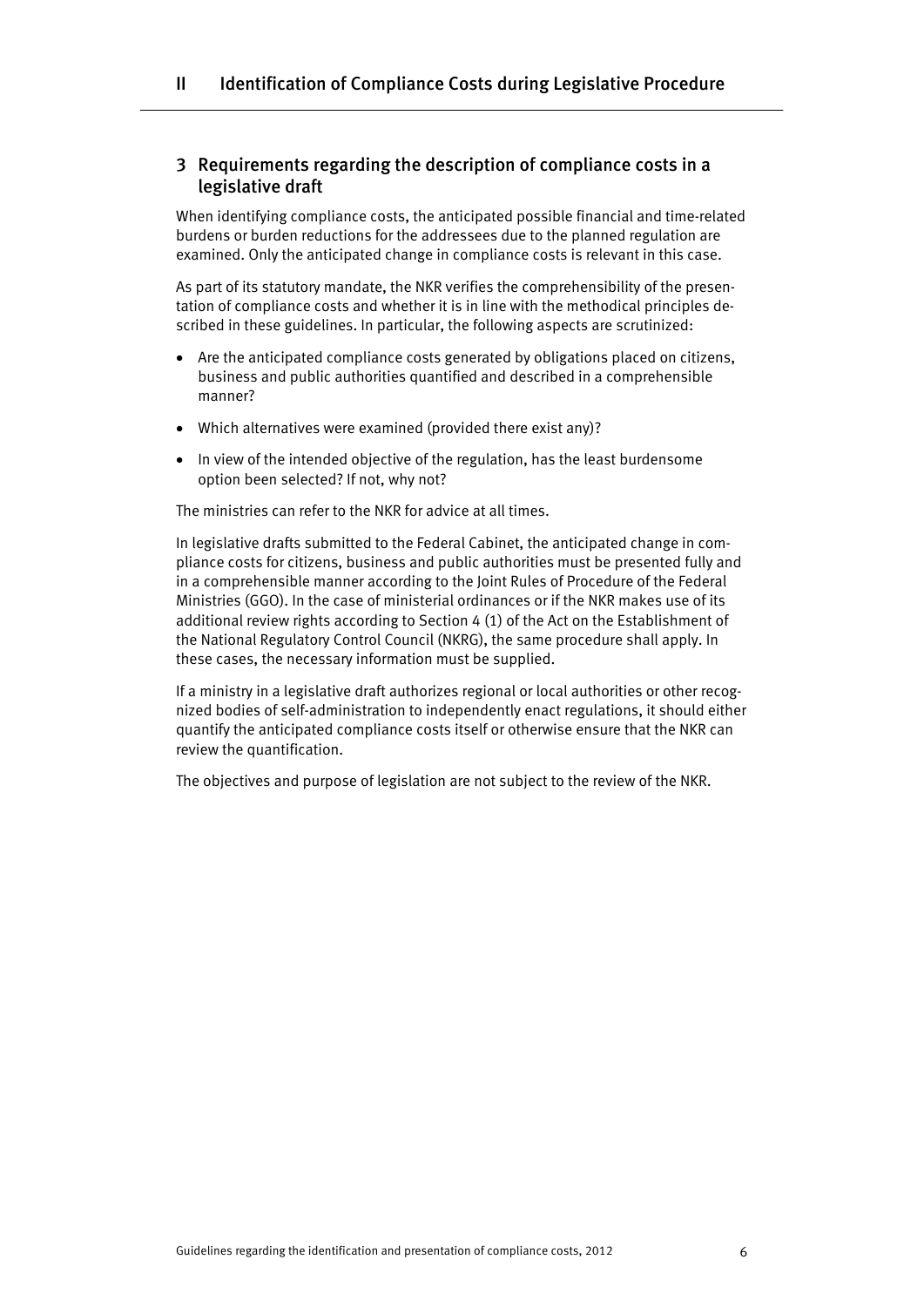## 3 Requirements regarding the description of compliance costs in a legislative draft

When identifying compliance costs, the anticipated possible financial and time-related burdens or burden reductions for the addressees due to the planned regulation are examined. Only the anticipated change in compliance costs is relevant in this case.

As part of its statutory mandate, the NKR verifies the comprehensibility of the presentation of compliance costs and whether it is in line with the methodical principles described in these guidelines. In particular, the following aspects are scrutinized:

- Are the anticipated compliance costs generated by obligations placed on citizens, business and public authorities quantified and described in a comprehensible manner?
- Which alternatives were examined (provided there exist any)?
- In view of the intended objective of the regulation, has the least burdensome option been selected? If not, why not?

The ministries can refer to the NKR for advice at all times.

In legislative drafts submitted to the Federal Cabinet, the anticipated change in compliance costs for citizens, business and public authorities must be presented fully and in a comprehensible manner according to the Joint Rules of Procedure of the Federal Ministries (GGO). In the case of ministerial ordinances or if the NKR makes use of its additional review rights according to Section 4 (1) of the Act on the Establishment of the National Regulatory Control Council (NKRG), the same procedure shall apply. In these cases, the necessary information must be supplied.

If a ministry in a legislative draft authorizes regional or local authorities or other recognized bodies of self-administration to independently enact regulations, it should either quantify the anticipated compliance costs itself or otherwise ensure that the NKR can review the quantification.

The objectives and purpose of legislation are not subject to the review of the NKR.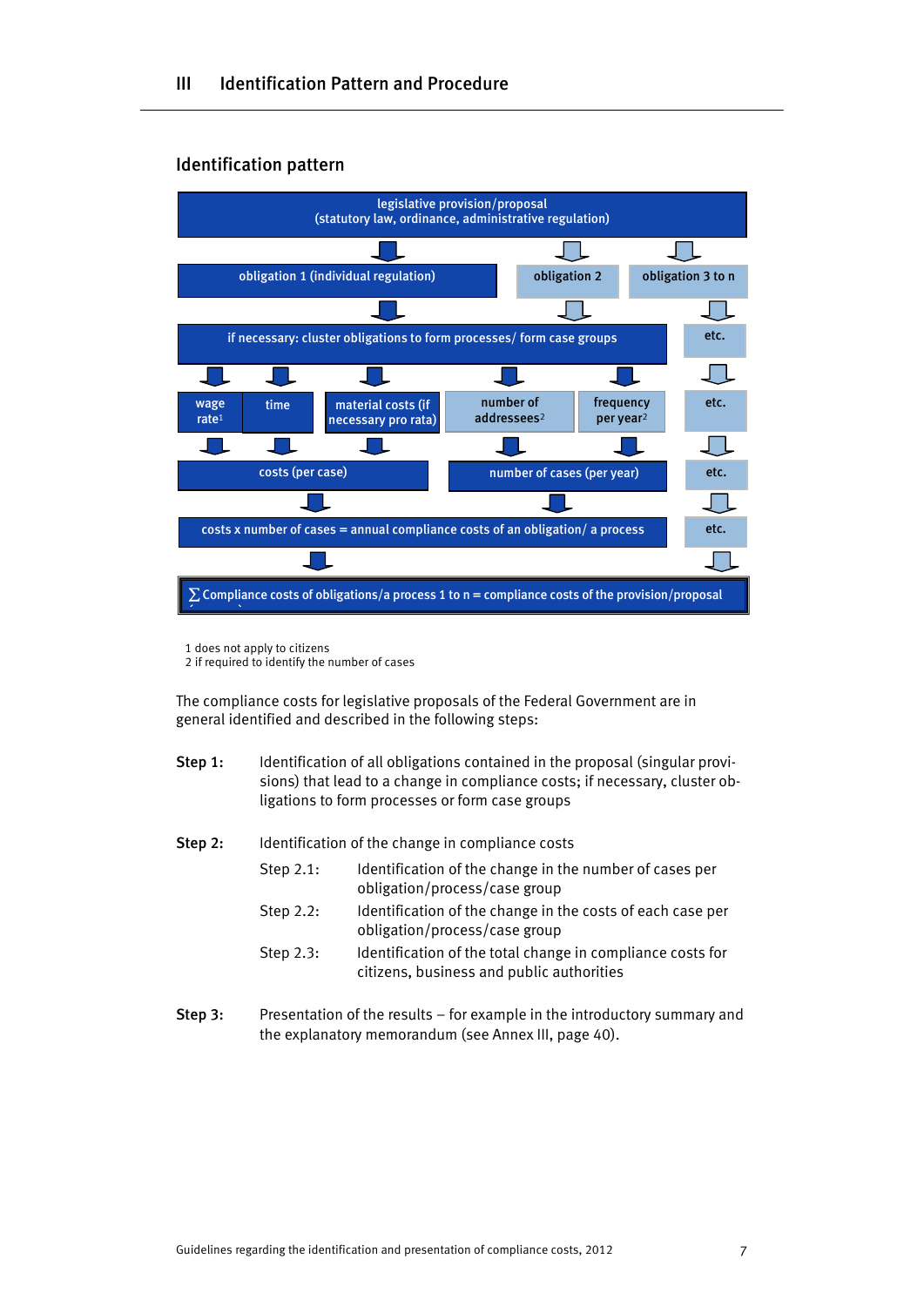# III Identification Pattern and Procedure

## Identification pattern

legislative provision/proposal
(statutory law, ordinance, administrative regulation)

obligation 1 (individual regulation) | obligation 2 | obligation 3 to n

if necessary: cluster obligations to form processes/ form case groups | etc.

wage rate[1] | time | material costs (if necessary pro rata) | number of addressees[2] | frequency per year[2] | etc.

costs (per case) | number of cases (per year) | etc.

costs x number of cases = annual compliance costs of an obligation/ a process | etc.

∑ Compliance costs of obligations/a process 1 to n = compliance costs of the provision/proposal

1 does not apply to citizens
2 if required to identify the number of cases

The compliance costs for legislative proposals of the Federal Government are in general identified and described in the following steps:

**Step 1:** Identification of all obligations contained in the proposal (singular provisions) that lead to a change in compliance costs; if necessary, cluster obligations to form processes or form case groups

**Step 2:** Identification of the change in compliance costs

- Step 2.1: Identification of the change in the number of cases per obligation/process/case group
- Step 2.2: Identification of the change in the costs of each case per obligation/process/case group
- Step 2.3: Identification of the total change in compliance costs for citizens, business and public authorities

**Step 3:** Presentation of the results – for example in the introductory summary and the explanatory memorandum (see Annex III, page 40).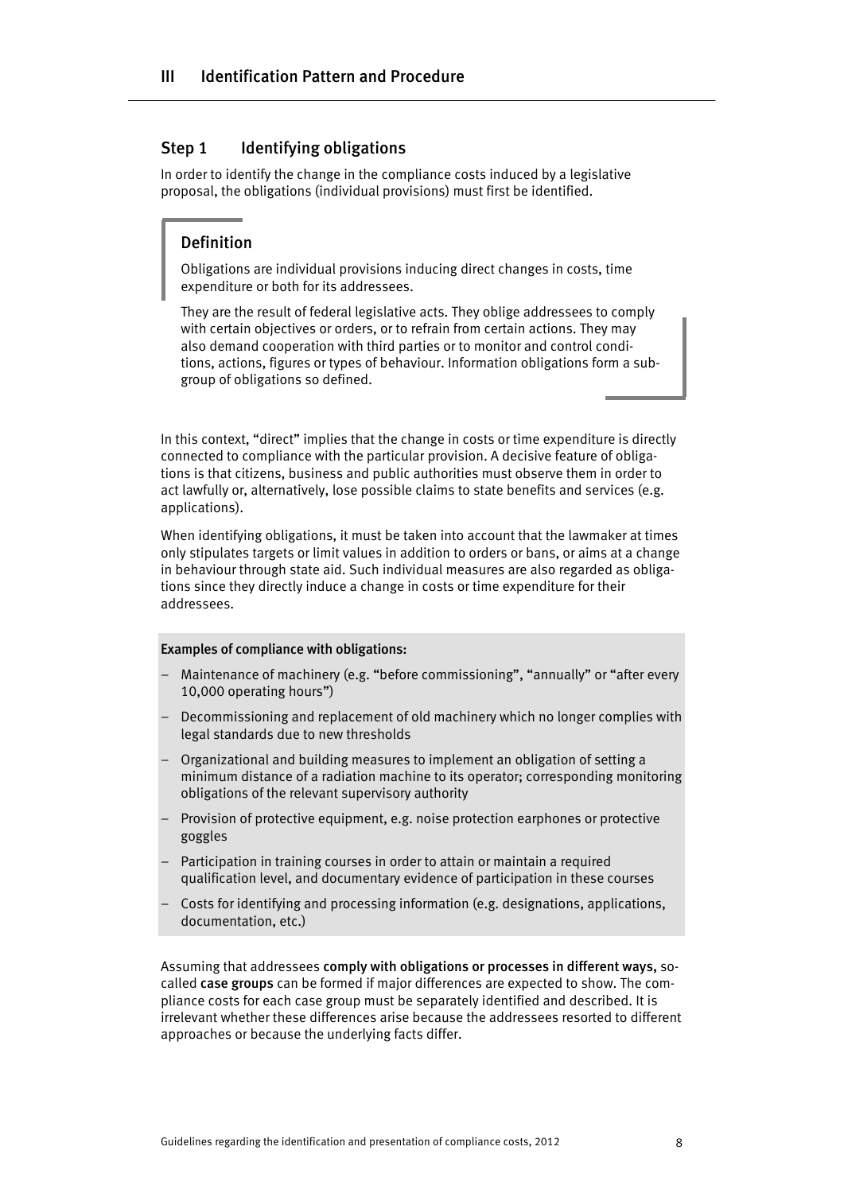## Step 1 Identifying obligations

In order to identify the change in the compliance costs induced by a legislative proposal, the obligations (individual provisions) must first be identified.

### Definition

Obligations are individual provisions inducing direct changes in costs, time expenditure or both for its addressees.

They are the result of federal legislative acts. They oblige addressees to comply with certain objectives or orders, or to refrain from certain actions. They may also demand cooperation with third parties or to monitor and control conditions, actions, figures or types of behaviour. Information obligations form a subgroup of obligations so defined.

In this context, "direct" implies that the change in costs or time expenditure is directly connected to compliance with the particular provision. A decisive feature of obligations is that citizens, business and public authorities must observe them in order to act lawfully or, alternatively, lose possible claims to state benefits and services (e.g. applications).

When identifying obligations, it must be taken into account that the lawmaker at times only stipulates targets or limit values in addition to orders or bans, or aims at a change in behaviour through state aid. Such individual measures are also regarded as obligations since they directly induce a change in costs or time expenditure for their addressees.

**Examples of compliance with obligations:**

- Maintenance of machinery (e.g. "before commissioning", "annually" or "after every 10,000 operating hours")
- Decommissioning and replacement of old machinery which no longer complies with legal standards due to new thresholds
- Organizational and building measures to implement an obligation of setting a minimum distance of a radiation machine to its operator; corresponding monitoring obligations of the relevant supervisory authority
- Provision of protective equipment, e.g. noise protection earphones or protective goggles
- Participation in training courses in order to attain or maintain a required qualification level, and documentary evidence of participation in these courses
- Costs for identifying and processing information (e.g. designations, applications, documentation, etc.)

Assuming that addressees **comply with obligations or processes in different ways,** so-called **case groups** can be formed if major differences are expected to show. The compliance costs for each case group must be separately identified and described. It is irrelevant whether these differences arise because the addressees resorted to different approaches or because the underlying facts differ.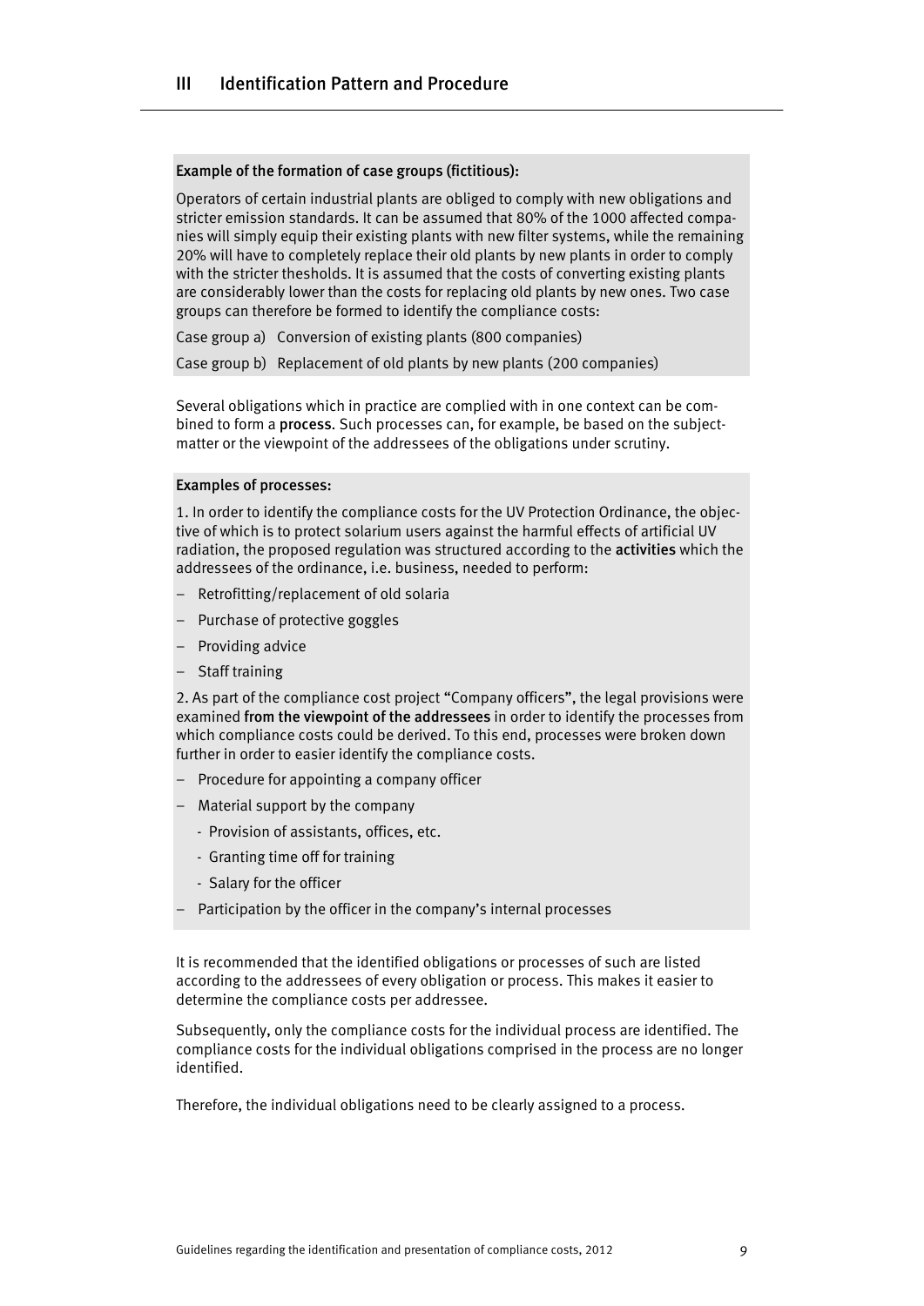**Example of the formation of case groups (fictitious):**

Operators of certain industrial plants are obliged to comply with new obligations and stricter emission standards. It can be assumed that 80% of the 1000 affected companies will simply equip their existing plants with new filter systems, while the remaining 20% will have to completely replace their old plants by new plants in order to comply with the stricter thesholds. It is assumed that the costs of converting existing plants are considerably lower than the costs for replacing old plants by new ones. Two case groups can therefore be formed to identify the compliance costs:

Case group a) Conversion of existing plants (800 companies)

Case group b) Replacement of old plants by new plants (200 companies)

Several obligations which in practice are complied with in one context can be combined to form a **process**. Such processes can, for example, be based on the subject-matter or the viewpoint of the addressees of the obligations under scrutiny.

**Examples of processes:**

1. In order to identify the compliance costs for the UV Protection Ordinance, the objective of which is to protect solarium users against the harmful effects of artificial UV radiation, the proposed regulation was structured according to the **activities** which the addressees of the ordinance, i.e. business, needed to perform:

- Retrofitting/replacement of old solaria
- Purchase of protective goggles
- Providing advice
- Staff training

2. As part of the compliance cost project "Company officers", the legal provisions were examined **from the viewpoint of the addressees** in order to identify the processes from which compliance costs could be derived. To this end, processes were broken down further in order to easier identify the compliance costs.

- Procedure for appointing a company officer
- Material support by the company
  - Provision of assistants, offices, etc.
  - Granting time off for training
  - Salary for the officer
- Participation by the officer in the company's internal processes

It is recommended that the identified obligations or processes of such are listed according to the addressees of every obligation or process. This makes it easier to determine the compliance costs per addressee.

Subsequently, only the compliance costs for the individual process are identified. The compliance costs for the individual obligations comprised in the process are no longer identified.

Therefore, the individual obligations need to be clearly assigned to a process.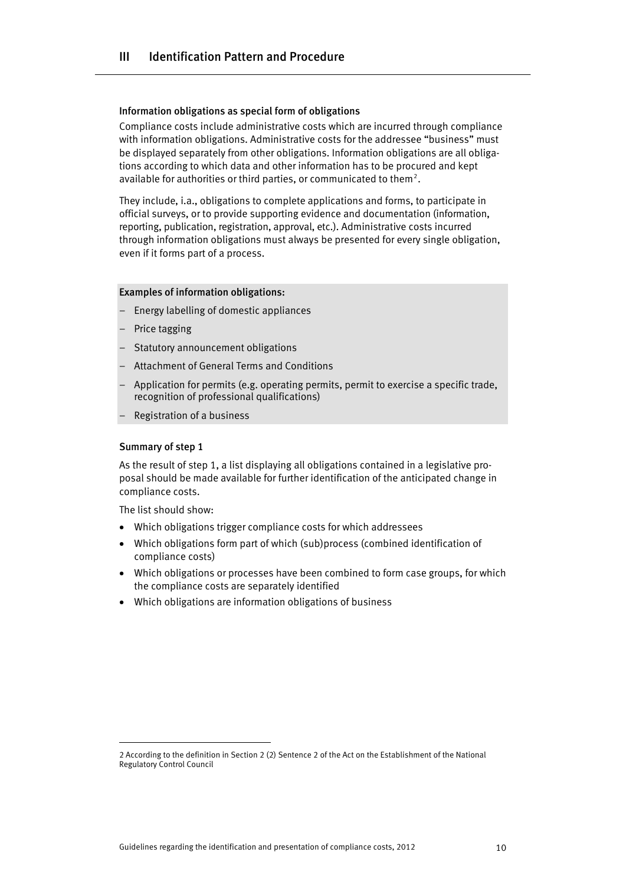#### Information obligations as special form of obligations

Compliance costs include administrative costs which are incurred through compliance with information obligations. Administrative costs for the addressee "business" must be displayed separately from other obligations. Information obligations are all obligations according to which data and other information has to be procured and kept available for authorities or third parties, or communicated to them[2].

They include, i.a., obligations to complete applications and forms, to participate in official surveys, or to provide supporting evidence and documentation (information, reporting, publication, registration, approval, etc.). Administrative costs incurred through information obligations must always be presented for every single obligation, even if it forms part of a process.

**Examples of information obligations:**

- Energy labelling of domestic appliances
- Price tagging
- Statutory announcement obligations
- Attachment of General Terms and Conditions
- Application for permits (e.g. operating permits, permit to exercise a specific trade, recognition of professional qualifications)
- Registration of a business

#### Summary of step 1

As the result of step 1, a list displaying all obligations contained in a legislative proposal should be made available for further identification of the anticipated change in compliance costs.

The list should show:

- Which obligations trigger compliance costs for which addressees
- Which obligations form part of which (sub)process (combined identification of compliance costs)
- Which obligations or processes have been combined to form case groups, for which the compliance costs are separately identified
- Which obligations are information obligations of business

---

2 According to the definition in Section 2 (2) Sentence 2 of the Act on the Establishment of the National Regulatory Control Council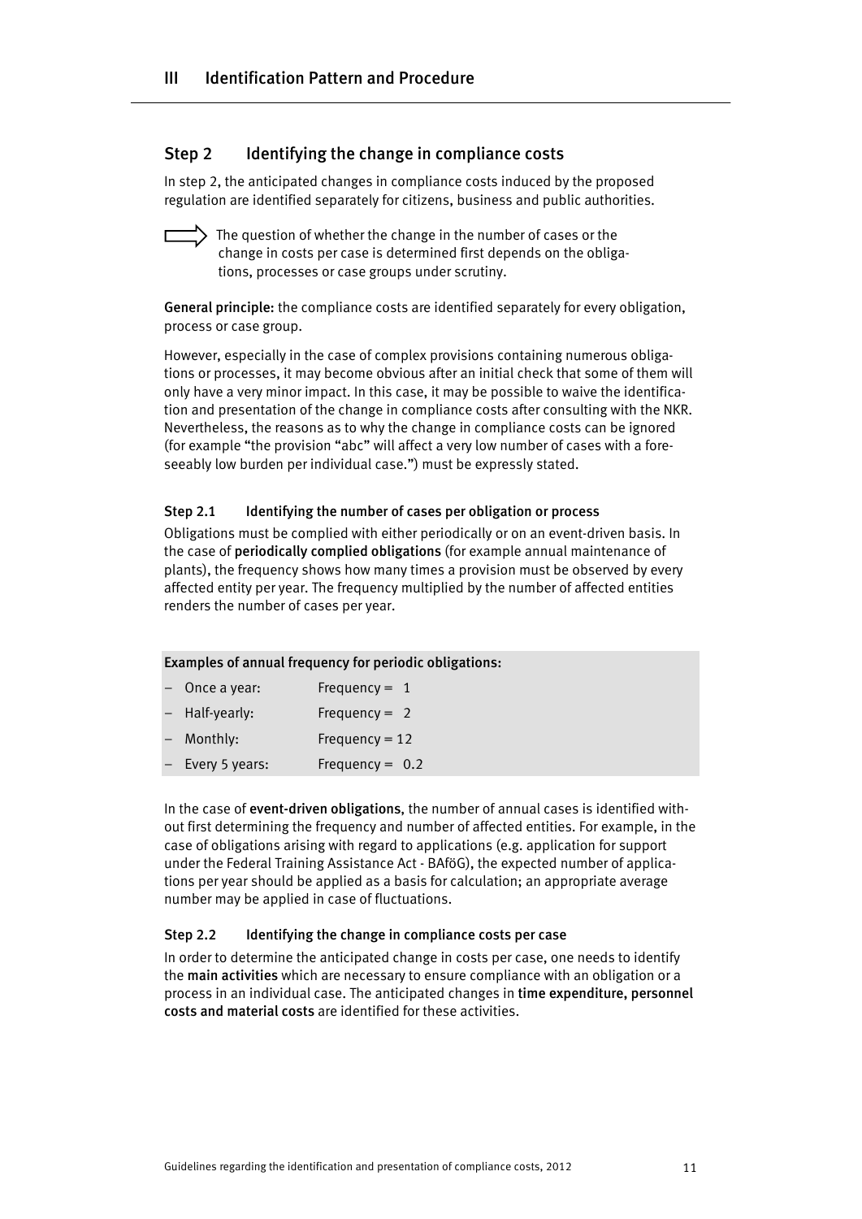## Step 2 Identifying the change in compliance costs

In step 2, the anticipated changes in compliance costs induced by the proposed regulation are identified separately for citizens, business and public authorities.

⇨ The question of whether the change in the number of cases or the change in costs per case is determined first depends on the obligations, processes or case groups under scrutiny.

**General principle:** the compliance costs are identified separately for every obligation, process or case group.

However, especially in the case of complex provisions containing numerous obligations or processes, it may become obvious after an initial check that some of them will only have a very minor impact. In this case, it may be possible to waive the identification and presentation of the change in compliance costs after consulting with the NKR. Nevertheless, the reasons as to why the change in compliance costs can be ignored (for example "the provision "abc" will affect a very low number of cases with a foreseeably low burden per individual case.") must be expressly stated.

### Step 2.1 Identifying the number of cases per obligation or process

Obligations must be complied with either periodically or on an event-driven basis. In the case of **periodically complied obligations** (for example annual maintenance of plants), the frequency shows how many times a provision must be observed by every affected entity per year. The frequency multiplied by the number of affected entities renders the number of cases per year.

**Examples of annual frequency for periodic obligations:**

- Once a year: Frequency = 1
- Half-yearly: Frequency = 2
- Monthly: Frequency = 12
- Every 5 years: Frequency = 0.2

In the case of **event-driven obligations**, the number of annual cases is identified without first determining the frequency and number of affected entities. For example, in the case of obligations arising with regard to applications (e.g. application for support under the Federal Training Assistance Act - BAföG), the expected number of applications per year should be applied as a basis for calculation; an appropriate average number may be applied in case of fluctuations.

### Step 2.2 Identifying the change in compliance costs per case

In order to determine the anticipated change in costs per case, one needs to identify the **main activities** which are necessary to ensure compliance with an obligation or a process in an individual case. The anticipated changes in **time expenditure, personnel costs and material costs** are identified for these activities.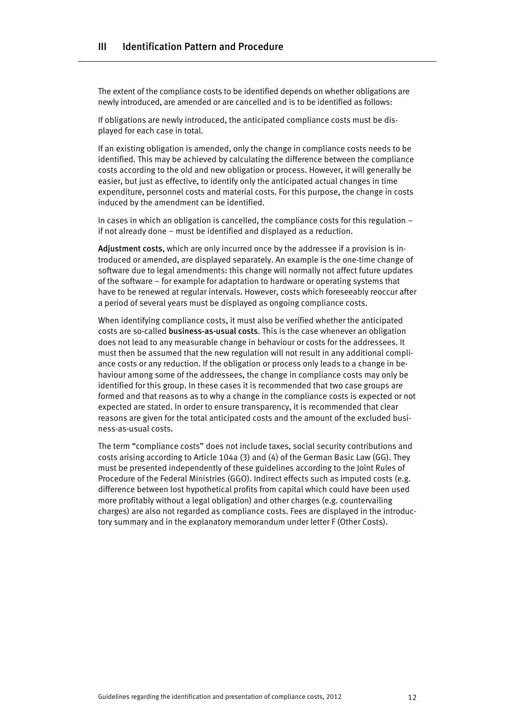The extent of the compliance costs to be identified depends on whether obligations are newly introduced, are amended or are cancelled and is to be identified as follows:

If obligations are newly introduced, the anticipated compliance costs must be displayed for each case in total.

If an existing obligation is amended, only the change in compliance costs needs to be identified. This may be achieved by calculating the difference between the compliance costs according to the old and new obligation or process. However, it will generally be easier, but just as effective, to identify only the anticipated actual changes in time expenditure, personnel costs and material costs. For this purpose, the change in costs induced by the amendment can be identified.

In cases in which an obligation is cancelled, the compliance costs for this regulation – if not already done – must be identified and displayed as a reduction.

**Adjustment costs**, which are only incurred once by the addressee if a provision is introduced or amended, are displayed separately. An example is the one-time change of software due to legal amendments: this change will normally not affect future updates of the software – for example for adaptation to hardware or operating systems that have to be renewed at regular intervals. However, costs which foreseeably reoccur after a period of several years must be displayed as ongoing compliance costs.

When identifying compliance costs, it must also be verified whether the anticipated costs are so-called **business-as-usual costs**. This is the case whenever an obligation does not lead to any measurable change in behaviour or costs for the addressees. It must then be assumed that the new regulation will not result in any additional compliance costs or any reduction. If the obligation or process only leads to a change in behaviour among some of the addressees, the change in compliance costs may only be identified for this group. In these cases it is recommended that two case groups are formed and that reasons as to why a change in the compliance costs is expected or not expected are stated. In order to ensure transparency, it is recommended that clear reasons are given for the total anticipated costs and the amount of the excluded business-as-usual costs.

The term "compliance costs" does not include taxes, social security contributions and costs arising according to Article 104a (3) and (4) of the German Basic Law (GG). They must be presented independently of these guidelines according to the Joint Rules of Procedure of the Federal Ministries (GGO). Indirect effects such as imputed costs (e.g. difference between lost hypothetical profits from capital which could have been used more profitably without a legal obligation) and other charges (e.g. countervailing charges) are also not regarded as compliance costs. Fees are displayed in the introductory summary and in the explanatory memorandum under letter F (Other Costs).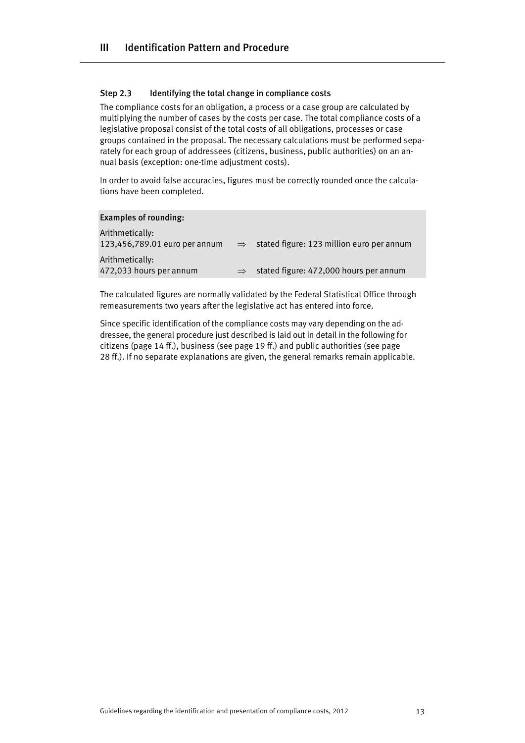### Step 2.3 Identifying the total change in compliance costs

The compliance costs for an obligation, a process or a case group are calculated by multiplying the number of cases by the costs per case. The total compliance costs of a legislative proposal consist of the total costs of all obligations, processes or case groups contained in the proposal. The necessary calculations must be performed separately for each group of addressees (citizens, business, public authorities) on an annual basis (exception: one-time adjustment costs).

In order to avoid false accuracies, figures must be correctly rounded once the calculations have been completed.

| Examples of rounding: | | |
|---|---|---|
| Arithmetically:<br>123,456,789.01 euro per annum | $\Rightarrow$ | stated figure: 123 million euro per annum |
| Arithmetically:<br>472,033 hours per annum | $\Rightarrow$ | stated figure: 472,000 hours per annum |

The calculated figures are normally validated by the Federal Statistical Office through remeasurements two years after the legislative act has entered into force.

Since specific identification of the compliance costs may vary depending on the addressee, the general procedure just described is laid out in detail in the following for citizens (page 14 ff.), business (see page 19 ff.) and public authorities (see page 28 ff.). If no separate explanations are given, the general remarks remain applicable.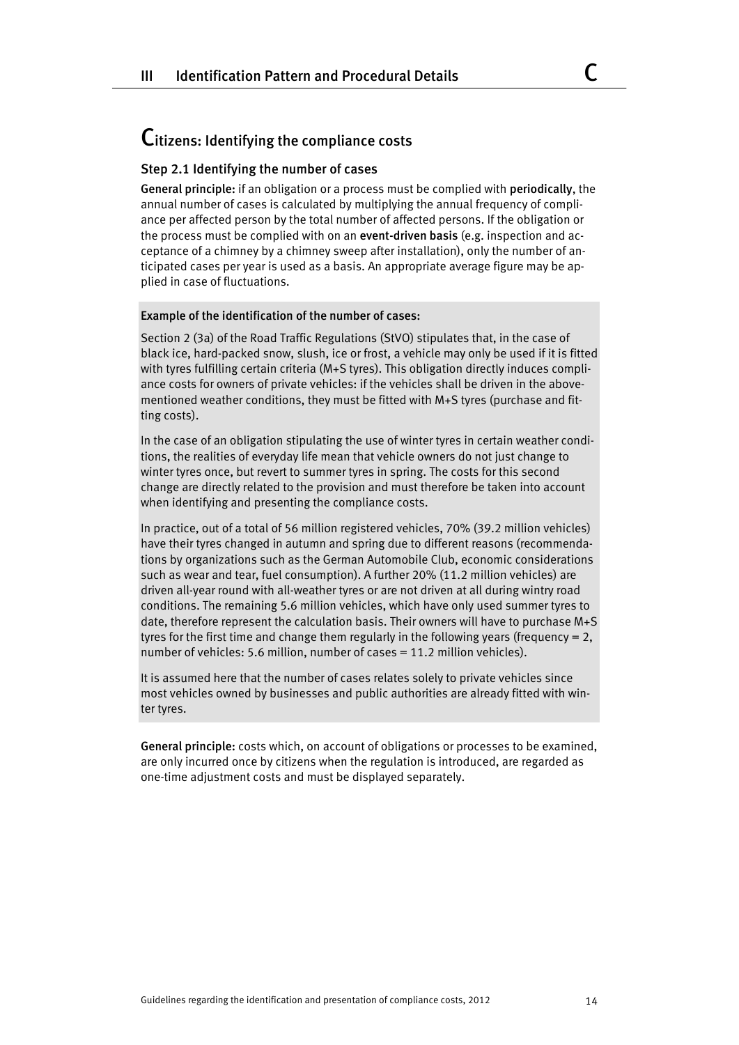# Citizens: Identifying the compliance costs

## Step 2.1 Identifying the number of cases

**General principle:** if an obligation or a process must be complied with **periodically**, the annual number of cases is calculated by multiplying the annual frequency of compliance per affected person by the total number of affected persons. If the obligation or the process must be complied with on an **event-driven basis** (e.g. inspection and acceptance of a chimney by a chimney sweep after installation), only the number of anticipated cases per year is used as a basis. An appropriate average figure may be applied in case of fluctuations.

**Example of the identification of the number of cases:**

Section 2 (3a) of the Road Traffic Regulations (StVO) stipulates that, in the case of black ice, hard-packed snow, slush, ice or frost, a vehicle may only be used if it is fitted with tyres fulfilling certain criteria (M+S tyres). This obligation directly induces compliance costs for owners of private vehicles: if the vehicles shall be driven in the above-mentioned weather conditions, they must be fitted with M+S tyres (purchase and fitting costs).

In the case of an obligation stipulating the use of winter tyres in certain weather conditions, the realities of everyday life mean that vehicle owners do not just change to winter tyres once, but revert to summer tyres in spring. The costs for this second change are directly related to the provision and must therefore be taken into account when identifying and presenting the compliance costs.

In practice, out of a total of 56 million registered vehicles, 70% (39.2 million vehicles) have their tyres changed in autumn and spring due to different reasons (recommendations by organizations such as the German Automobile Club, economic considerations such as wear and tear, fuel consumption). A further 20% (11.2 million vehicles) are driven all-year round with all-weather tyres or are not driven at all during wintry road conditions. The remaining 5.6 million vehicles, which have only used summer tyres to date, therefore represent the calculation basis. Their owners will have to purchase M+S tyres for the first time and change them regularly in the following years (frequency = 2, number of vehicles: 5.6 million, number of cases = 11.2 million vehicles).

It is assumed here that the number of cases relates solely to private vehicles since most vehicles owned by businesses and public authorities are already fitted with winter tyres.

**General principle:** costs which, on account of obligations or processes to be examined, are only incurred once by citizens when the regulation is introduced, are regarded as one-time adjustment costs and must be displayed separately.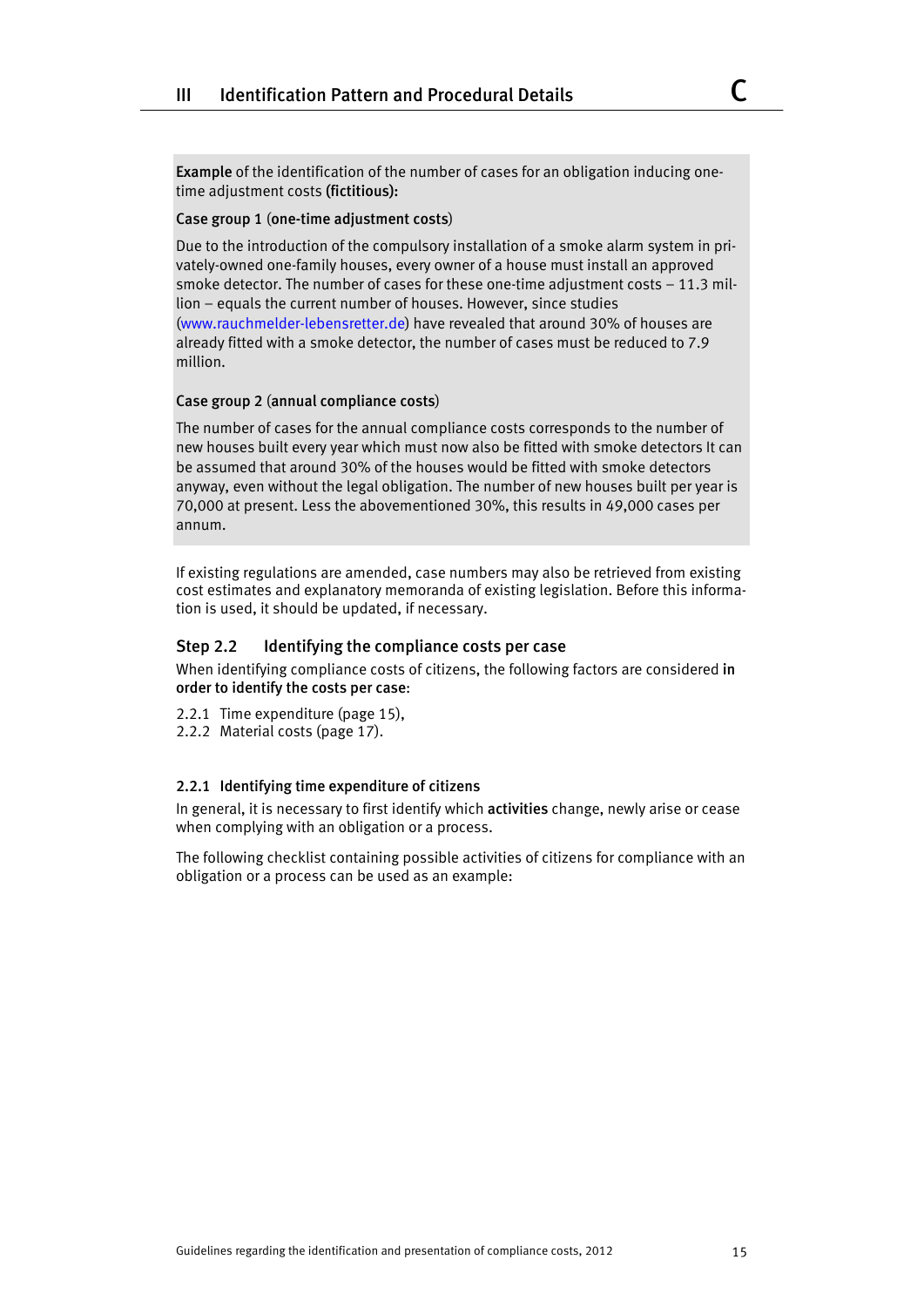**Example** of the identification of the number of cases for an obligation inducing one-time adjustment costs **(fictitious):**

Case group 1 (**one-time adjustment costs**)

Due to the introduction of the compulsory installation of a smoke alarm system in privately-owned one-family houses, every owner of a house must install an approved smoke detector. The number of cases for these one-time adjustment costs – 11.3 million – equals the current number of houses. However, since studies (www.rauchmelder-lebensretter.de) have revealed that around 30% of houses are already fitted with a smoke detector, the number of cases must be reduced to 7.9 million.

Case group 2 (**annual compliance costs**)

The number of cases for the annual compliance costs corresponds to the number of new houses built every year which must now also be fitted with smoke detectors It can be assumed that around 30% of the houses would be fitted with smoke detectors anyway, even without the legal obligation. The number of new houses built per year is 70,000 at present. Less the abovementioned 30%, this results in 49,000 cases per annum.

If existing regulations are amended, case numbers may also be retrieved from existing cost estimates and explanatory memoranda of existing legislation. Before this information is used, it should be updated, if necessary.

## Step 2.2 Identifying the compliance costs per case

When identifying compliance costs of citizens, the following factors are considered **in order to identify the costs per case**:

2.2.1 Time expenditure (page 15),
2.2.2 Material costs (page 17).

### 2.2.1 Identifying time expenditure of citizens

In general, it is necessary to first identify which **activities** change, newly arise or cease when complying with an obligation or a process.

The following checklist containing possible activities of citizens for compliance with an obligation or a process can be used as an example: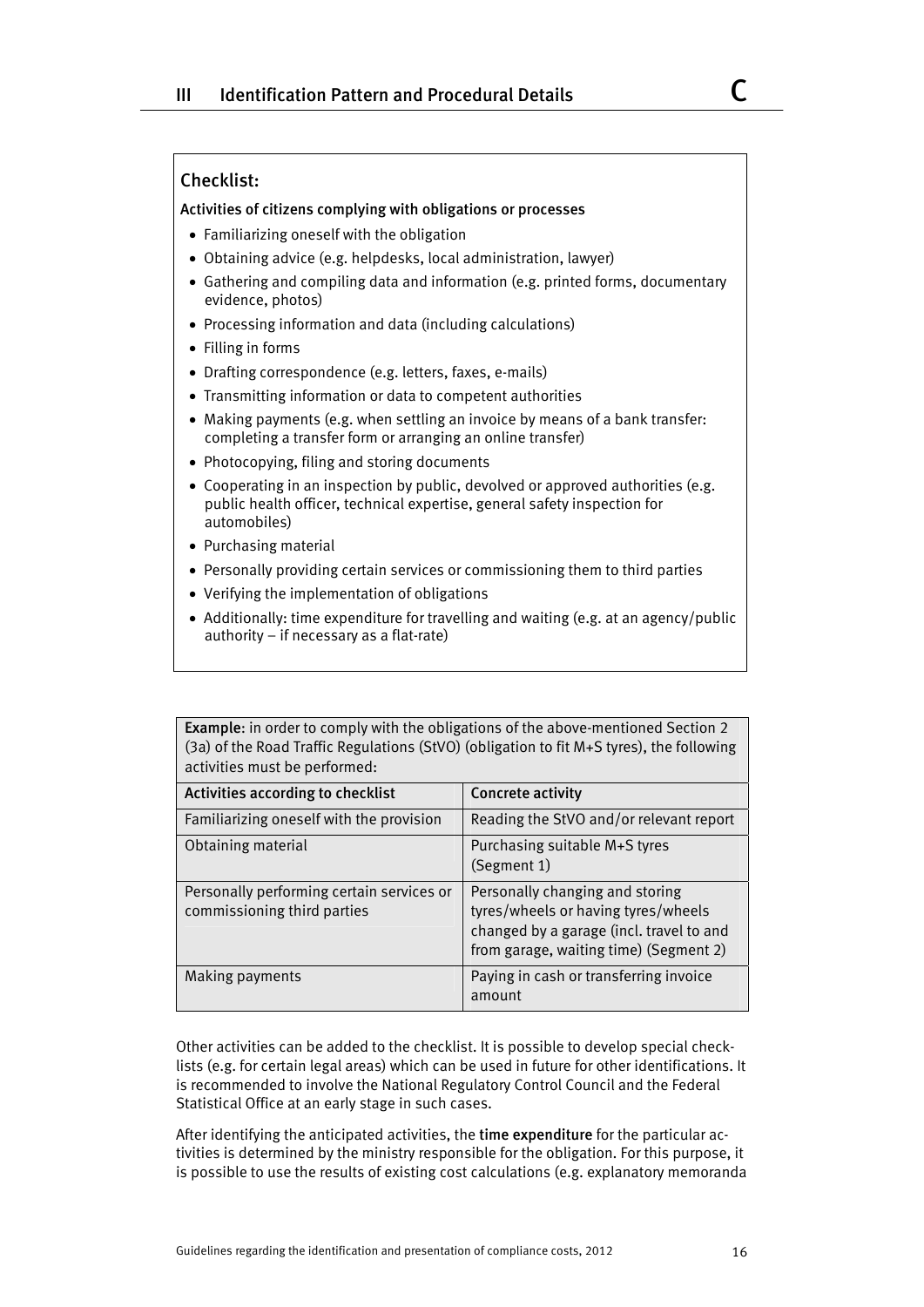## Checklist:

**Activities of citizens complying with obligations or processes**

- Familiarizing oneself with the obligation
- Obtaining advice (e.g. helpdesks, local administration, lawyer)
- Gathering and compiling data and information (e.g. printed forms, documentary evidence, photos)
- Processing information and data (including calculations)
- Filling in forms
- Drafting correspondence (e.g. letters, faxes, e-mails)
- Transmitting information or data to competent authorities
- Making payments (e.g. when settling an invoice by means of a bank transfer: completing a transfer form or arranging an online transfer)
- Photocopying, filing and storing documents
- Cooperating in an inspection by public, devolved or approved authorities (e.g. public health officer, technical expertise, general safety inspection for automobiles)
- Purchasing material
- Personally providing certain services or commissioning them to third parties
- Verifying the implementation of obligations
- Additionally: time expenditure for travelling and waiting (e.g. at an agency/public authority – if necessary as a flat-rate)

**Example**: in order to comply with the obligations of the above-mentioned Section 2 (3a) of the Road Traffic Regulations (StVO) (obligation to fit M+S tyres), the following activities must be performed:

| Activities according to checklist | Concrete activity |
|---|---|
| Familiarizing oneself with the provision | Reading the StVO and/or relevant report |
| Obtaining material | Purchasing suitable M+S tyres (Segment 1) |
| Personally performing certain services or commissioning third parties | Personally changing and storing tyres/wheels or having tyres/wheels changed by a garage (incl. travel to and from garage, waiting time) (Segment 2) |
| Making payments | Paying in cash or transferring invoice amount |

Other activities can be added to the checklist. It is possible to develop special checklists (e.g. for certain legal areas) which can be used in future for other identifications. It is recommended to involve the National Regulatory Control Council and the Federal Statistical Office at an early stage in such cases.

After identifying the anticipated activities, the **time expenditure** for the particular activities is determined by the ministry responsible for the obligation. For this purpose, it is possible to use the results of existing cost calculations (e.g. explanatory memoranda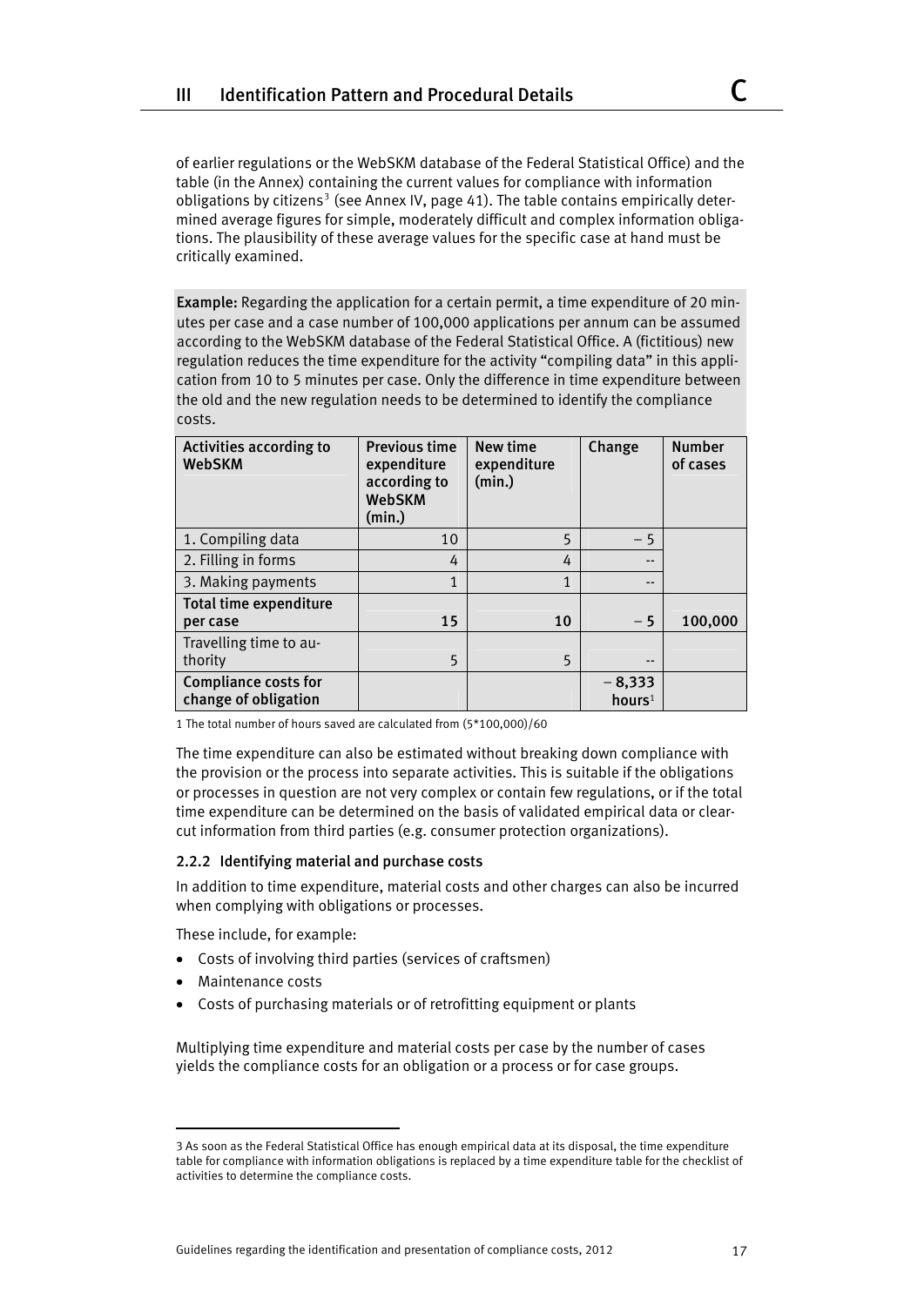of earlier regulations or the WebSKM database of the Federal Statistical Office) and the table (in the Annex) containing the current values for compliance with information obligations by citizens[3] (see Annex IV, page 41). The table contains empirically determined average figures for simple, moderately difficult and complex information obligations. The plausibility of these average values for the specific case at hand must be critically examined.

**Example:** Regarding the application for a certain permit, a time expenditure of 20 minutes per case and a case number of 100,000 applications per annum can be assumed according to the WebSKM database of the Federal Statistical Office. A (fictitious) new regulation reduces the time expenditure for the activity "compiling data" in this application from 10 to 5 minutes per case. Only the difference in time expenditure between the old and the new regulation needs to be determined to identify the compliance costs.

| Activities according to WebSKM | Previous time expenditure according to WebSKM (min.) | New time expenditure (min.) | Change | Number of cases |
|---|---|---|---|---|
| 1. Compiling data | 10 | 5 | – 5 | |
| 2. Filling in forms | 4 | 4 | -- | |
| 3. Making payments | 1 | 1 | -- | |
| **Total time expenditure per case** | **15** | **10** | **– 5** | **100,000** |
| Travelling time to authority | 5 | 5 | -- | |
| **Compliance costs for change of obligation** | | | **– 8,333 hours**[1] | |

1 The total number of hours saved are calculated from (5*100,000)/60

The time expenditure can also be estimated without breaking down compliance with the provision or the process into separate activities. This is suitable if the obligations or processes in question are not very complex or contain few regulations, or if the total time expenditure can be determined on the basis of validated empirical data or clear-cut information from third parties (e.g. consumer protection organizations).

### 2.2.2 Identifying material and purchase costs

In addition to time expenditure, material costs and other charges can also be incurred when complying with obligations or processes.

These include, for example:

- Costs of involving third parties (services of craftsmen)
- Maintenance costs
- Costs of purchasing materials or of retrofitting equipment or plants

Multiplying time expenditure and material costs per case by the number of cases yields the compliance costs for an obligation or a process or for case groups.

3 As soon as the Federal Statistical Office has enough empirical data at its disposal, the time expenditure table for compliance with information obligations is replaced by a time expenditure table for the checklist of activities to determine the compliance costs.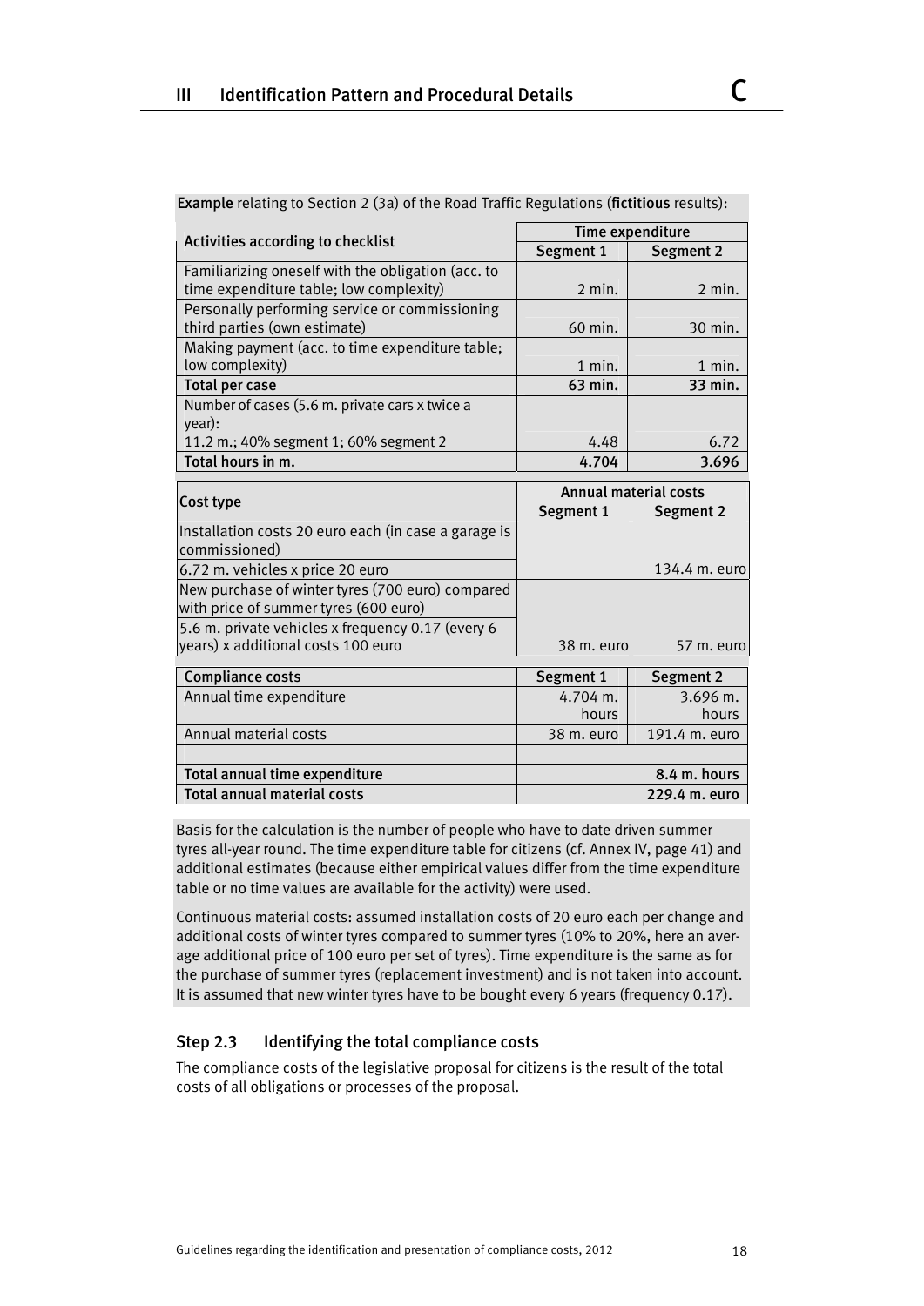**Example** relating to Section 2 (3a) of the Road Traffic Regulations (**fictitious** results):

| Activities according to checklist | Time expenditure | |
|---|---|---|
| | **Segment 1** | **Segment 2** |
| Familiarizing oneself with the obligation (acc. to time expenditure table; low complexity) | 2 min. | 2 min. |
| Personally performing service or commissioning third parties (own estimate) | 60 min. | 30 min. |
| Making payment (acc. to time expenditure table; low complexity) | 1 min. | 1 min. |
| **Total per case** | **63 min.** | **33 min.** |
| Number of cases (5.6 m. private cars x twice a year): 11.2 m.; 40% segment 1; 60% segment 2 | 4.48 | 6.72 |
| **Total hours in m.** | **4.704** | **3.696** |

| Cost type | Annual material costs | |
|---|---|---|
| | **Segment 1** | **Segment 2** |
| Installation costs 20 euro each (in case a garage is commissioned) | | |
| 6.72 m. vehicles x price 20 euro | | 134.4 m. euro |
| New purchase of winter tyres (700 euro) compared with price of summer tyres (600 euro) | | |
| 5.6 m. private vehicles x frequency 0.17 (every 6 years) x additional costs 100 euro | 38 m. euro | 57 m. euro |

| Compliance costs | Segment 1 | Segment 2 |
|---|---|---|
| Annual time expenditure | 4.704 m. hours | 3.696 m. hours |
| Annual material costs | 38 m. euro | 191.4 m. euro |
| | | |
| **Total annual time expenditure** | | **8.4 m. hours** |
| **Total annual material costs** | | **229.4 m. euro** |

Basis for the calculation is the number of people who have to date driven summer tyres all-year round. The time expenditure table for citizens (cf. Annex IV, page 41) and additional estimates (because either empirical values differ from the time expenditure table or no time values are available for the activity) were used.

Continuous material costs: assumed installation costs of 20 euro each per change and additional costs of winter tyres compared to summer tyres (10% to 20%, here an average additional price of 100 euro per set of tyres). Time expenditure is the same as for the purchase of summer tyres (replacement investment) and is not taken into account. It is assumed that new winter tyres have to be bought every 6 years (frequency 0.17).

### Step 2.3 Identifying the total compliance costs

The compliance costs of the legislative proposal for citizens is the result of the total costs of all obligations or processes of the proposal.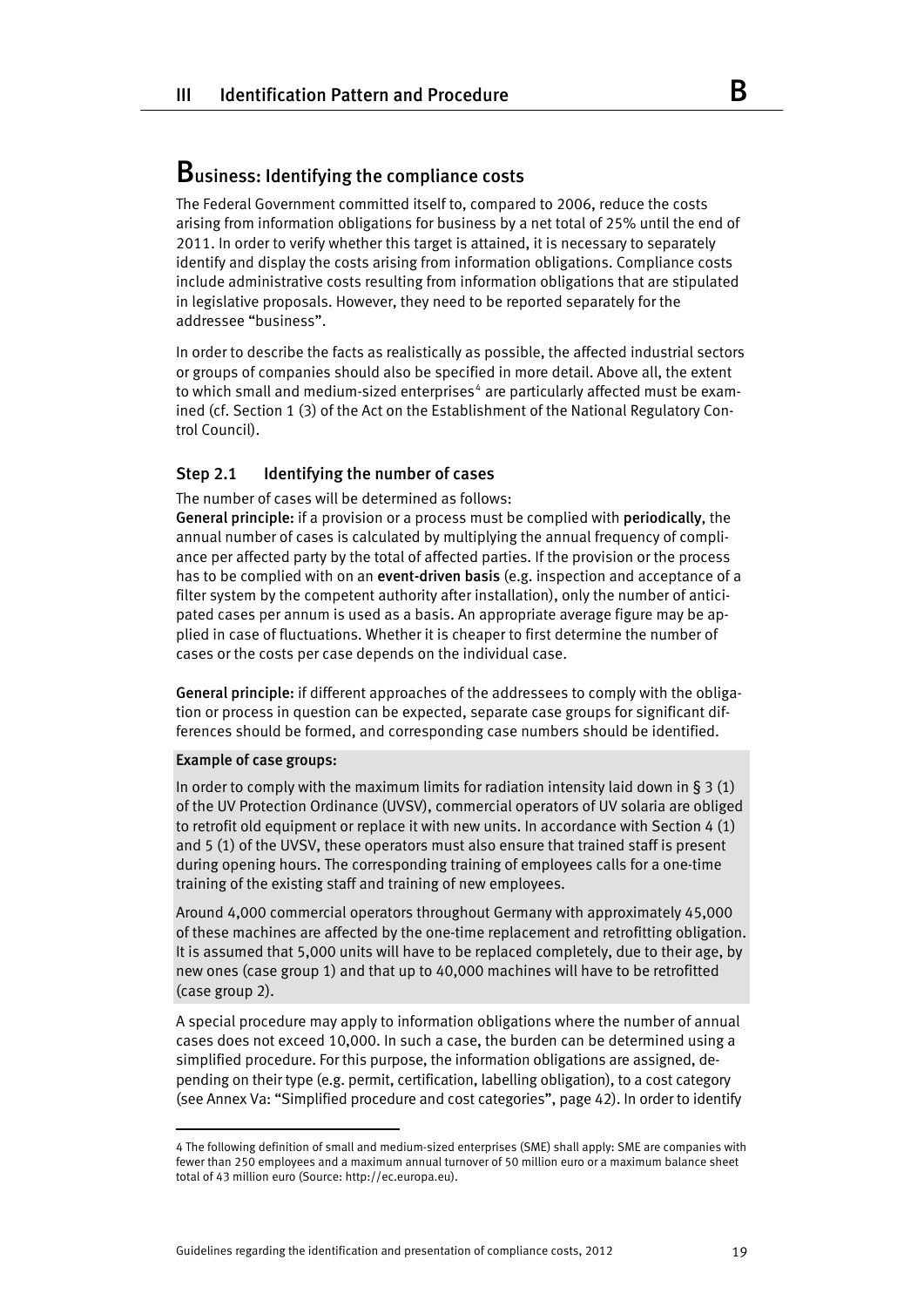# Business: Identifying the compliance costs

The Federal Government committed itself to, compared to 2006, reduce the costs arising from information obligations for business by a net total of 25% until the end of 2011. In order to verify whether this target is attained, it is necessary to separately identify and display the costs arising from information obligations. Compliance costs include administrative costs resulting from information obligations that are stipulated in legislative proposals. However, they need to be reported separately for the addressee "business".

In order to describe the facts as realistically as possible, the affected industrial sectors or groups of companies should also be specified in more detail. Above all, the extent to which small and medium-sized enterprises[4] are particularly affected must be examined (cf. Section 1 (3) of the Act on the Establishment of the National Regulatory Control Council).

## Step 2.1 Identifying the number of cases

The number of cases will be determined as follows:

**General principle:** if a provision or a process must be complied with **periodically**, the annual number of cases is calculated by multiplying the annual frequency of compliance per affected party by the total of affected parties. If the provision or the process has to be complied with on an **event-driven basis** (e.g. inspection and acceptance of a filter system by the competent authority after installation), only the number of anticipated cases per annum is used as a basis. An appropriate average figure may be applied in case of fluctuations. Whether it is cheaper to first determine the number of cases or the costs per case depends on the individual case.

**General principle:** if different approaches of the addressees to comply with the obligation or process in question can be expected, separate case groups for significant differences should be formed, and corresponding case numbers should be identified.

**Example of case groups:**

In order to comply with the maximum limits for radiation intensity laid down in § 3 (1) of the UV Protection Ordinance (UVSV), commercial operators of UV solaria are obliged to retrofit old equipment or replace it with new units. In accordance with Section 4 (1) and 5 (1) of the UVSV, these operators must also ensure that trained staff is present during opening hours. The corresponding training of employees calls for a one-time training of the existing staff and training of new employees.

Around 4,000 commercial operators throughout Germany with approximately 45,000 of these machines are affected by the one-time replacement and retrofitting obligation. It is assumed that 5,000 units will have to be replaced completely, due to their age, by new ones (case group 1) and that up to 40,000 machines will have to be retrofitted (case group 2).

A special procedure may apply to information obligations where the number of annual cases does not exceed 10,000. In such a case, the burden can be determined using a simplified procedure. For this purpose, the information obligations are assigned, depending on their type (e.g. permit, certification, labelling obligation), to a cost category (see Annex Va: "Simplified procedure and cost categories", page 42). In order to identify

---

4 The following definition of small and medium-sized enterprises (SME) shall apply: SME are companies with fewer than 250 employees and a maximum annual turnover of 50 million euro or a maximum balance sheet total of 43 million euro (Source: http://ec.europa.eu).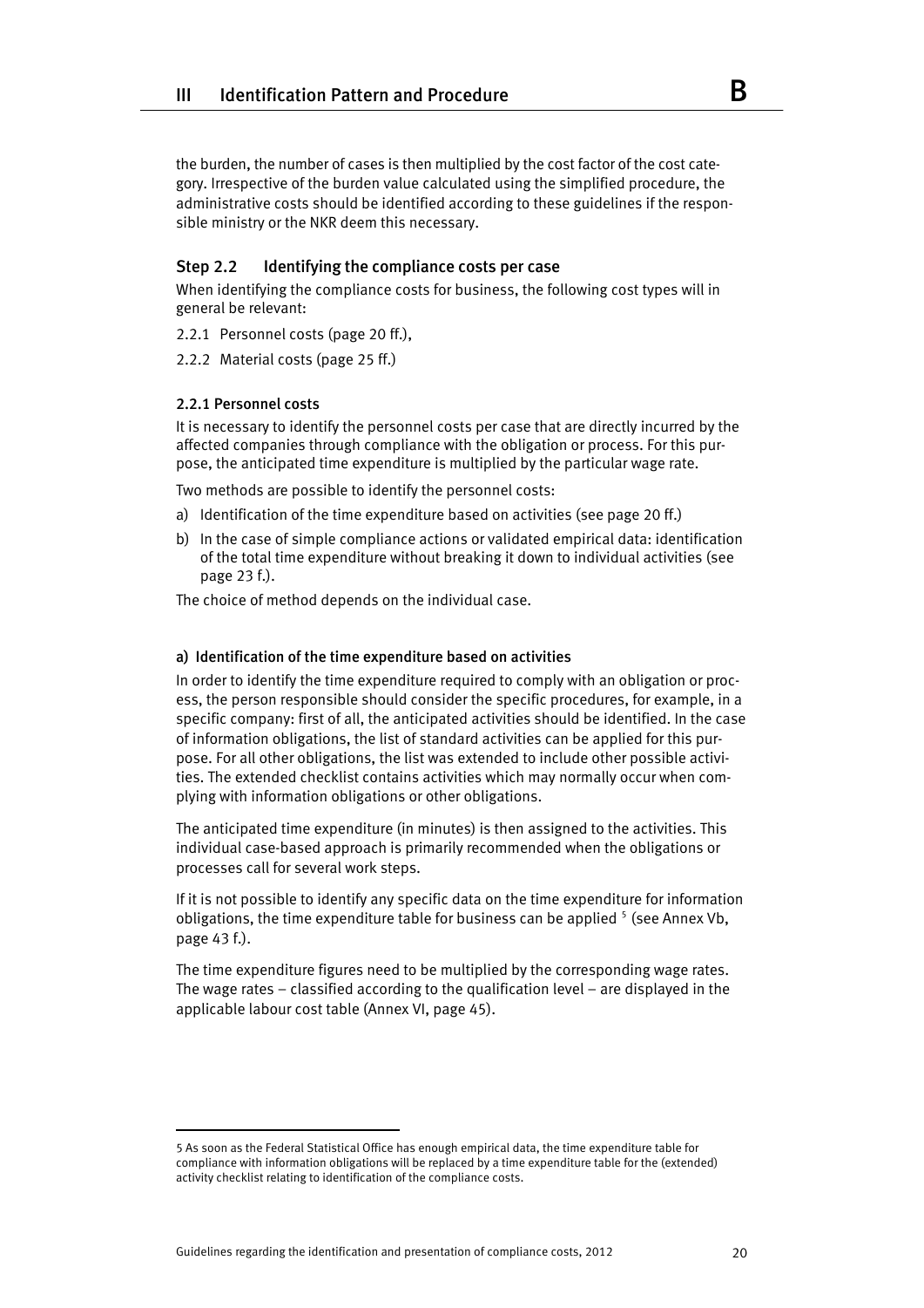the burden, the number of cases is then multiplied by the cost factor of the cost category. Irrespective of the burden value calculated using the simplified procedure, the administrative costs should be identified according to these guidelines if the responsible ministry or the NKR deem this necessary.

### Step 2.2 Identifying the compliance costs per case

When identifying the compliance costs for business, the following cost types will in general be relevant:

2.2.1 Personnel costs (page 20 ff.),

2.2.2 Material costs (page 25 ff.)

#### 2.2.1 Personnel costs

It is necessary to identify the personnel costs per case that are directly incurred by the affected companies through compliance with the obligation or process. For this purpose, the anticipated time expenditure is multiplied by the particular wage rate.

Two methods are possible to identify the personnel costs:

a) Identification of the time expenditure based on activities (see page 20 ff.)

b) In the case of simple compliance actions or validated empirical data: identification of the total time expenditure without breaking it down to individual activities (see page 23 f.).

The choice of method depends on the individual case.

#### a) Identification of the time expenditure based on activities

In order to identify the time expenditure required to comply with an obligation or process, the person responsible should consider the specific procedures, for example, in a specific company: first of all, the anticipated activities should be identified. In the case of information obligations, the list of standard activities can be applied for this purpose. For all other obligations, the list was extended to include other possible activities. The extended checklist contains activities which may normally occur when complying with information obligations or other obligations.

The anticipated time expenditure (in minutes) is then assigned to the activities. This individual case-based approach is primarily recommended when the obligations or processes call for several work steps.

If it is not possible to identify any specific data on the time expenditure for information obligations, the time expenditure table for business can be applied [5] (see Annex Vb, page 43 f.).

The time expenditure figures need to be multiplied by the corresponding wage rates. The wage rates – classified according to the qualification level – are displayed in the applicable labour cost table (Annex VI, page 45).

---

5 As soon as the Federal Statistical Office has enough empirical data, the time expenditure table for compliance with information obligations will be replaced by a time expenditure table for the (extended) activity checklist relating to identification of the compliance costs.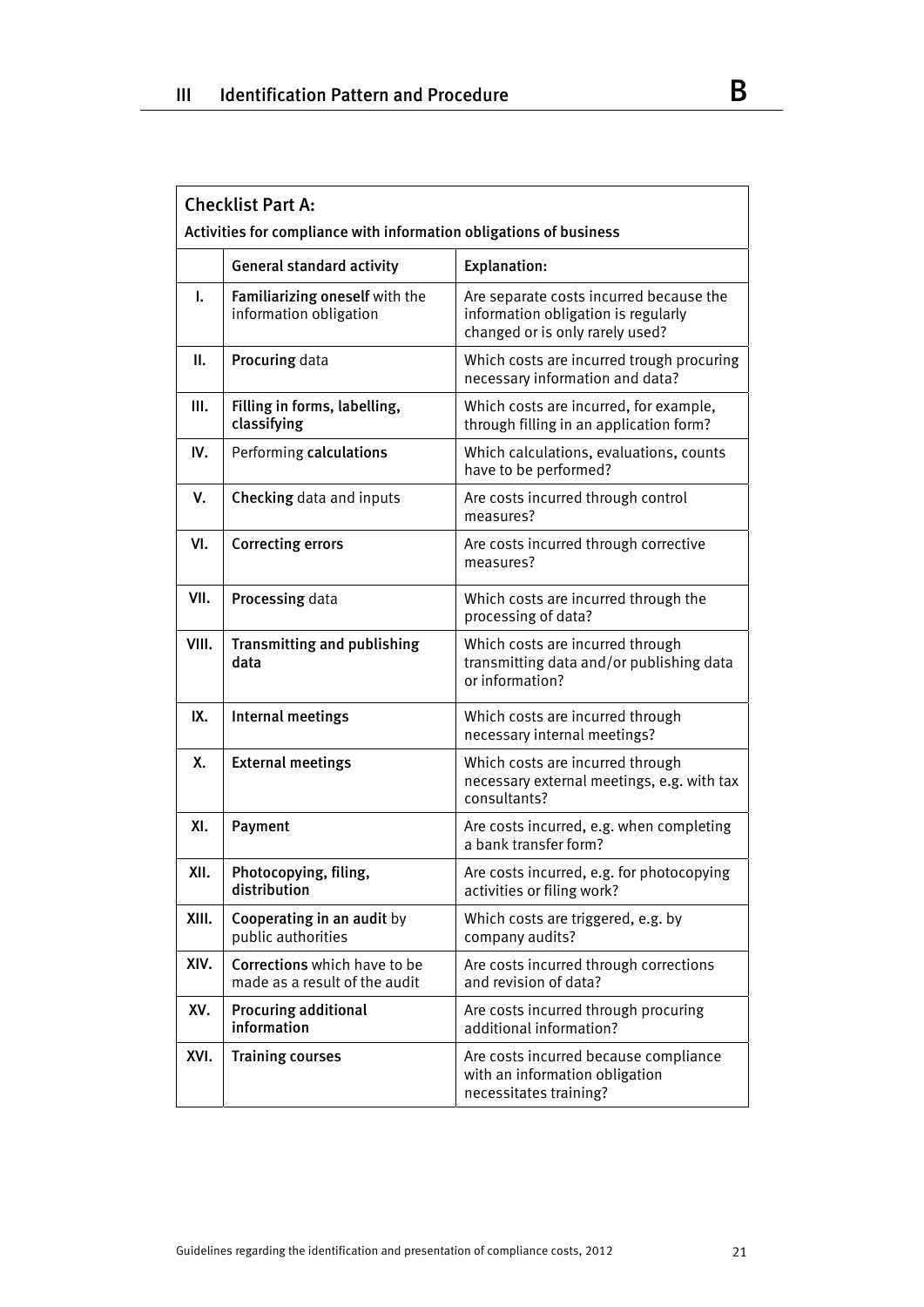**Checklist Part A:**

**Activities for compliance with information obligations of business**

| | General standard activity | Explanation: |
|---|---|---|
| I. | **Familiarizing oneself** with the information obligation | Are separate costs incurred because the information obligation is regularly changed or is only rarely used? |
| II. | **Procuring** data | Which costs are incurred trough procuring necessary information and data? |
| III. | **Filling in forms, labelling, classifying** | Which costs are incurred, for example, through filling in an application form? |
| IV. | Performing **calculations** | Which calculations, evaluations, counts have to be performed? |
| V. | **Checking** data and inputs | Are costs incurred through control measures? |
| VI. | **Correcting errors** | Are costs incurred through corrective measures? |
| VII. | **Processing** data | Which costs are incurred through the processing of data? |
| VIII. | **Transmitting and publishing data** | Which costs are incurred through transmitting data and/or publishing data or information? |
| IX. | **Internal meetings** | Which costs are incurred through necessary internal meetings? |
| X. | **External meetings** | Which costs are incurred through necessary external meetings, e.g. with tax consultants? |
| XI. | **Payment** | Are costs incurred, e.g. when completing a bank transfer form? |
| XII. | **Photocopying, filing, distribution** | Are costs incurred, e.g. for photocopying activities or filing work? |
| XIII. | **Cooperating in an audit** by public authorities | Which costs are triggered, e.g. by company audits? |
| XIV. | **Corrections** which have to be made as a result of the audit | Are costs incurred through corrections and revision of data? |
| XV. | **Procuring additional information** | Are costs incurred through procuring additional information? |
| XVI. | **Training courses** | Are costs incurred because compliance with an information obligation necessitates training? |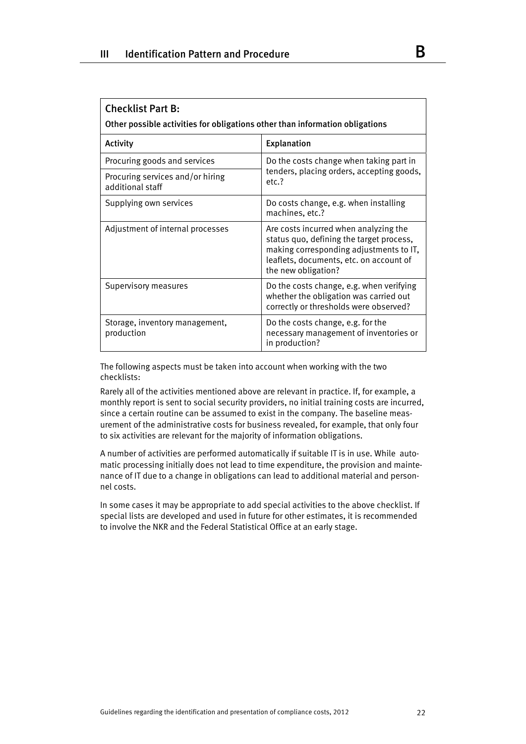| **Checklist Part B:**<br>**Other possible activities for obligations other than information obligations** | |
|---|---|
| **Activity** | **Explanation** |
| Procuring goods and services | Do the costs change when taking part in tenders, placing orders, accepting goods, etc.? |
| Procuring services and/or hiring additional staff | |
| Supplying own services | Do costs change, e.g. when installing machines, etc.? |
| Adjustment of internal processes | Are costs incurred when analyzing the status quo, defining the target process, making corresponding adjustments to IT, leaflets, documents, etc. on account of the new obligation? |
| Supervisory measures | Do the costs change, e.g. when verifying whether the obligation was carried out correctly or thresholds were observed? |
| Storage, inventory management, production | Do the costs change, e.g. for the necessary management of inventories or in production? |

The following aspects must be taken into account when working with the two checklists:

Rarely all of the activities mentioned above are relevant in practice. If, for example, a monthly report is sent to social security providers, no initial training costs are incurred, since a certain routine can be assumed to exist in the company. The baseline measurement of the administrative costs for business revealed, for example, that only four to six activities are relevant for the majority of information obligations.

A number of activities are performed automatically if suitable IT is in use. While automatic processing initially does not lead to time expenditure, the provision and maintenance of IT due to a change in obligations can lead to additional material and personnel costs.

In some cases it may be appropriate to add special activities to the above checklist. If special lists are developed and used in future for other estimates, it is recommended to involve the NKR and the Federal Statistical Office at an early stage.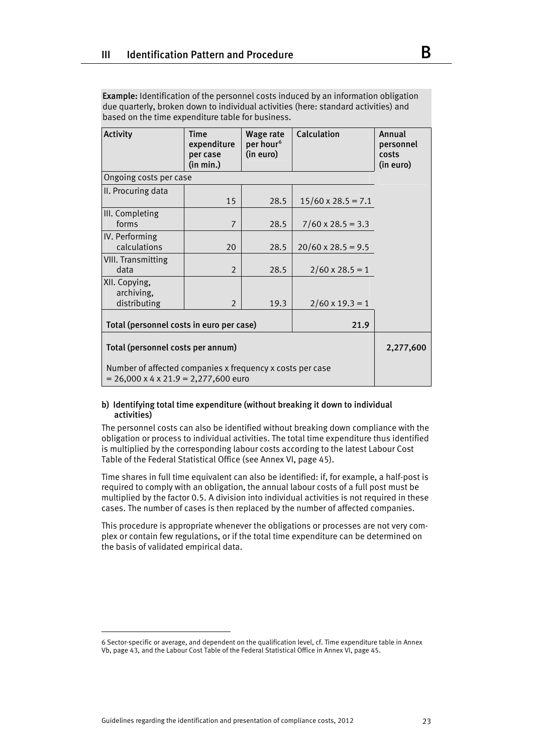**Example:** Identification of the personnel costs induced by an information obligation due quarterly, broken down to individual activities (here: standard activities) and based on the time expenditure table for business.

| Activity | Time expenditure per case (in min.) | Wage rate per hour[6] (in euro) | Calculation | Annual personnel costs (in euro) |
|---|---|---|---|---|
| Ongoing costs per case | | | | |
| II. Procuring data | 15 | 28.5 | 15/60 x 28.5 = 7.1 | |
| III. Completing forms | 7 | 28.5 | 7/60 x 28.5 = 3.3 | |
| IV. Performing calculations | 20 | 28.5 | 20/60 x 28.5 = 9.5 | |
| VIII. Transmitting data | 2 | 28.5 | 2/60 x 28.5 = 1 | |
| XII. Copying, archiving, distributing | 2 | 19.3 | 2/60 x 19.3 = 1 | |
| Total (personnel costs in euro per case) | | | 21.9 | |
| Total (personnel costs per annum)<br><br>Number of affected companies x frequency x costs per case = 26,000 x 4 x 21.9 = 2,277,600 euro | | | | 2,277,600 |

**b) Identifying total time expenditure (without breaking it down to individual activities)**

The personnel costs can also be identified without breaking down compliance with the obligation or process to individual activities. The total time expenditure thus identified is multiplied by the corresponding labour costs according to the latest Labour Cost Table of the Federal Statistical Office (see Annex VI, page 45).

Time shares in full time equivalent can also be identified: if, for example, a half-post is required to comply with an obligation, the annual labour costs of a full post must be multiplied by the factor 0.5. A division into individual activities is not required in these cases. The number of cases is then replaced by the number of affected companies.

This procedure is appropriate whenever the obligations or processes are not very complex or contain few regulations, or if the total time expenditure can be determined on the basis of validated empirical data.

---

6 Sector-specific or average, and dependent on the qualification level, cf. Time expenditure table in Annex Vb, page 43, and the Labour Cost Table of the Federal Statistical Office in Annex VI, page 45.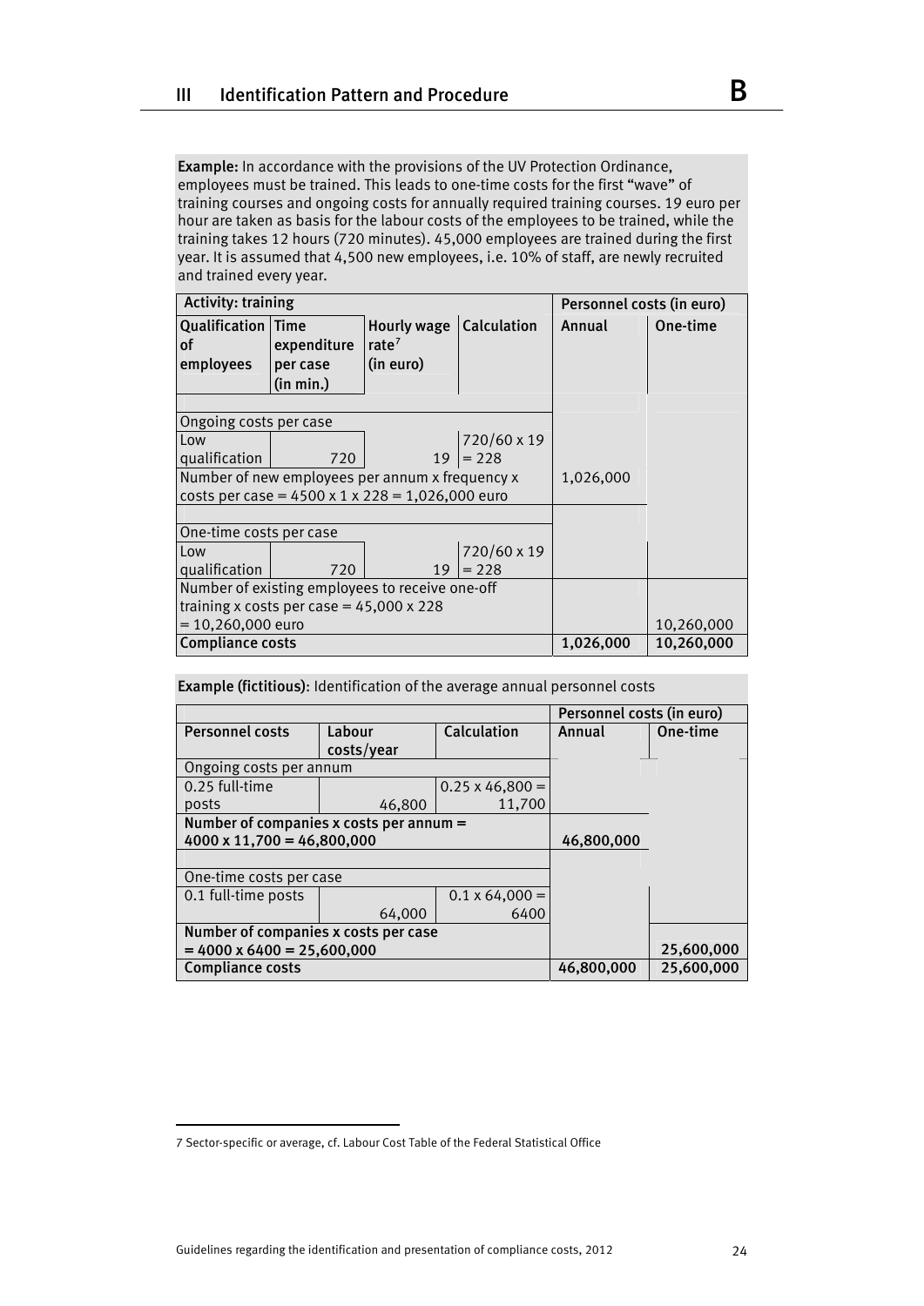**Example:** In accordance with the provisions of the UV Protection Ordinance, employees must be trained. This leads to one-time costs for the first "wave" of training courses and ongoing costs for annually required training courses. 19 euro per hour are taken as basis for the labour costs of the employees to be trained, while the training takes 12 hours (720 minutes). 45,000 employees are trained during the first year. It is assumed that 4,500 new employees, i.e. 10% of staff, are newly recruited and trained every year.

| Activity: training | | | | Personnel costs (in euro) | |
|---|---|---|---|---|---|
| Qualification of employees | Time expenditure per case (in min.) | Hourly wage rate[7] (in euro) | Calculation | Annual | One-time |
| | | | | | |
| Ongoing costs per case | | | | | |
| Low qualification | 720 | 19 | 720/60 x 19 = 228 | | |
| Number of new employees per annum x frequency x costs per case = 4500 x 1 x 228 = 1,026,000 euro | | | | 1,026,000 | |
| | | | | | |
| One-time costs per case | | | | | |
| Low qualification | 720 | 19 | 720/60 x 19 = 228 | | |
| Number of existing employees to receive one-off training x costs per case = 45,000 x 228 = 10,260,000 euro | | | | | 10,260,000 |
| **Compliance costs** | | | | **1,026,000** | **10,260,000** |

**Example (fictitious):** Identification of the average annual personnel costs

| | | | Personnel costs (in euro) | |
|---|---|---|---|---|
| Personnel costs | Labour costs/year | Calculation | Annual | One-time |
| Ongoing costs per annum | | | | |
| 0.25 full-time posts | 46,800 | 0.25 x 46,800 = 11,700 | | |
| **Number of companies x costs per annum = 4000 x 11,700 = 46,800,000** | | | **46,800,000** | |
| | | | | |
| One-time costs per case | | | | |
| 0.1 full-time posts | 64,000 | 0.1 x 64,000 = 6400 | | |
| **Number of companies x costs per case = 4000 x 6400 = 25,600,000** | | | | **25,600,000** |
| **Compliance costs** | | | **46,800,000** | **25,600,000** |

7 Sector-specific or average, cf. Labour Cost Table of the Federal Statistical Office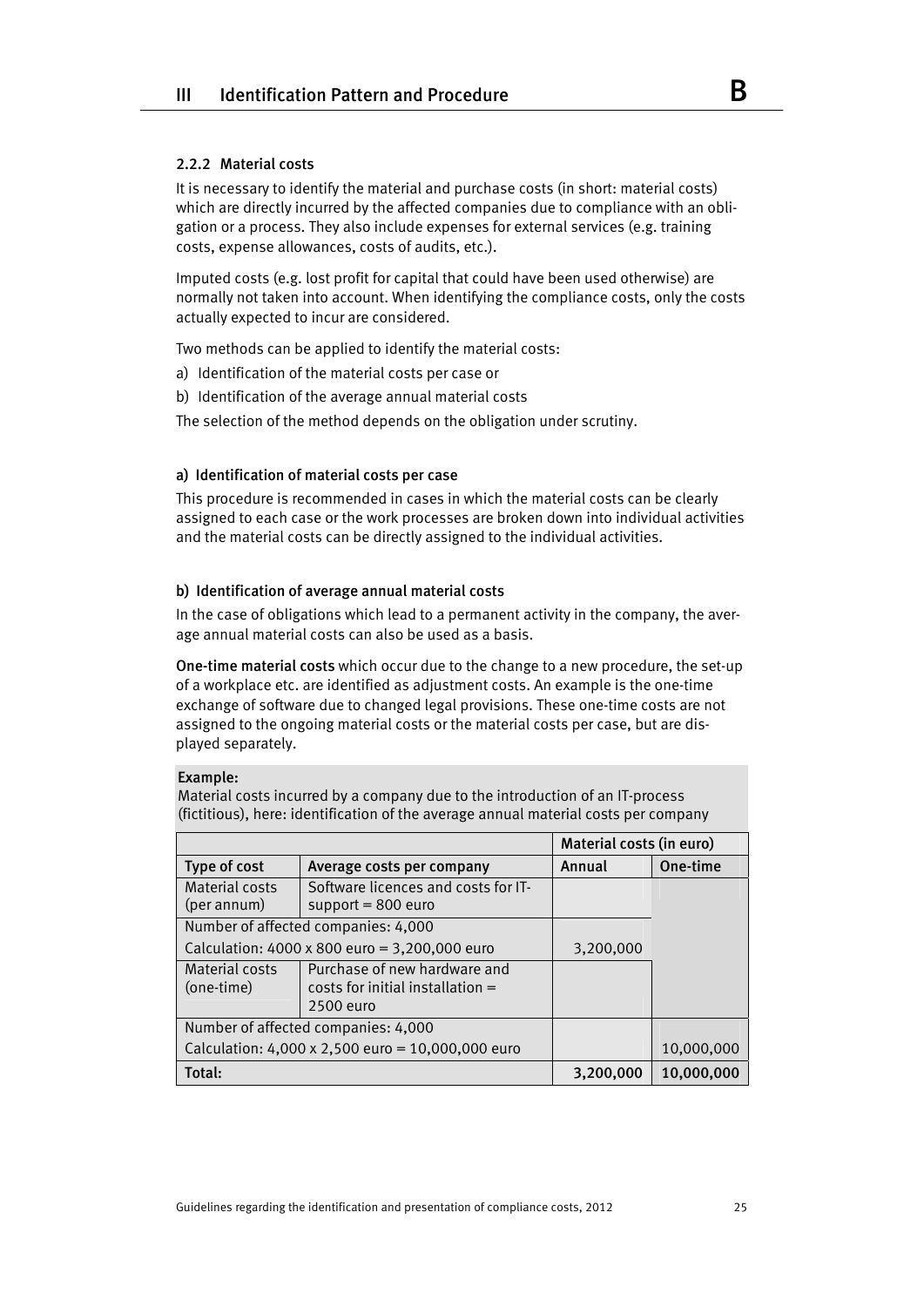### 2.2.2 Material costs

It is necessary to identify the material and purchase costs (in short: material costs) which are directly incurred by the affected companies due to compliance with an obligation or a process. They also include expenses for external services (e.g. training costs, expense allowances, costs of audits, etc.).

Imputed costs (e.g. lost profit for capital that could have been used otherwise) are normally not taken into account. When identifying the compliance costs, only the costs actually expected to incur are considered.

Two methods can be applied to identify the material costs:

a) Identification of the material costs per case or
b) Identification of the average annual material costs

The selection of the method depends on the obligation under scrutiny.

#### a) Identification of material costs per case

This procedure is recommended in cases in which the material costs can be clearly assigned to each case or the work processes are broken down into individual activities and the material costs can be directly assigned to the individual activities.

#### b) Identification of average annual material costs

In the case of obligations which lead to a permanent activity in the company, the average annual material costs can also be used as a basis.

**One-time material costs** which occur due to the change to a new procedure, the set-up of a workplace etc. are identified as adjustment costs. An example is the one-time exchange of software due to changed legal provisions. These one-time costs are not assigned to the ongoing material costs or the material costs per case, but are displayed separately.

**Example:**
Material costs incurred by a company due to the introduction of an IT-process (fictitious), here: identification of the average annual material costs per company

| | | Material costs (in euro) | |
|---|---|---|---|
| **Type of cost** | **Average costs per company** | **Annual** | **One-time** |
| Material costs (per annum) | Software licences and costs for IT-support = 800 euro | | |
| Number of affected companies: 4,000<br>Calculation: 4000 x 800 euro = 3,200,000 euro | | 3,200,000 | |
| Material costs (one-time) | Purchase of new hardware and costs for initial installation = 2500 euro | | |
| Number of affected companies: 4,000<br>Calculation: 4,000 x 2,500 euro = 10,000,000 euro | | | 10,000,000 |
| **Total:** | | **3,200,000** | **10,000,000** |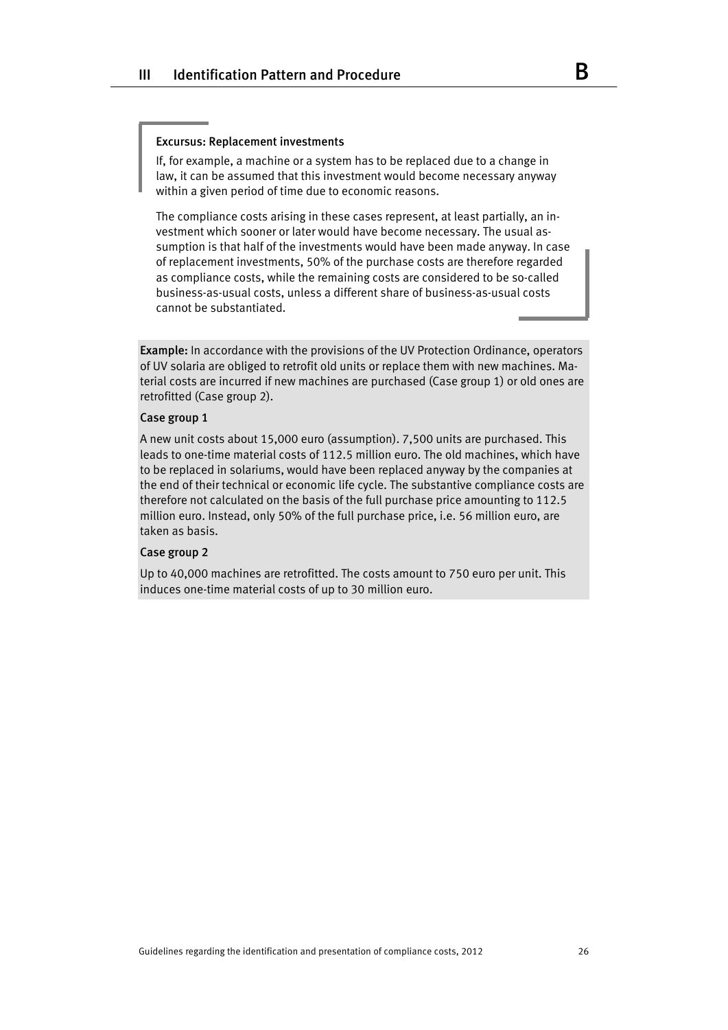#### Excursus: Replacement investments

If, for example, a machine or a system has to be replaced due to a change in law, it can be assumed that this investment would become necessary anyway within a given period of time due to economic reasons.

The compliance costs arising in these cases represent, at least partially, an investment which sooner or later would have become necessary. The usual assumption is that half of the investments would have been made anyway. In case of replacement investments, 50% of the purchase costs are therefore regarded as compliance costs, while the remaining costs are considered to be so-called business-as-usual costs, unless a different share of business-as-usual costs cannot be substantiated.

**Example:** In accordance with the provisions of the UV Protection Ordinance, operators of UV solaria are obliged to retrofit old units or replace them with new machines. Material costs are incurred if new machines are purchased (Case group 1) or old ones are retrofitted (Case group 2).

**Case group 1**

A new unit costs about 15,000 euro (assumption). 7,500 units are purchased. This leads to one-time material costs of 112.5 million euro. The old machines, which have to be replaced in solariums, would have been replaced anyway by the companies at the end of their technical or economic life cycle. The substantive compliance costs are therefore not calculated on the basis of the full purchase price amounting to 112.5 million euro. Instead, only 50% of the full purchase price, i.e. 56 million euro, are taken as basis.

**Case group 2**

Up to 40,000 machines are retrofitted. The costs amount to 750 euro per unit. This induces one-time material costs of up to 30 million euro.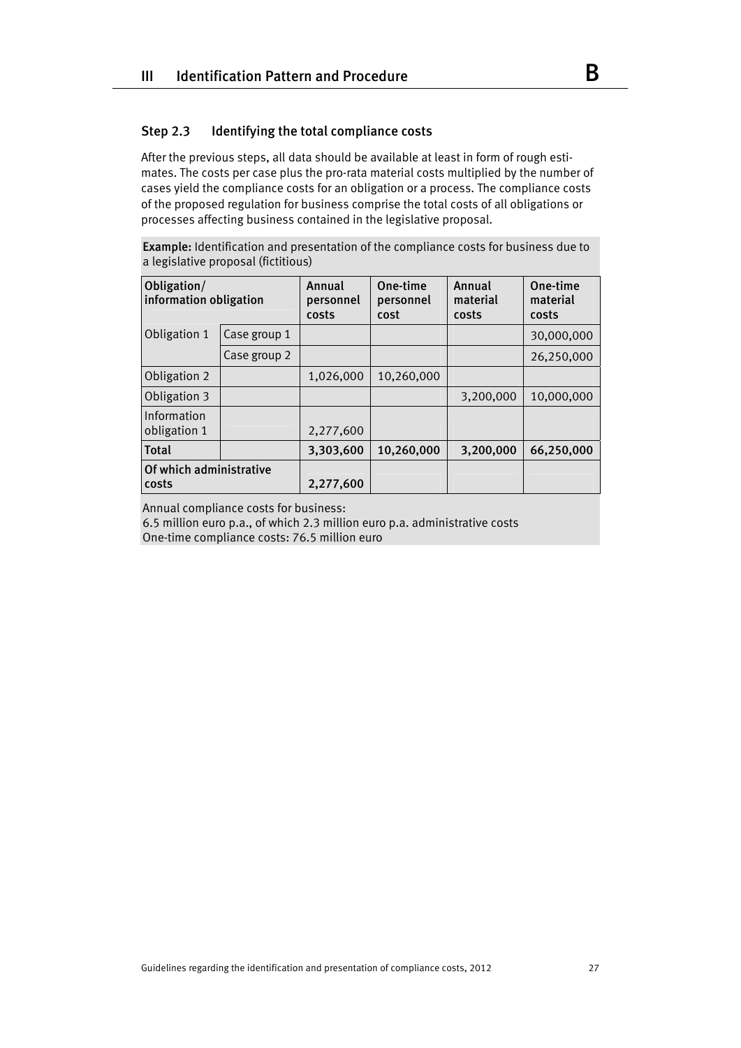### Step 2.3 Identifying the total compliance costs

After the previous steps, all data should be available at least in form of rough estimates. The costs per case plus the pro-rata material costs multiplied by the number of cases yield the compliance costs for an obligation or a process. The compliance costs of the proposed regulation for business comprise the total costs of all obligations or processes affecting business contained in the legislative proposal.

**Example:** Identification and presentation of the compliance costs for business due to a legislative proposal (fictitious)

| Obligation/ information obligation | | Annual personnel costs | One-time personnel cost | Annual material costs | One-time material costs |
|---|---|---|---|---|---|
| Obligation 1 | Case group 1 | | | | 30,000,000 |
| | Case group 2 | | | | 26,250,000 |
| Obligation 2 | | 1,026,000 | 10,260,000 | | |
| Obligation 3 | | | | 3,200,000 | 10,000,000 |
| Information obligation 1 | | 2,277,600 | | | |
| **Total** | | **3,303,600** | **10,260,000** | **3,200,000** | **66,250,000** |
| **Of which administrative costs** | | **2,277,600** | | | |

Annual compliance costs for business:
6.5 million euro p.a., of which 2.3 million euro p.a. administrative costs
One-time compliance costs: 76.5 million euro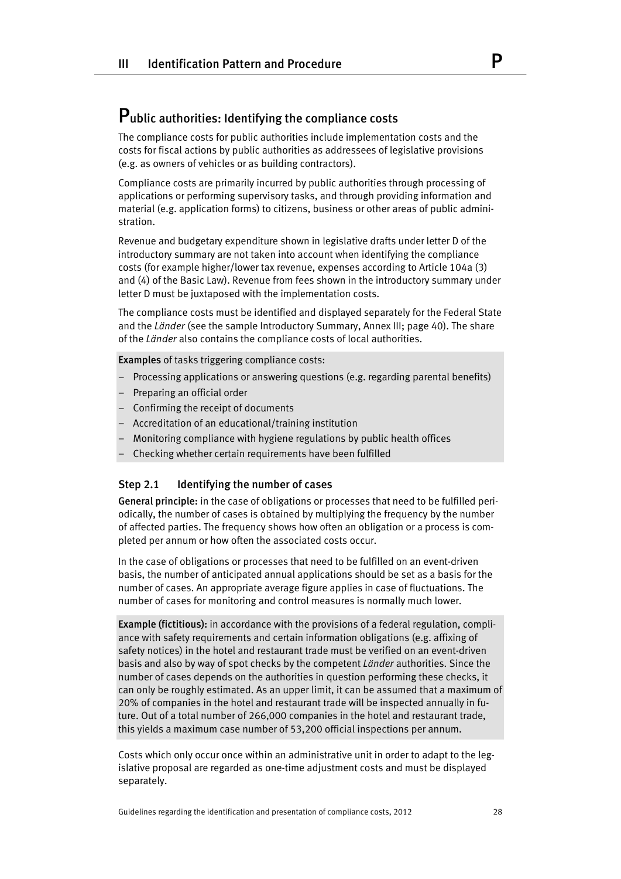# Public authorities: Identifying the compliance costs

The compliance costs for public authorities include implementation costs and the costs for fiscal actions by public authorities as addressees of legislative provisions (e.g. as owners of vehicles or as building contractors).

Compliance costs are primarily incurred by public authorities through processing of applications or performing supervisory tasks, and through providing information and material (e.g. application forms) to citizens, business or other areas of public administration.

Revenue and budgetary expenditure shown in legislative drafts under letter D of the introductory summary are not taken into account when identifying the compliance costs (for example higher/lower tax revenue, expenses according to Article 104a (3) and (4) of the Basic Law). Revenue from fees shown in the introductory summary under letter D must be juxtaposed with the implementation costs.

The compliance costs must be identified and displayed separately for the Federal State and the *Länder* (see the sample Introductory Summary, Annex III; page 40). The share of the *Länder* also contains the compliance costs of local authorities.

**Examples** of tasks triggering compliance costs:

- Processing applications or answering questions (e.g. regarding parental benefits)
- Preparing an official order
- Confirming the receipt of documents
- Accreditation of an educational/training institution
- Monitoring compliance with hygiene regulations by public health offices
- Checking whether certain requirements have been fulfilled

## Step 2.1 Identifying the number of cases

**General principle:** in the case of obligations or processes that need to be fulfilled periodically, the number of cases is obtained by multiplying the frequency by the number of affected parties. The frequency shows how often an obligation or a process is completed per annum or how often the associated costs occur.

In the case of obligations or processes that need to be fulfilled on an event-driven basis, the number of anticipated annual applications should be set as a basis for the number of cases. An appropriate average figure applies in case of fluctuations. The number of cases for monitoring and control measures is normally much lower.

**Example (fictitious):** in accordance with the provisions of a federal regulation, compliance with safety requirements and certain information obligations (e.g. affixing of safety notices) in the hotel and restaurant trade must be verified on an event-driven basis and also by way of spot checks by the competent *Länder* authorities. Since the number of cases depends on the authorities in question performing these checks, it can only be roughly estimated. As an upper limit, it can be assumed that a maximum of 20% of companies in the hotel and restaurant trade will be inspected annually in future. Out of a total number of 266,000 companies in the hotel and restaurant trade, this yields a maximum case number of 53,200 official inspections per annum.

Costs which only occur once within an administrative unit in order to adapt to the legislative proposal are regarded as one-time adjustment costs and must be displayed separately.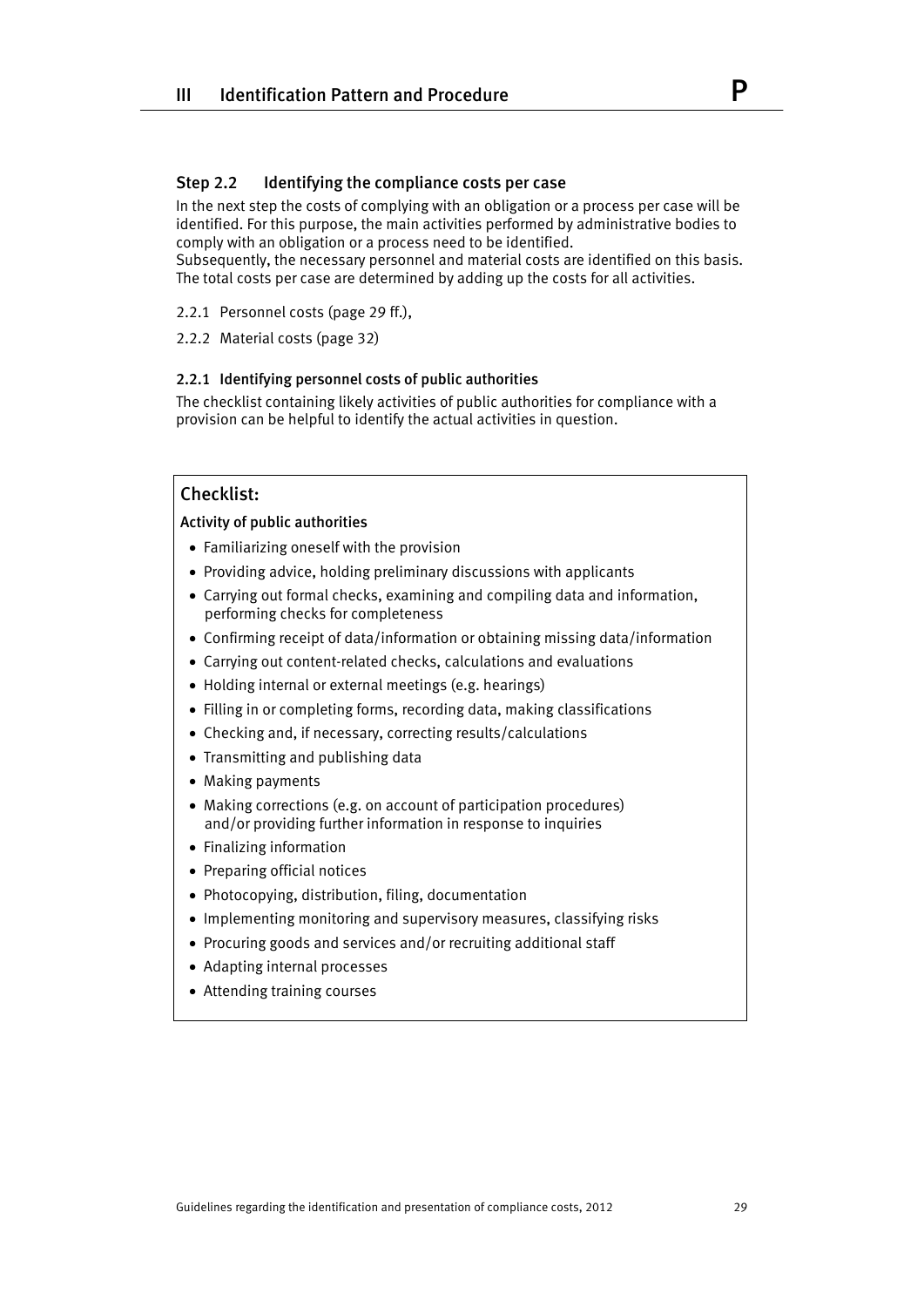### Step 2.2 Identifying the compliance costs per case

In the next step the costs of complying with an obligation or a process per case will be identified. For this purpose, the main activities performed by administrative bodies to comply with an obligation or a process need to be identified.
Subsequently, the necessary personnel and material costs are identified on this basis. The total costs per case are determined by adding up the costs for all activities.

2.2.1 Personnel costs (page 29 ff.),

2.2.2 Material costs (page 32)

#### 2.2.1 Identifying personnel costs of public authorities

The checklist containing likely activities of public authorities for compliance with a provision can be helpful to identify the actual activities in question.

## Checklist:

**Activity of public authorities**

- Familiarizing oneself with the provision
- Providing advice, holding preliminary discussions with applicants
- Carrying out formal checks, examining and compiling data and information, performing checks for completeness
- Confirming receipt of data/information or obtaining missing data/information
- Carrying out content-related checks, calculations and evaluations
- Holding internal or external meetings (e.g. hearings)
- Filling in or completing forms, recording data, making classifications
- Checking and, if necessary, correcting results/calculations
- Transmitting and publishing data
- Making payments
- Making corrections (e.g. on account of participation procedures) and/or providing further information in response to inquiries
- Finalizing information
- Preparing official notices
- Photocopying, distribution, filing, documentation
- Implementing monitoring and supervisory measures, classifying risks
- Procuring goods and services and/or recruiting additional staff
- Adapting internal processes
- Attending training courses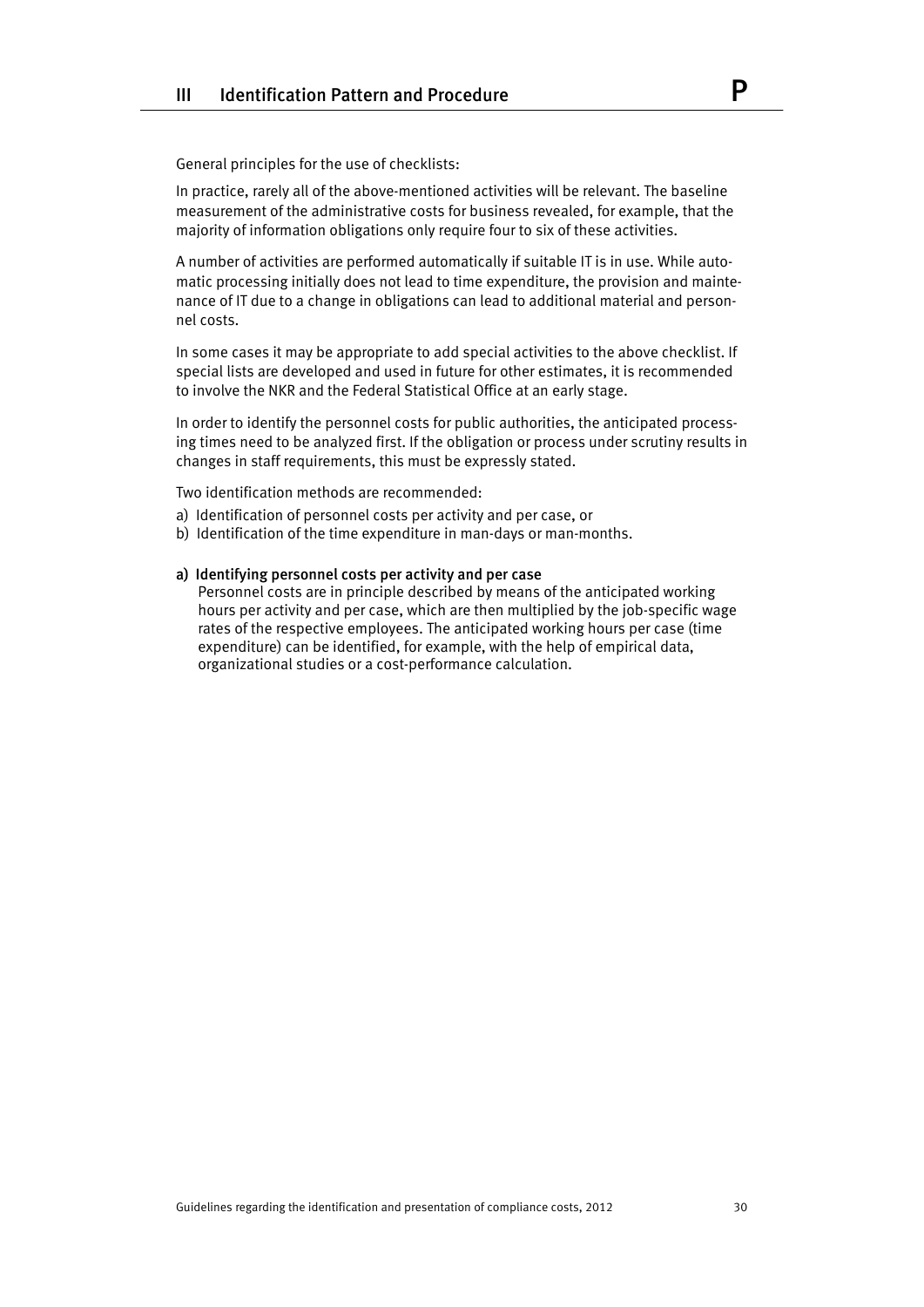General principles for the use of checklists:

In practice, rarely all of the above-mentioned activities will be relevant. The baseline measurement of the administrative costs for business revealed, for example, that the majority of information obligations only require four to six of these activities.

A number of activities are performed automatically if suitable IT is in use. While automatic processing initially does not lead to time expenditure, the provision and maintenance of IT due to a change in obligations can lead to additional material and personnel costs.

In some cases it may be appropriate to add special activities to the above checklist. If special lists are developed and used in future for other estimates, it is recommended to involve the NKR and the Federal Statistical Office at an early stage.

In order to identify the personnel costs for public authorities, the anticipated processing times need to be analyzed first. If the obligation or process under scrutiny results in changes in staff requirements, this must be expressly stated.

Two identification methods are recommended:

a) Identification of personnel costs per activity and per case, or
b) Identification of the time expenditure in man-days or man-months.

#### a) Identifying personnel costs per activity and per case

Personnel costs are in principle described by means of the anticipated working hours per activity and per case, which are then multiplied by the job-specific wage rates of the respective employees. The anticipated working hours per case (time expenditure) can be identified, for example, with the help of empirical data, organizational studies or a cost-performance calculation.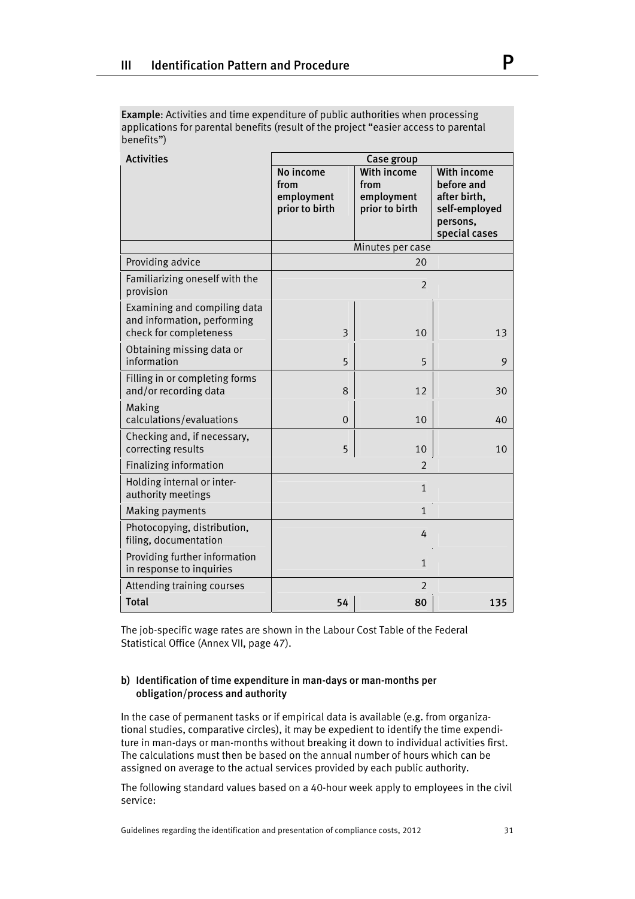**Example**: Activities and time expenditure of public authorities when processing applications for parental benefits (result of the project "easier access to parental benefits")

| Activities | Case group | | |
|---|---|---|---|
| | No income from employment prior to birth | With income from employment prior to birth | With income before and after birth, self-employed persons, special cases |
| | Minutes per case | | |
| Providing advice | 20 | | |
| Familiarizing oneself with the provision | 2 | | |
| Examining and compiling data and information, performing check for completeness | 3 | 10 | 13 |
| Obtaining missing data or information | 5 | 5 | 9 |
| Filling in or completing forms and/or recording data | 8 | 12 | 30 |
| Making calculations/evaluations | 0 | 10 | 40 |
| Checking and, if necessary, correcting results | 5 | 10 | 10 |
| Finalizing information | 2 | | |
| Holding internal or inter-authority meetings | 1 | | |
| Making payments | 1 | | |
| Photocopying, distribution, filing, documentation | 4 | | |
| Providing further information in response to inquiries | 1 | | |
| Attending training courses | 2 | | |
| **Total** | 54 | 80 | 135 |

The job-specific wage rates are shown in the Labour Cost Table of the Federal Statistical Office (Annex VII, page 47).

#### b) Identification of time expenditure in man-days or man-months per obligation/process and authority

In the case of permanent tasks or if empirical data is available (e.g. from organizational studies, comparative circles), it may be expedient to identify the time expenditure in man-days or man-months without breaking it down to individual activities first. The calculations must then be based on the annual number of hours which can be assigned on average to the actual services provided by each public authority.

The following standard values based on a 40-hour week apply to employees in the civil service: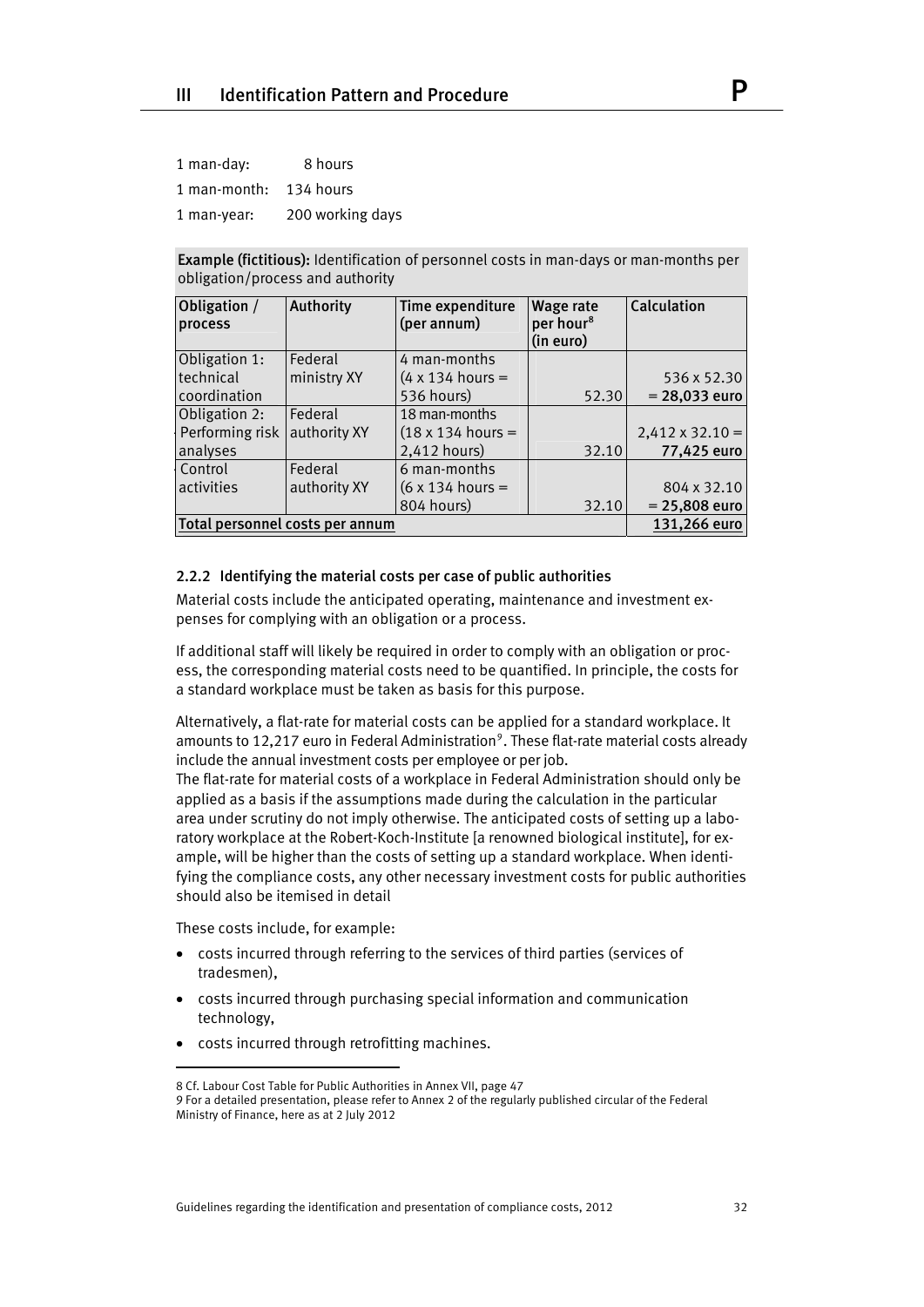1 man-day: 8 hours

1 man-month: 134 hours

1 man-year: 200 working days

**Example (fictitious):** Identification of personnel costs in man-days or man-months per obligation/process and authority

| Obligation / process | Authority | Time expenditure (per annum) | Wage rate per hour[8] (in euro) | Calculation |
|---|---|---|---|---|
| Obligation 1: technical coordination | Federal ministry XY | 4 man-months (4 x 134 hours = 536 hours) | 52.30 | 536 x 52.30 **= 28,033 euro** |
| Obligation 2: Performing risk analyses | Federal authority XY | 18 man-months (18 x 134 hours = 2,412 hours) | 32.10 | 2,412 x 32.10 = **77,425 euro** |
| Control activities | Federal authority XY | 6 man-months (6 x 134 hours = 804 hours) | 32.10 | 804 x 32.10 **= 25,808 euro** |
| Total personnel costs per annum | | | | 131,266 euro |

### 2.2.2 Identifying the material costs per case of public authorities

Material costs include the anticipated operating, maintenance and investment expenses for complying with an obligation or a process.

If additional staff will likely be required in order to comply with an obligation or process, the corresponding material costs need to be quantified. In principle, the costs for a standard workplace must be taken as basis for this purpose.

Alternatively, a flat-rate for material costs can be applied for a standard workplace. It amounts to 12,217 euro in Federal Administration[9]. These flat-rate material costs already include the annual investment costs per employee or per job.
The flat-rate for material costs of a workplace in Federal Administration should only be applied as a basis if the assumptions made during the calculation in the particular area under scrutiny do not imply otherwise. The anticipated costs of setting up a laboratory workplace at the Robert-Koch-Institute [a renowned biological institute], for example, will be higher than the costs of setting up a standard workplace. When identifying the compliance costs, any other necessary investment costs for public authorities should also be itemised in detail

These costs include, for example:

- costs incurred through referring to the services of third parties (services of tradesmen),
- costs incurred through purchasing special information and communication technology,
- costs incurred through retrofitting machines.

---

8 Cf. Labour Cost Table for Public Authorities in Annex VII, page 47

9 For a detailed presentation, please refer to Annex 2 of the regularly published circular of the Federal Ministry of Finance, here as at 2 July 2012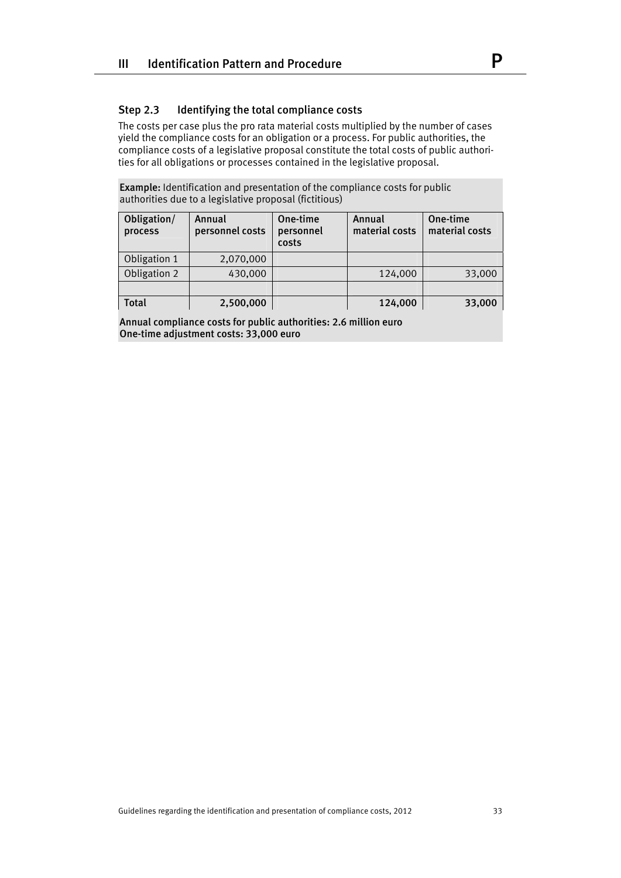### Step 2.3 Identifying the total compliance costs

The costs per case plus the pro rata material costs multiplied by the number of cases yield the compliance costs for an obligation or a process. For public authorities, the compliance costs of a legislative proposal constitute the total costs of public authorities for all obligations or processes contained in the legislative proposal.

**Example:** Identification and presentation of the compliance costs for public authorities due to a legislative proposal (fictitious)

| Obligation/ process | Annual personnel costs | One-time personnel costs | Annual material costs | One-time material costs |
|---|---|---|---|---|
| Obligation 1 | 2,070,000 | | | |
| Obligation 2 | 430,000 | | 124,000 | 33,000 |
| | | | | |
| **Total** | **2,500,000** | | **124,000** | **33,000** |

**Annual compliance costs for public authorities: 2.6 million euro**
**One-time adjustment costs: 33,000 euro**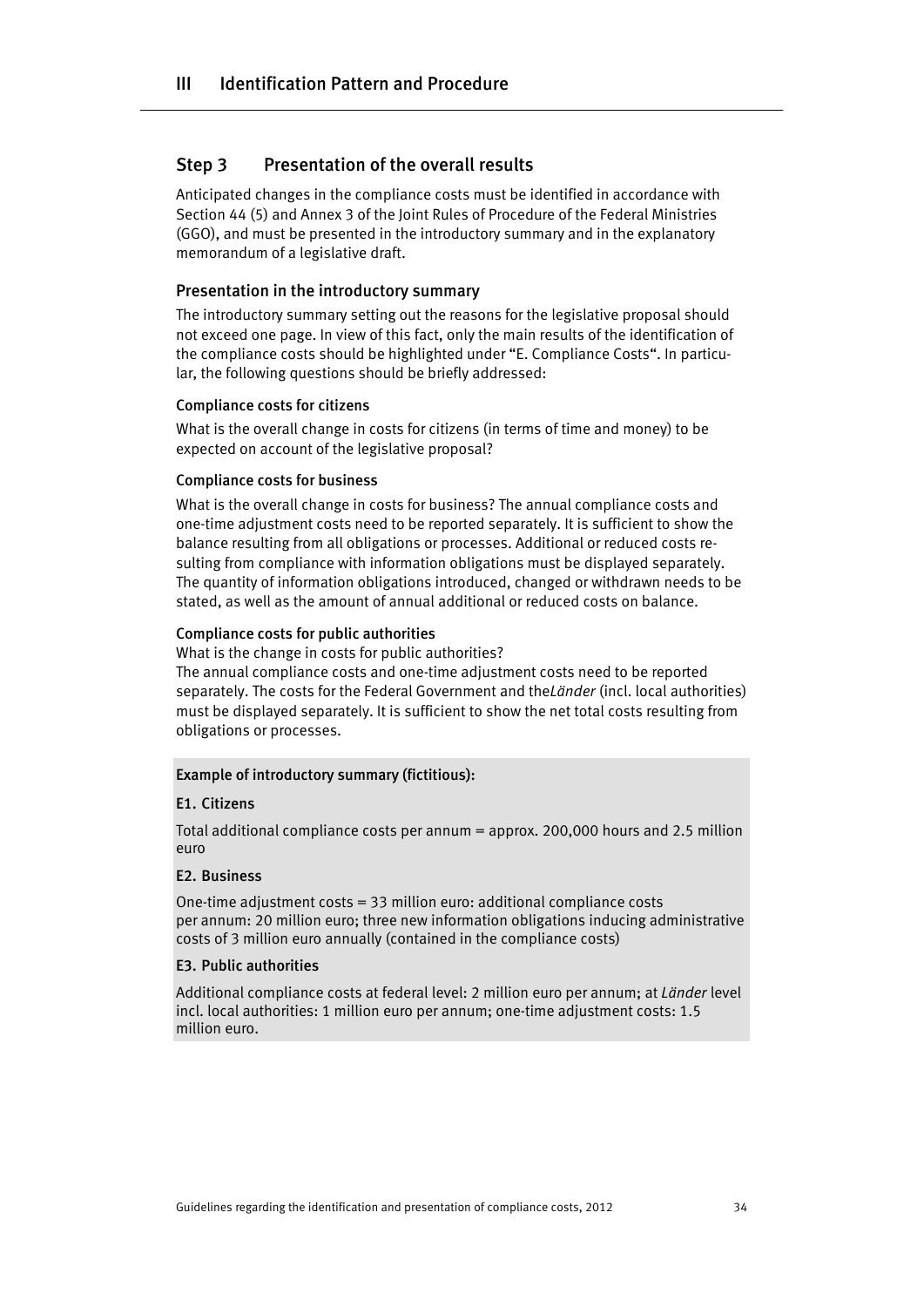## Step 3 Presentation of the overall results

Anticipated changes in the compliance costs must be identified in accordance with Section 44 (5) and Annex 3 of the Joint Rules of Procedure of the Federal Ministries (GGO), and must be presented in the introductory summary and in the explanatory memorandum of a legislative draft.

### Presentation in the introductory summary

The introductory summary setting out the reasons for the legislative proposal should not exceed one page. In view of this fact, only the main results of the identification of the compliance costs should be highlighted under "E. Compliance Costs". In particular, the following questions should be briefly addressed:

#### Compliance costs for citizens

What is the overall change in costs for citizens (in terms of time and money) to be expected on account of the legislative proposal?

#### Compliance costs for business

What is the overall change in costs for business? The annual compliance costs and one-time adjustment costs need to be reported separately. It is sufficient to show the balance resulting from all obligations or processes. Additional or reduced costs resulting from compliance with information obligations must be displayed separately. The quantity of information obligations introduced, changed or withdrawn needs to be stated, as well as the amount of annual additional or reduced costs on balance.

#### Compliance costs for public authorities

What is the change in costs for public authorities?
The annual compliance costs and one-time adjustment costs need to be reported separately. The costs for the Federal Government and the *Länder* (incl. local authorities) must be displayed separately. It is sufficient to show the net total costs resulting from obligations or processes.

**Example of introductory summary (fictitious):**

**E1. Citizens**

Total additional compliance costs per annum = approx. 200,000 hours and 2.5 million euro

**E2. Business**

One-time adjustment costs = 33 million euro: additional compliance costs per annum: 20 million euro; three new information obligations inducing administrative costs of 3 million euro annually (contained in the compliance costs)

**E3. Public authorities**

Additional compliance costs at federal level: 2 million euro per annum; at *Länder* level incl. local authorities: 1 million euro per annum; one-time adjustment costs: 1.5 million euro.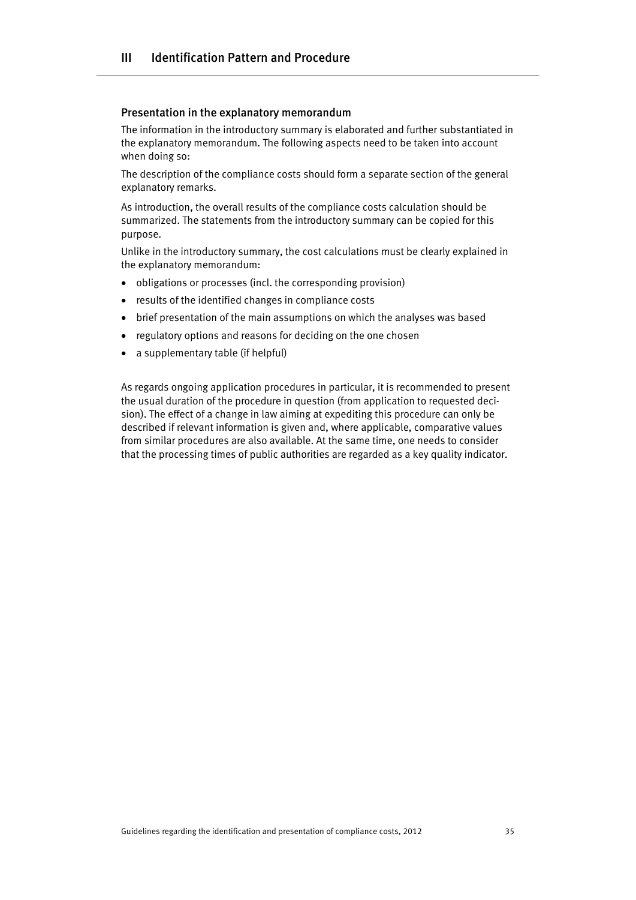## Presentation in the explanatory memorandum

The information in the introductory summary is elaborated and further substantiated in the explanatory memorandum. The following aspects need to be taken into account when doing so:

The description of the compliance costs should form a separate section of the general explanatory remarks.

As introduction, the overall results of the compliance costs calculation should be summarized. The statements from the introductory summary can be copied for this purpose.

Unlike in the introductory summary, the cost calculations must be clearly explained in the explanatory memorandum:

- obligations or processes (incl. the corresponding provision)
- results of the identified changes in compliance costs
- brief presentation of the main assumptions on which the analyses was based
- regulatory options and reasons for deciding on the one chosen
- a supplementary table (if helpful)

As regards ongoing application procedures in particular, it is recommended to present the usual duration of the procedure in question (from application to requested decision). The effect of a change in law aiming at expediting this procedure can only be described if relevant information is given and, where applicable, comparative values from similar procedures are also available. At the same time, one needs to consider that the processing times of public authorities are regarded as a key quality indicator.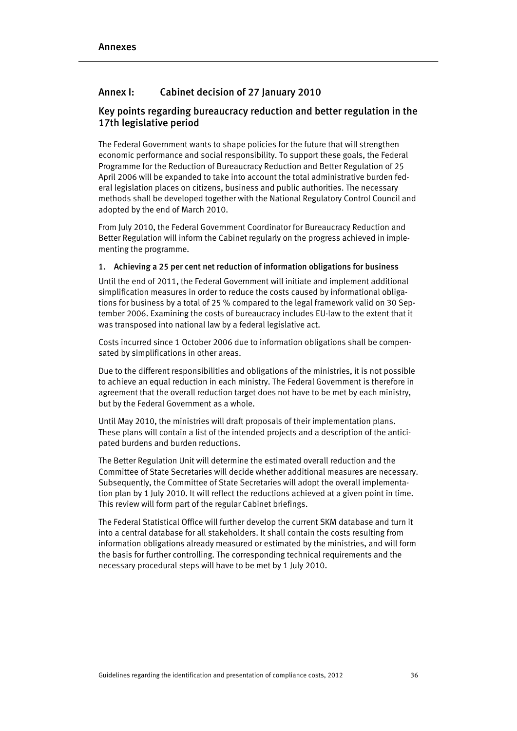# Annexes

## Annex I: Cabinet decision of 27 January 2010

### Key points regarding bureaucracy reduction and better regulation in the 17th legislative period

The Federal Government wants to shape policies for the future that will strengthen economic performance and social responsibility. To support these goals, the Federal Programme for the Reduction of Bureaucracy Reduction and Better Regulation of 25 April 2006 will be expanded to take into account the total administrative burden federal legislation places on citizens, business and public authorities. The necessary methods shall be developed together with the National Regulatory Control Council and adopted by the end of March 2010.

From July 2010, the Federal Government Coordinator for Bureaucracy Reduction and Better Regulation will inform the Cabinet regularly on the progress achieved in implementing the programme.

#### 1. Achieving a 25 per cent net reduction of information obligations for business

Until the end of 2011, the Federal Government will initiate and implement additional simplification measures in order to reduce the costs caused by informational obligations for business by a total of 25 % compared to the legal framework valid on 30 September 2006. Examining the costs of bureaucracy includes EU-law to the extent that it was transposed into national law by a federal legislative act.

Costs incurred since 1 October 2006 due to information obligations shall be compensated by simplifications in other areas.

Due to the different responsibilities and obligations of the ministries, it is not possible to achieve an equal reduction in each ministry. The Federal Government is therefore in agreement that the overall reduction target does not have to be met by each ministry, but by the Federal Government as a whole.

Until May 2010, the ministries will draft proposals of their implementation plans. These plans will contain a list of the intended projects and a description of the anticipated burdens and burden reductions.

The Better Regulation Unit will determine the estimated overall reduction and the Committee of State Secretaries will decide whether additional measures are necessary. Subsequently, the Committee of State Secretaries will adopt the overall implementation plan by 1 July 2010. It will reflect the reductions achieved at a given point in time. This review will form part of the regular Cabinet briefings.

The Federal Statistical Office will further develop the current SKM database and turn it into a central database for all stakeholders. It shall contain the costs resulting from information obligations already measured or estimated by the ministries, and will form the basis for further controlling. The corresponding technical requirements and the necessary procedural steps will have to be met by 1 July 2010.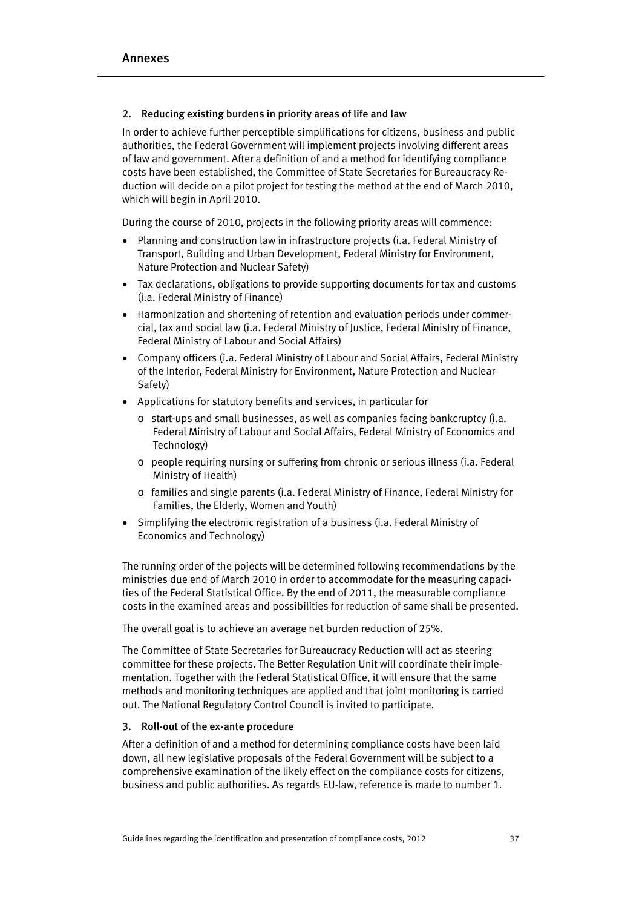## 2. Reducing existing burdens in priority areas of life and law

In order to achieve further perceptible simplifications for citizens, business and public authorities, the Federal Government will implement projects involving different areas of law and government. After a definition of and a method for identifying compliance costs have been established, the Committee of State Secretaries for Bureaucracy Reduction will decide on a pilot project for testing the method at the end of March 2010, which will begin in April 2010.

During the course of 2010, projects in the following priority areas will commence:

- Planning and construction law in infrastructure projects (i.a. Federal Ministry of Transport, Building and Urban Development, Federal Ministry for Environment, Nature Protection and Nuclear Safety)
- Tax declarations, obligations to provide supporting documents for tax and customs (i.a. Federal Ministry of Finance)
- Harmonization and shortening of retention and evaluation periods under commercial, tax and social law (i.a. Federal Ministry of Justice, Federal Ministry of Finance, Federal Ministry of Labour and Social Affairs)
- Company officers (i.a. Federal Ministry of Labour and Social Affairs, Federal Ministry of the Interior, Federal Ministry for Environment, Nature Protection and Nuclear Safety)
- Applications for statutory benefits and services, in particular for
  - start-ups and small businesses, as well as companies facing bankcruptcy (i.a. Federal Ministry of Labour and Social Affairs, Federal Ministry of Economics and Technology)
  - people requiring nursing or suffering from chronic or serious illness (i.a. Federal Ministry of Health)
  - families and single parents (i.a. Federal Ministry of Finance, Federal Ministry for Families, the Elderly, Women and Youth)
- Simplifying the electronic registration of a business (i.a. Federal Ministry of Economics and Technology)

The running order of the pojects will be determined following recommendations by the ministries due end of March 2010 in order to accommodate for the measuring capacities of the Federal Statistical Office. By the end of 2011, the measurable compliance costs in the examined areas and possibilities for reduction of same shall be presented.

The overall goal is to achieve an average net burden reduction of 25%.

The Committee of State Secretaries for Bureaucracy Reduction will act as steering committee for these projects. The Better Regulation Unit will coordinate their implementation. Together with the Federal Statistical Office, it will ensure that the same methods and monitoring techniques are applied and that joint monitoring is carried out. The National Regulatory Control Council is invited to participate.

## 3. Roll-out of the ex-ante procedure

After a definition of and a method for determining compliance costs have been laid down, all new legislative proposals of the Federal Government will be subject to a comprehensive examination of the likely effect on the compliance costs for citizens, business and public authorities. As regards EU-law, reference is made to number 1.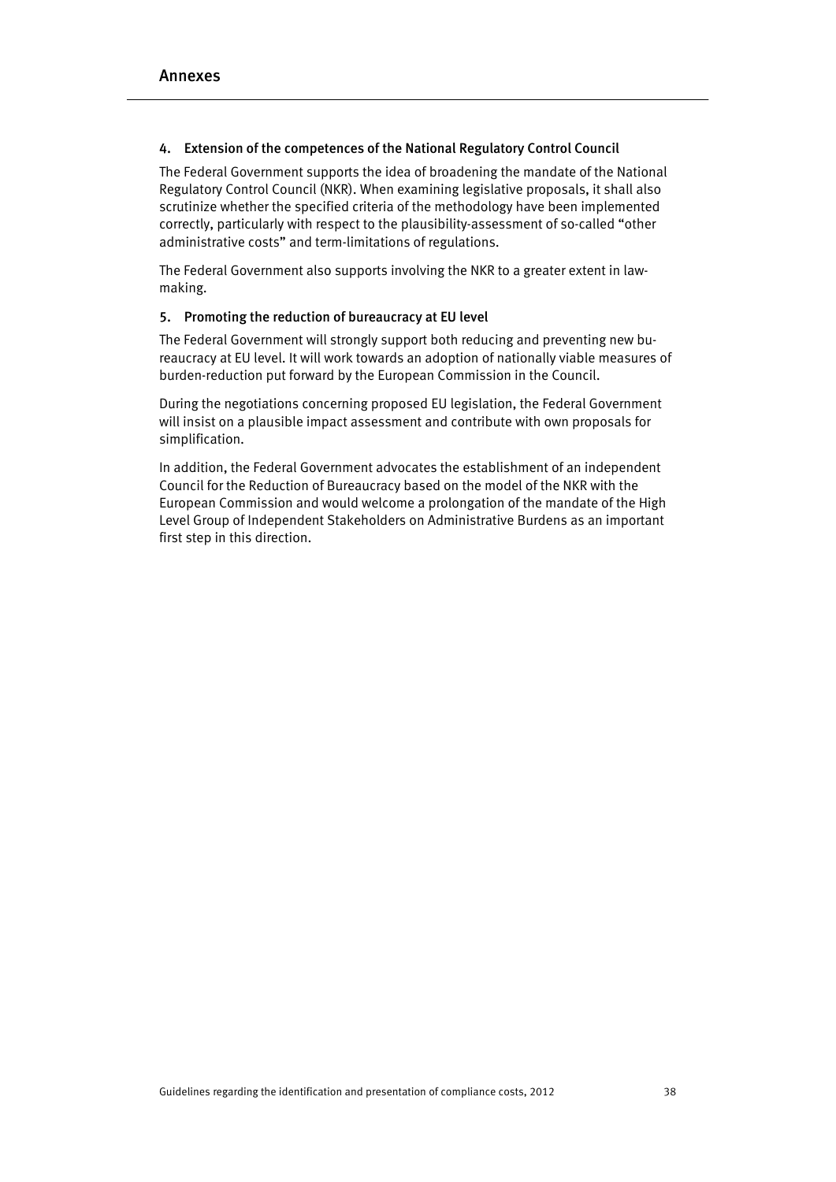### 4. Extension of the competences of the National Regulatory Control Council

The Federal Government supports the idea of broadening the mandate of the National Regulatory Control Council (NKR). When examining legislative proposals, it shall also scrutinize whether the specified criteria of the methodology have been implemented correctly, particularly with respect to the plausibility-assessment of so-called "other administrative costs" and term-limitations of regulations.

The Federal Government also supports involving the NKR to a greater extent in law-making.

### 5. Promoting the reduction of bureaucracy at EU level

The Federal Government will strongly support both reducing and preventing new bureaucracy at EU level. It will work towards an adoption of nationally viable measures of burden-reduction put forward by the European Commission in the Council.

During the negotiations concerning proposed EU legislation, the Federal Government will insist on a plausible impact assessment and contribute with own proposals for simplification.

In addition, the Federal Government advocates the establishment of an independent Council for the Reduction of Bureaucracy based on the model of the NKR with the European Commission and would welcome a prolongation of the mandate of the High Level Group of Independent Stakeholders on Administrative Burdens as an important first step in this direction.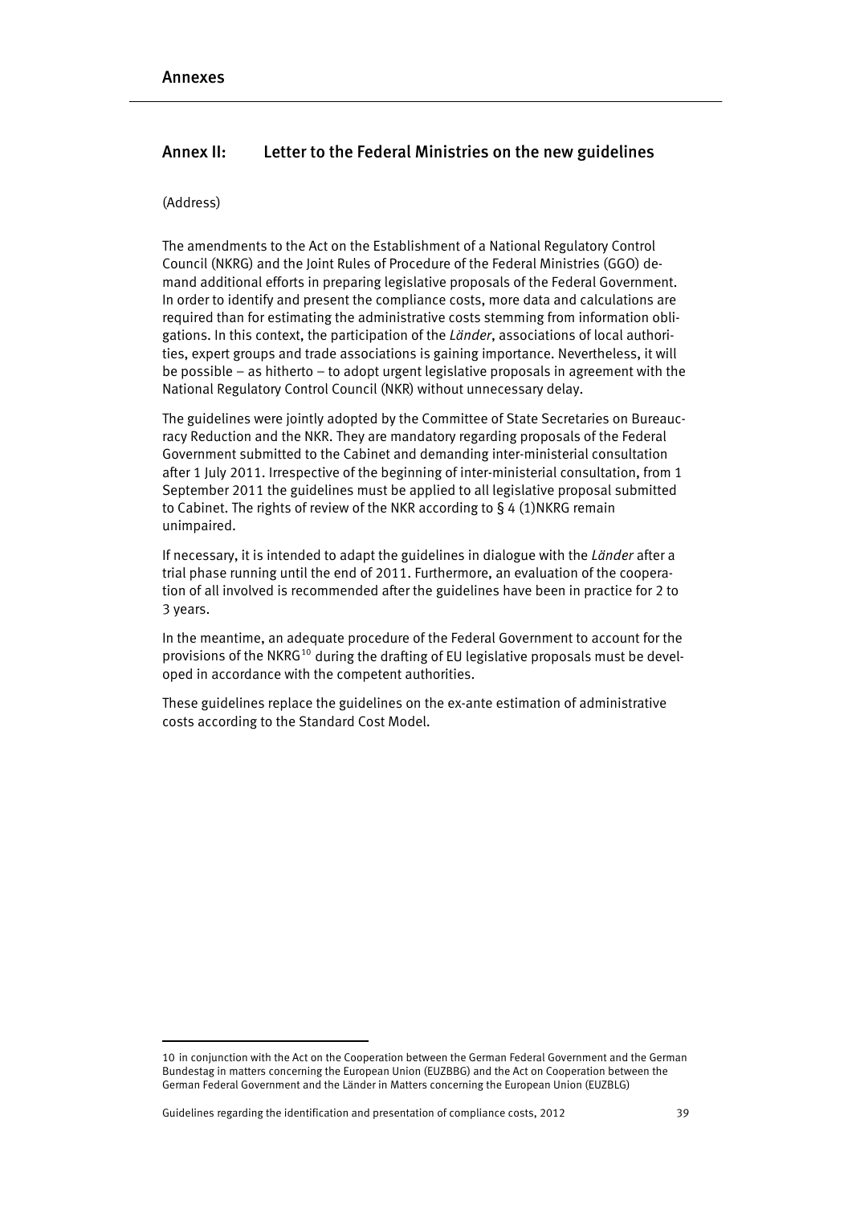## Annex II: Letter to the Federal Ministries on the new guidelines

(Address)

The amendments to the Act on the Establishment of a National Regulatory Control Council (NKRG) and the Joint Rules of Procedure of the Federal Ministries (GGO) demand additional efforts in preparing legislative proposals of the Federal Government. In order to identify and present the compliance costs, more data and calculations are required than for estimating the administrative costs stemming from information obligations. In this context, the participation of the *Länder*, associations of local authorities, expert groups and trade associations is gaining importance. Nevertheless, it will be possible – as hitherto – to adopt urgent legislative proposals in agreement with the National Regulatory Control Council (NKR) without unnecessary delay.

The guidelines were jointly adopted by the Committee of State Secretaries on Bureaucracy Reduction and the NKR. They are mandatory regarding proposals of the Federal Government submitted to the Cabinet and demanding inter-ministerial consultation after 1 July 2011. Irrespective of the beginning of inter-ministerial consultation, from 1 September 2011 the guidelines must be applied to all legislative proposal submitted to Cabinet. The rights of review of the NKR according to § 4 (1)NKRG remain unimpaired.

If necessary, it is intended to adapt the guidelines in dialogue with the *Länder* after a trial phase running until the end of 2011. Furthermore, an evaluation of the cooperation of all involved is recommended after the guidelines have been in practice for 2 to 3 years.

In the meantime, an adequate procedure of the Federal Government to account for the provisions of the NKRG[10] during the drafting of EU legislative proposals must be developed in accordance with the competent authorities.

These guidelines replace the guidelines on the ex-ante estimation of administrative costs according to the Standard Cost Model.

---

10 in conjunction with the Act on the Cooperation between the German Federal Government and the German Bundestag in matters concerning the European Union (EUZBBG) and the Act on Cooperation between the German Federal Government and the Länder in Matters concerning the European Union (EUZBLG)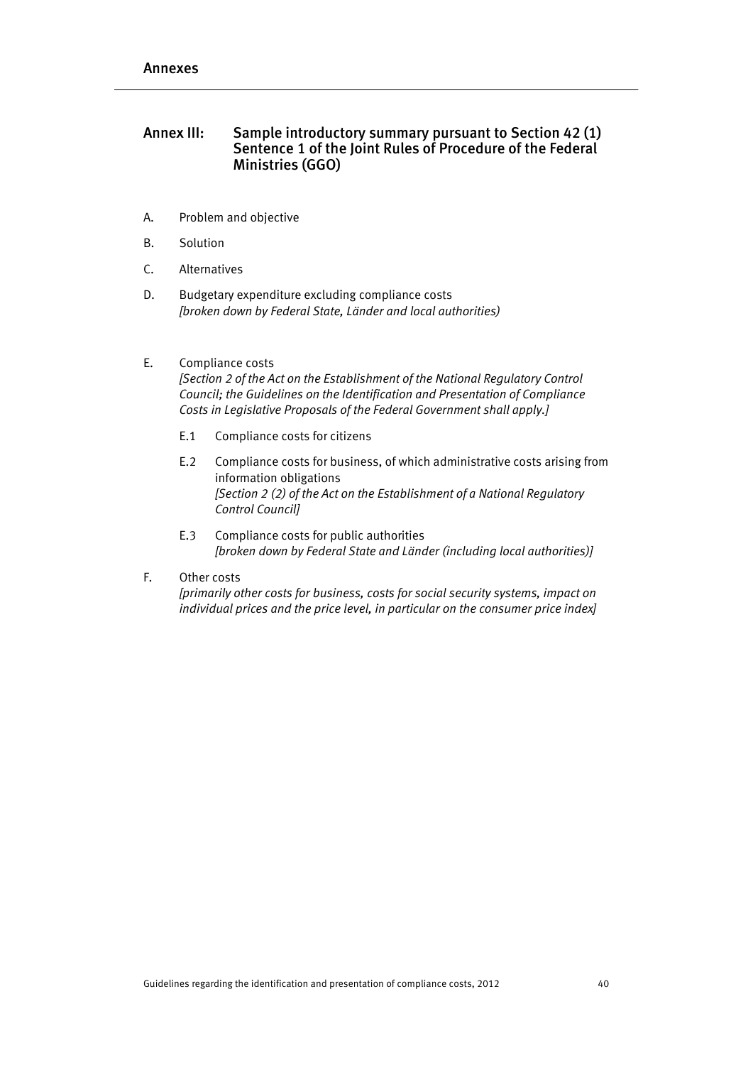## Annex III: Sample introductory summary pursuant to Section 42 (1) Sentence 1 of the Joint Rules of Procedure of the Federal Ministries (GGO)

A. Problem and objective

B. Solution

C. Alternatives

D. Budgetary expenditure excluding compliance costs
*[broken down by Federal State, Länder and local authorities)*

E. Compliance costs
*[Section 2 of the Act on the Establishment of the National Regulatory Control Council; the Guidelines on the Identification and Presentation of Compliance Costs in Legislative Proposals of the Federal Government shall apply.]*

E.1 Compliance costs for citizens

E.2 Compliance costs for business, of which administrative costs arising from information obligations
*[Section 2 (2) of the Act on the Establishment of a National Regulatory Control Council]*

E.3 Compliance costs for public authorities
*[broken down by Federal State and Länder (including local authorities)]*

F. Other costs
*[primarily other costs for business, costs for social security systems, impact on individual prices and the price level, in particular on the consumer price index]*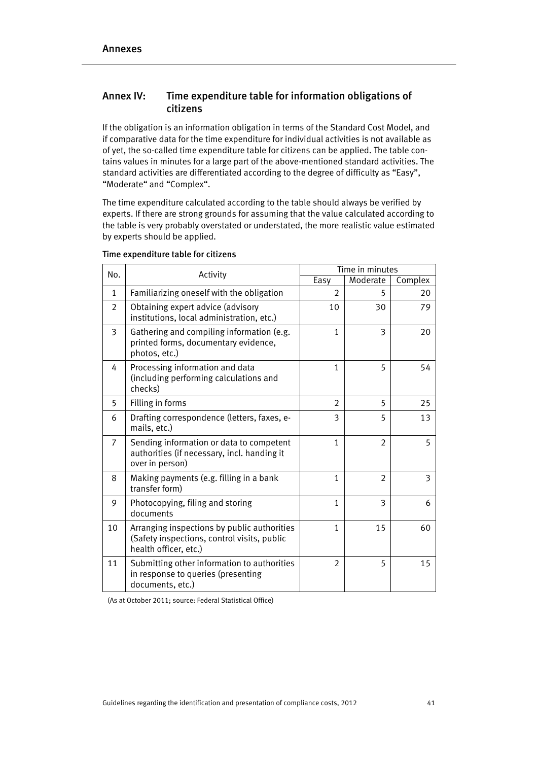## Annex IV: Time expenditure table for information obligations of citizens

If the obligation is an information obligation in terms of the Standard Cost Model, and if comparative data for the time expenditure for individual activities is not available as of yet, the so-called time expenditure table for citizens can be applied. The table contains values in minutes for a large part of the above-mentioned standard activities. The standard activities are differentiated according to the degree of difficulty as "Easy", "Moderate" and "Complex".

The time expenditure calculated according to the table should always be verified by experts. If there are strong grounds for assuming that the value calculated according to the table is very probably overstated or understated, the more realistic value estimated by experts should be applied.

**Time expenditure table for citizens**

| No. | Activity | Time in minutes | | |
|---|---|---|---|---|
| | | Easy | Moderate | Complex |
| 1 | Familiarizing oneself with the obligation | 2 | 5 | 20 |
| 2 | Obtaining expert advice (advisory institutions, local administration, etc.) | 10 | 30 | 79 |
| 3 | Gathering and compiling information (e.g. printed forms, documentary evidence, photos, etc.) | 1 | 3 | 20 |
| 4 | Processing information and data (including performing calculations and checks) | 1 | 5 | 54 |
| 5 | Filling in forms | 2 | 5 | 25 |
| 6 | Drafting correspondence (letters, faxes, e-mails, etc.) | 3 | 5 | 13 |
| 7 | Sending information or data to competent authorities (if necessary, incl. handing it over in person) | 1 | 2 | 5 |
| 8 | Making payments (e.g. filling in a bank transfer form) | 1 | 2 | 3 |
| 9 | Photocopying, filing and storing documents | 1 | 3 | 6 |
| 10 | Arranging inspections by public authorities (Safety inspections, control visits, public health officer, etc.) | 1 | 15 | 60 |
| 11 | Submitting other information to authorities in response to queries (presenting documents, etc.) | 2 | 5 | 15 |

(As at October 2011; source: Federal Statistical Office)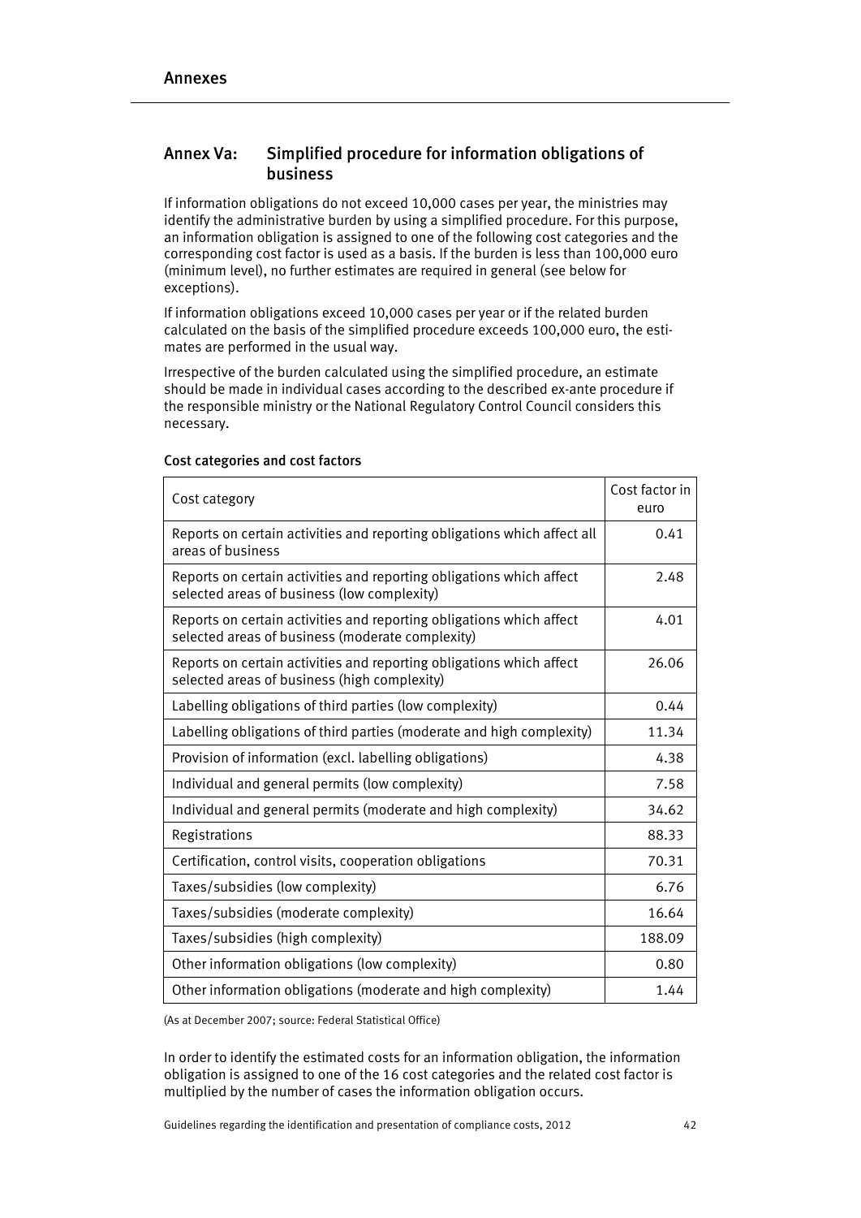## Annex Va: Simplified procedure for information obligations of business

If information obligations do not exceed 10,000 cases per year, the ministries may identify the administrative burden by using a simplified procedure. For this purpose, an information obligation is assigned to one of the following cost categories and the corresponding cost factor is used as a basis. If the burden is less than 100,000 euro (minimum level), no further estimates are required in general (see below for exceptions).

If information obligations exceed 10,000 cases per year or if the related burden calculated on the basis of the simplified procedure exceeds 100,000 euro, the estimates are performed in the usual way.

Irrespective of the burden calculated using the simplified procedure, an estimate should be made in individual cases according to the described ex-ante procedure if the responsible ministry or the National Regulatory Control Council considers this necessary.

**Cost categories and cost factors**

| Cost category | Cost factor in euro |
|---|---|
| Reports on certain activities and reporting obligations which affect all areas of business | 0.41 |
| Reports on certain activities and reporting obligations which affect selected areas of business (low complexity) | 2.48 |
| Reports on certain activities and reporting obligations which affect selected areas of business (moderate complexity) | 4.01 |
| Reports on certain activities and reporting obligations which affect selected areas of business (high complexity) | 26.06 |
| Labelling obligations of third parties (low complexity) | 0.44 |
| Labelling obligations of third parties (moderate and high complexity) | 11.34 |
| Provision of information (excl. labelling obligations) | 4.38 |
| Individual and general permits (low complexity) | 7.58 |
| Individual and general permits (moderate and high complexity) | 34.62 |
| Registrations | 88.33 |
| Certification, control visits, cooperation obligations | 70.31 |
| Taxes/subsidies (low complexity) | 6.76 |
| Taxes/subsidies (moderate complexity) | 16.64 |
| Taxes/subsidies (high complexity) | 188.09 |
| Other information obligations (low complexity) | 0.80 |
| Other information obligations (moderate and high complexity) | 1.44 |

(As at December 2007; source: Federal Statistical Office)

In order to identify the estimated costs for an information obligation, the information obligation is assigned to one of the 16 cost categories and the related cost factor is multiplied by the number of cases the information obligation occurs.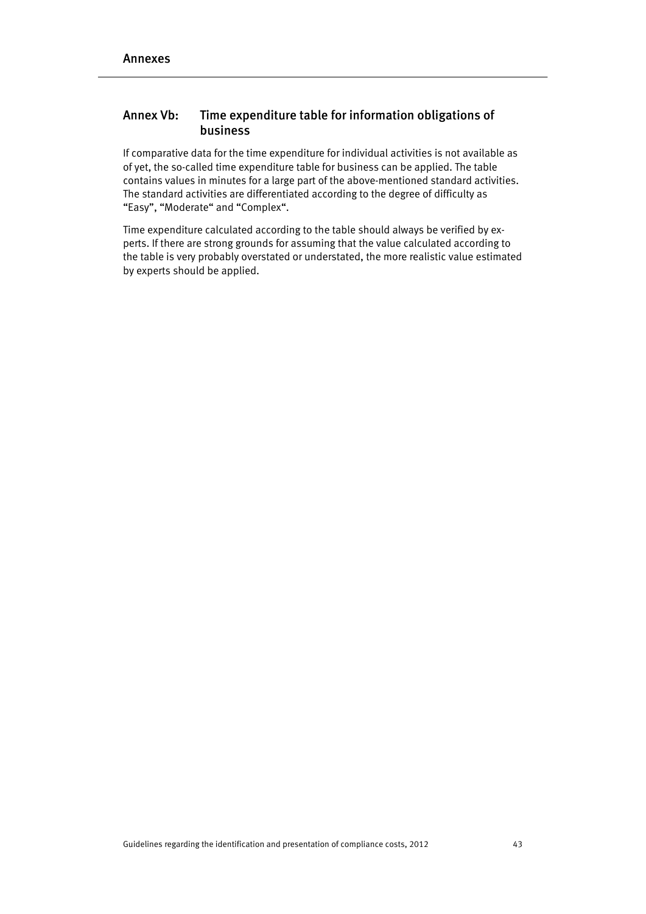## Annex Vb: Time expenditure table for information obligations of business

If comparative data for the time expenditure for individual activities is not available as of yet, the so-called time expenditure table for business can be applied. The table contains values in minutes for a large part of the above-mentioned standard activities. The standard activities are differentiated according to the degree of difficulty as "Easy", "Moderate" and "Complex".

Time expenditure calculated according to the table should always be verified by experts. If there are strong grounds for assuming that the value calculated according to the table is very probably overstated or understated, the more realistic value estimated by experts should be applied.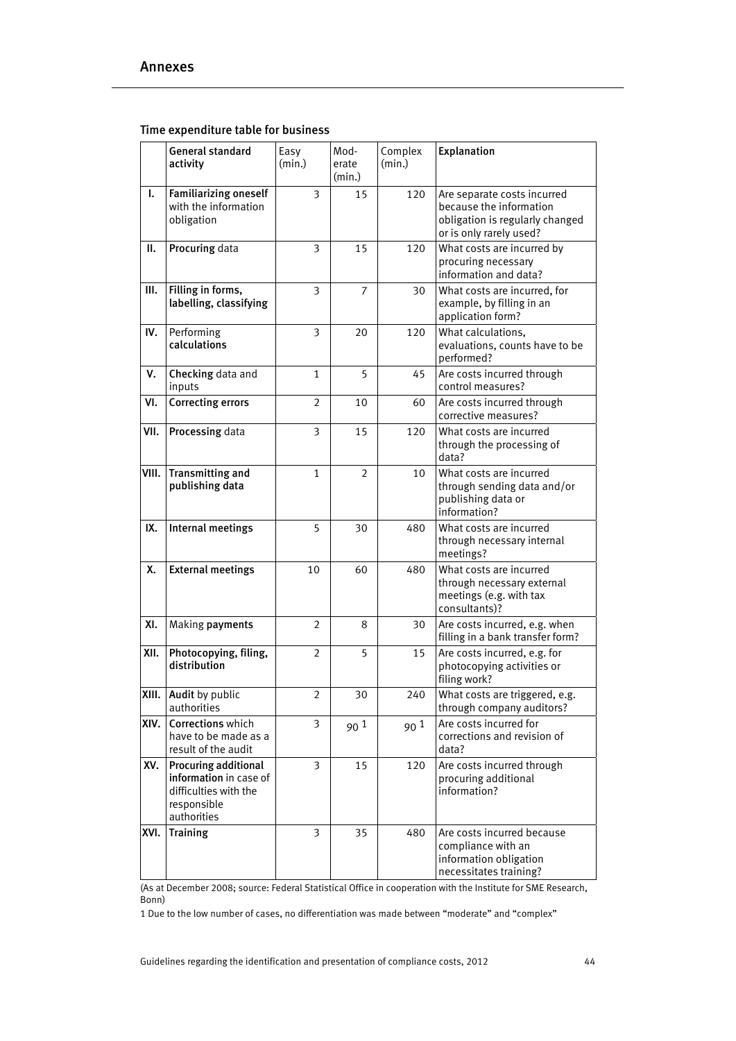### Time expenditure table for business

| | General standard activity | Easy (min.) | Mod-erate (min.) | Complex (min.) | Explanation |
|---|---|---|---|---|---|
| I. | **Familiarizing oneself** with the information obligation | 3 | 15 | 120 | Are separate costs incurred because the information obligation is regularly changed or is only rarely used? |
| II. | **Procuring** data | 3 | 15 | 120 | What costs are incurred by procuring necessary information and data? |
| III. | **Filling in forms, labelling, classifying** | 3 | 7 | 30 | What costs are incurred, for example, by filling in an application form? |
| IV. | Performing **calculations** | 3 | 20 | 120 | What calculations, evaluations, counts have to be performed? |
| V. | **Checking** data and inputs | 1 | 5 | 45 | Are costs incurred through control measures? |
| VI. | **Correcting errors** | 2 | 10 | 60 | Are costs incurred through corrective measures? |
| VII. | **Processing** data | 3 | 15 | 120 | What costs are incurred through the processing of data? |
| VIII. | **Transmitting and publishing data** | 1 | 2 | 10 | What costs are incurred through sending data and/or publishing data or information? |
| IX. | **Internal meetings** | 5 | 30 | 480 | What costs are incurred through necessary internal meetings? |
| X. | **External meetings** | 10 | 60 | 480 | What costs are incurred through necessary external meetings (e.g. with tax consultants)? |
| XI. | Making **payments** | 2 | 8 | 30 | Are costs incurred, e.g. when filling in a bank transfer form? |
| XII. | **Photocopying, filing, distribution** | 2 | 5 | 15 | Are costs incurred, e.g. for photocopying activities or filing work? |
| XIII. | **Audit** by public authorities | 2 | 30 | 240 | What costs are triggered, e.g. through company auditors? |
| XIV. | **Corrections** which have to be made as a result of the audit | 3 | 90 [1] | 90 [1] | Are costs incurred for corrections and revision of data? |
| XV. | **Procuring additional information** in case of difficulties with the responsible authorities | 3 | 15 | 120 | Are costs incurred through procuring additional information? |
| XVI. | **Training** | 3 | 35 | 480 | Are costs incurred because compliance with an information obligation necessitates training? |

(As at December 2008; source: Federal Statistical Office in cooperation with the Institute for SME Research, Bonn)

1 Due to the low number of cases, no differentiation was made between "moderate" and "complex"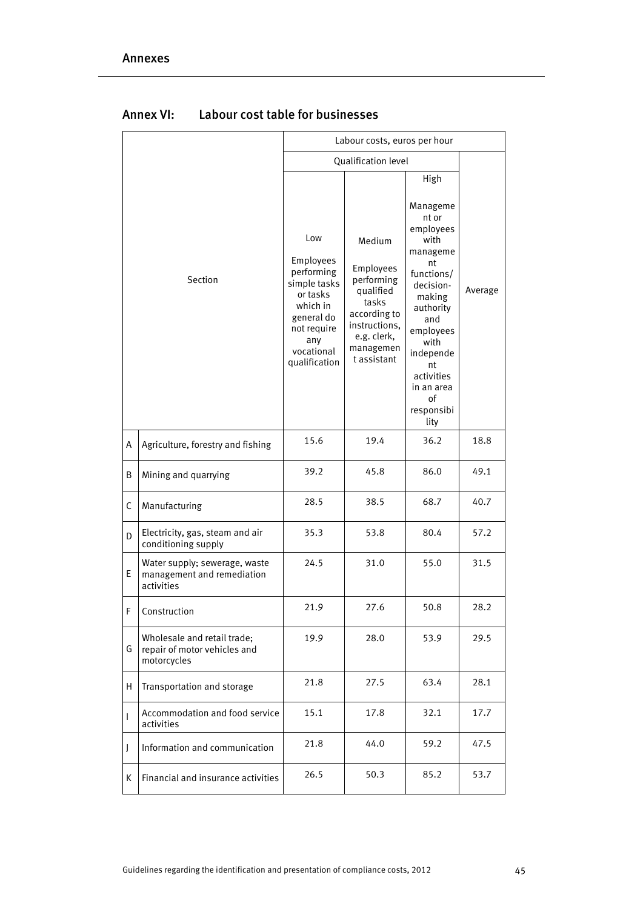## Annex VI: Labour cost table for businesses

| Section | | Labour costs, euros per hour | | | |
|---|---|---|---|---|---|
| | | Qualification level | | | Average |
| | | Low<br><br>Employees performing simple tasks or tasks which in general do not require any vocational qualification | Medium<br><br>Employees performing qualified tasks according to instructions, e.g. clerk, management assistant | High<br><br>Management or employees with management functions/ decision-making authority and employees with independent activities in an area of responsibility | |
| A | Agriculture, forestry and fishing | 15.6 | 19.4 | 36.2 | 18.8 |
| B | Mining and quarrying | 39.2 | 45.8 | 86.0 | 49.1 |
| C | Manufacturing | 28.5 | 38.5 | 68.7 | 40.7 |
| D | Electricity, gas, steam and air conditioning supply | 35.3 | 53.8 | 80.4 | 57.2 |
| E | Water supply; sewerage, waste management and remediation activities | 24.5 | 31.0 | 55.0 | 31.5 |
| F | Construction | 21.9 | 27.6 | 50.8 | 28.2 |
| G | Wholesale and retail trade; repair of motor vehicles and motorcycles | 19.9 | 28.0 | 53.9 | 29.5 |
| H | Transportation and storage | 21.8 | 27.5 | 63.4 | 28.1 |
| I | Accommodation and food service activities | 15.1 | 17.8 | 32.1 | 17.7 |
| J | Information and communication | 21.8 | 44.0 | 59.2 | 47.5 |
| K | Financial and insurance activities | 26.5 | 50.3 | 85.2 | 53.7 |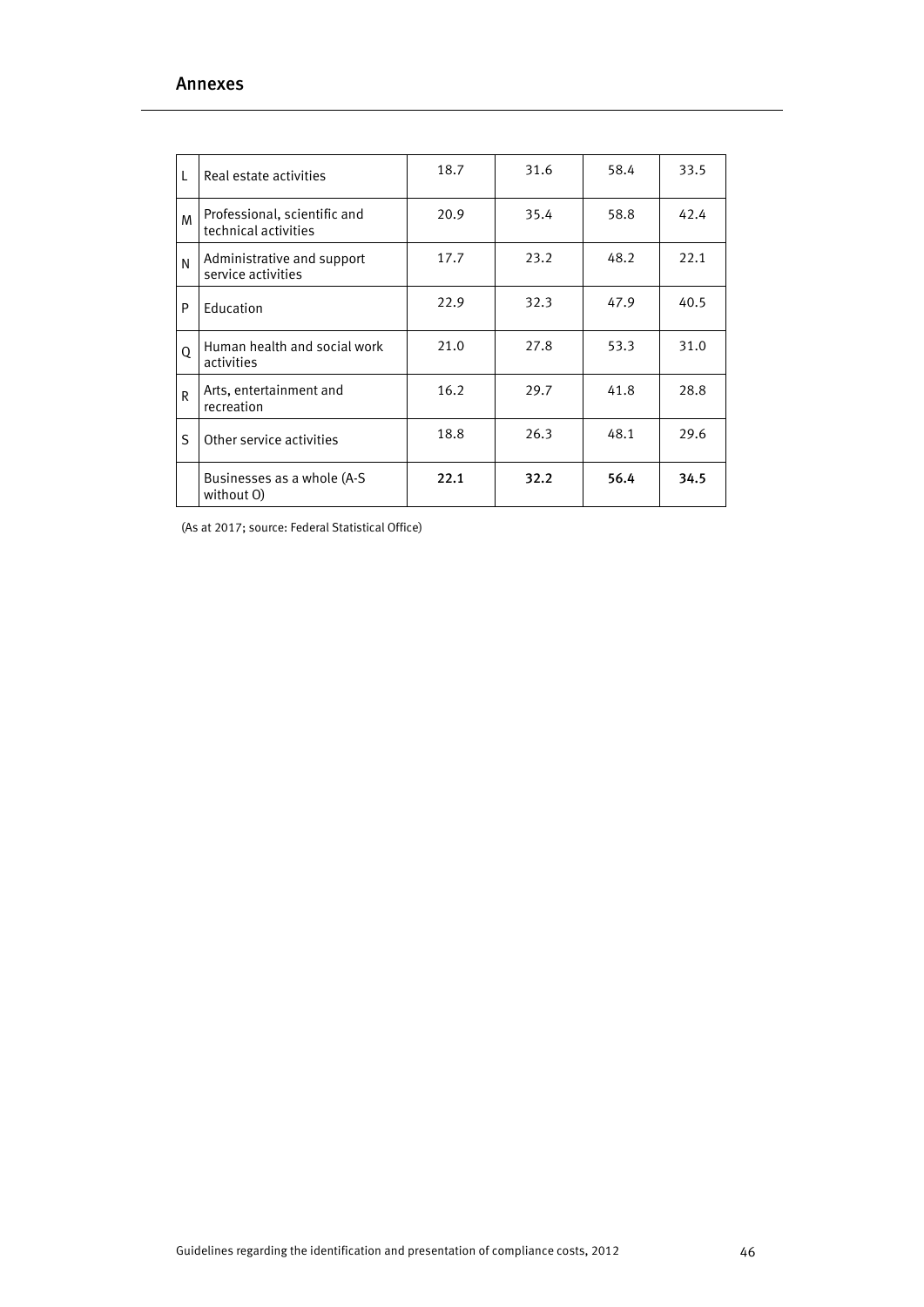| L | Real estate activities | 18.7 | 31.6 | 58.4 | 33.5 |
|---|---|---|---|---|---|
| M | Professional, scientific and technical activities | 20.9 | 35.4 | 58.8 | 42.4 |
| N | Administrative and support service activities | 17.7 | 23.2 | 48.2 | 22.1 |
| P | Education | 22.9 | 32.3 | 47.9 | 40.5 |
| Q | Human health and social work activities | 21.0 | 27.8 | 53.3 | 31.0 |
| R | Arts, entertainment and recreation | 16.2 | 29.7 | 41.8 | 28.8 |
| S | Other service activities | 18.8 | 26.3 | 48.1 | 29.6 |
| | Businesses as a whole (A-S without O) | **22.1** | **32.2** | **56.4** | **34.5** |

(As at 2017; source: Federal Statistical Office)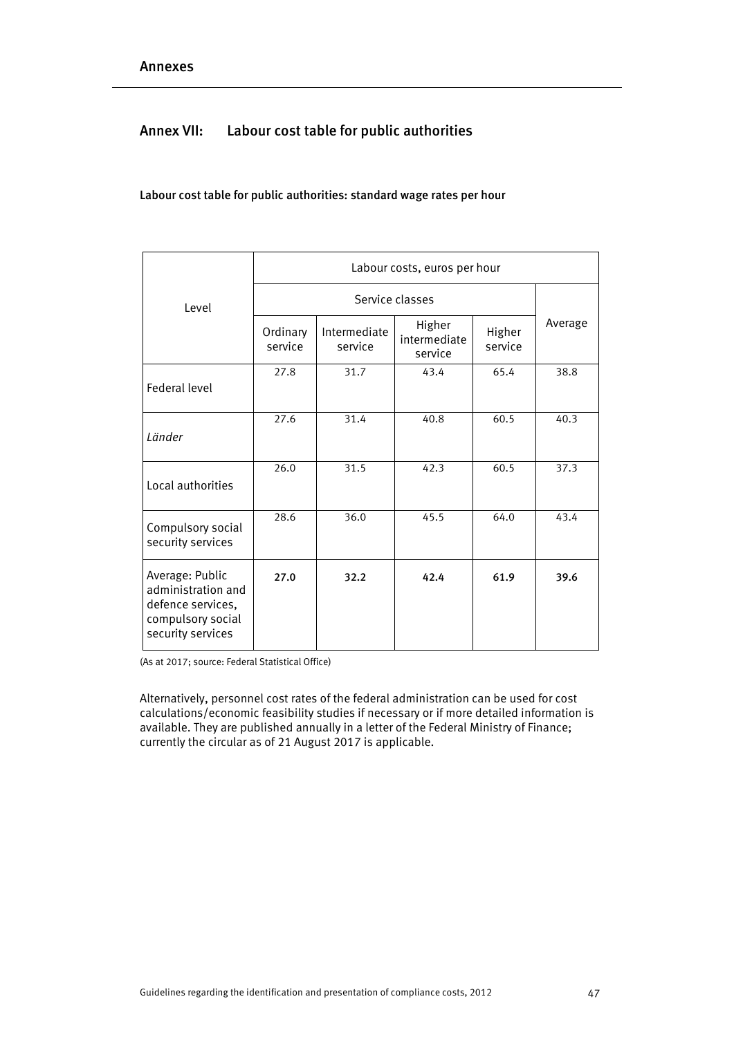## Annex VII: Labour cost table for public authorities

Labour cost table for public authorities: standard wage rates per hour

| Level | Labour costs, euros per hour | | | | |
|---|---|---|---|---|---|
| | Service classes | | | | Average |
| | Ordinary service | Intermediate service | Higher intermediate service | Higher service | |
| Federal level | 27.8 | 31.7 | 43.4 | 65.4 | 38.8 |
| *Länder* | 27.6 | 31.4 | 40.8 | 60.5 | 40.3 |
| Local authorities | 26.0 | 31.5 | 42.3 | 60.5 | 37.3 |
| Compulsory social security services | 28.6 | 36.0 | 45.5 | 64.0 | 43.4 |
| Average: Public administration and defence services, compulsory social security services | **27.0** | **32.2** | **42.4** | **61.9** | **39.6** |

(As at 2017; source: Federal Statistical Office)

Alternatively, personnel cost rates of the federal administration can be used for cost calculations/economic feasibility studies if necessary or if more detailed information is available. They are published annually in a letter of the Federal Ministry of Finance; currently the circular as of 21 August 2017 is applicable.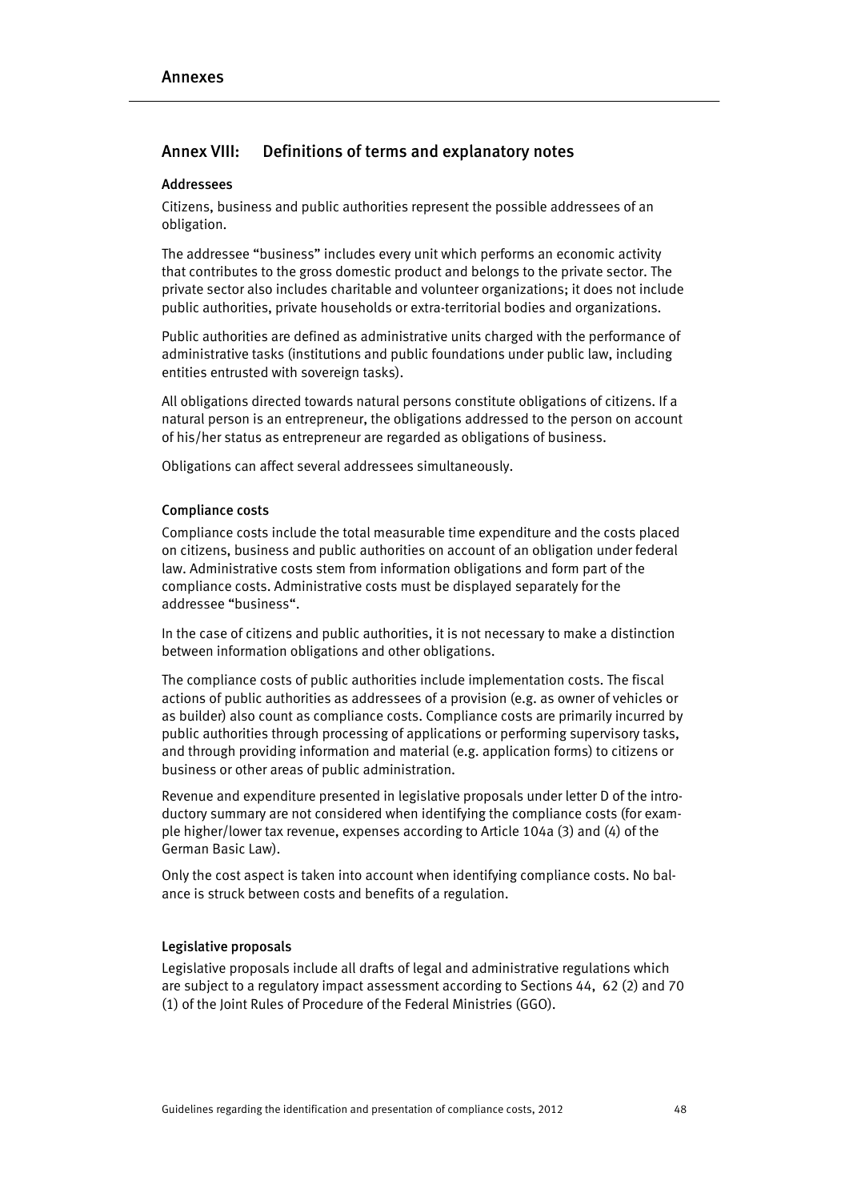## Annex VIII: Definitions of terms and explanatory notes

### Addressees

Citizens, business and public authorities represent the possible addressees of an obligation.

The addressee "business" includes every unit which performs an economic activity that contributes to the gross domestic product and belongs to the private sector. The private sector also includes charitable and volunteer organizations; it does not include public authorities, private households or extra-territorial bodies and organizations.

Public authorities are defined as administrative units charged with the performance of administrative tasks (institutions and public foundations under public law, including entities entrusted with sovereign tasks).

All obligations directed towards natural persons constitute obligations of citizens. If a natural person is an entrepreneur, the obligations addressed to the person on account of his/her status as entrepreneur are regarded as obligations of business.

Obligations can affect several addressees simultaneously.

### Compliance costs

Compliance costs include the total measurable time expenditure and the costs placed on citizens, business and public authorities on account of an obligation under federal law. Administrative costs stem from information obligations and form part of the compliance costs. Administrative costs must be displayed separately for the addressee "business".

In the case of citizens and public authorities, it is not necessary to make a distinction between information obligations and other obligations.

The compliance costs of public authorities include implementation costs. The fiscal actions of public authorities as addressees of a provision (e.g. as owner of vehicles or as builder) also count as compliance costs. Compliance costs are primarily incurred by public authorities through processing of applications or performing supervisory tasks, and through providing information and material (e.g. application forms) to citizens or business or other areas of public administration.

Revenue and expenditure presented in legislative proposals under letter D of the introductory summary are not considered when identifying the compliance costs (for example higher/lower tax revenue, expenses according to Article 104a (3) and (4) of the German Basic Law).

Only the cost aspect is taken into account when identifying compliance costs. No balance is struck between costs and benefits of a regulation.

### Legislative proposals

Legislative proposals include all drafts of legal and administrative regulations which are subject to a regulatory impact assessment according to Sections 44, 62 (2) and 70 (1) of the Joint Rules of Procedure of the Federal Ministries (GGO).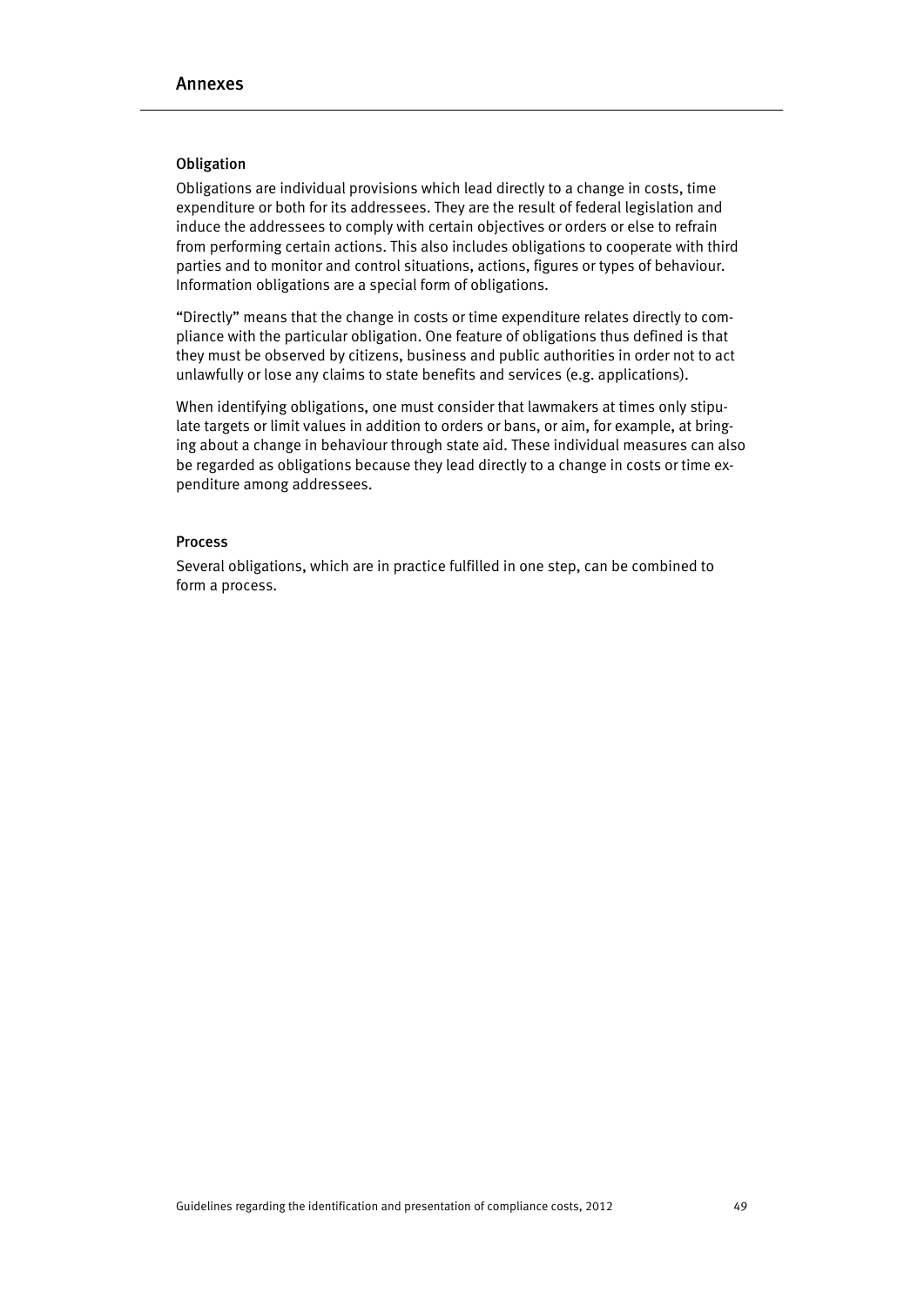### Obligation

Obligations are individual provisions which lead directly to a change in costs, time expenditure or both for its addressees. They are the result of federal legislation and induce the addressees to comply with certain objectives or orders or else to refrain from performing certain actions. This also includes obligations to cooperate with third parties and to monitor and control situations, actions, figures or types of behaviour. Information obligations are a special form of obligations.

"Directly" means that the change in costs or time expenditure relates directly to compliance with the particular obligation. One feature of obligations thus defined is that they must be observed by citizens, business and public authorities in order not to act unlawfully or lose any claims to state benefits and services (e.g. applications).

When identifying obligations, one must consider that lawmakers at times only stipulate targets or limit values in addition to orders or bans, or aim, for example, at bringing about a change in behaviour through state aid. These individual measures can also be regarded as obligations because they lead directly to a change in costs or time expenditure among addressees.

### Process

Several obligations, which are in practice fulfilled in one step, can be combined to form a process.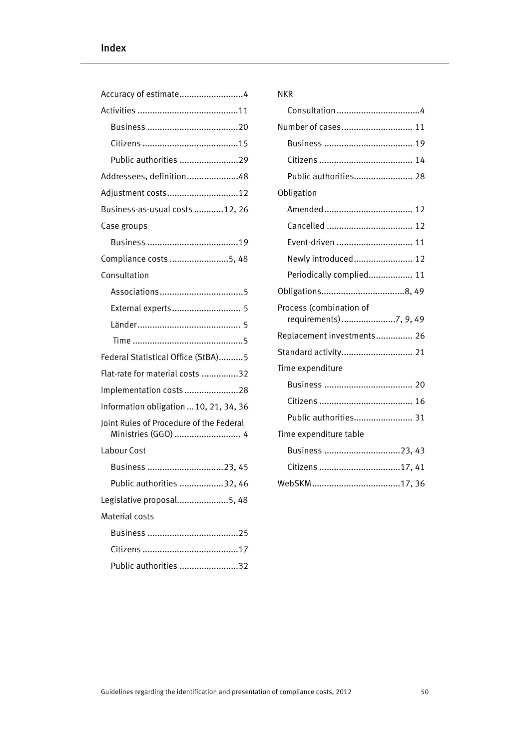# Index

Accuracy of estimate .......................... 4

Activities ......................................... 11

- Business ..................................... 20
- Citizens ....................................... 15
- Public authorities ........................ 29

Addressees, definition ..................... 48

Adjustment costs ............................. 12

Business-as-usual costs ............ 12, 26

Case groups

- Business ..................................... 19

Compliance costs ........................ 5, 48

Consultation

- Associations .................................. 5
- External experts ............................ 5
- Länder ........................................... 5
- Time ............................................. 5

Federal Statistical Office (StBA) .......... 5

Flat-rate for material costs ............... 32

Implementation costs ...................... 28

Information obligation ... 10, 21, 34, 36

Joint Rules of Procedure of the Federal Ministries (GGO) ........................... 4

Labour Cost

- Business ............................... 23, 45
- Public authorities .................. 32, 46

Legislative proposal ..................... 5, 48

Material costs

- Business ..................................... 25
- Citizens ....................................... 17
- Public authorities ........................ 32

NKR

- Consultation .................................. 4

Number of cases ............................. 11

- Business .................................... 19
- Citizens ...................................... 14
- Public authorities ........................ 28

Obligation

- Amended .................................... 12
- Cancelled ................................... 12
- Event-driven ............................... 11
- Newly introduced ........................ 12
- Periodically complied .................. 11

Obligations .................................. 8, 49

Process (combination of requirements) ...................... 7, 9, 49

Replacement investments ............... 26

Standard activity ............................. 21

Time expenditure

- Business .................................... 20
- Citizens ...................................... 16
- Public authorities ........................ 31

Time expenditure table

- Business ............................... 23, 43
- Citizens ................................. 17, 41

WebSKM .................................... 17, 36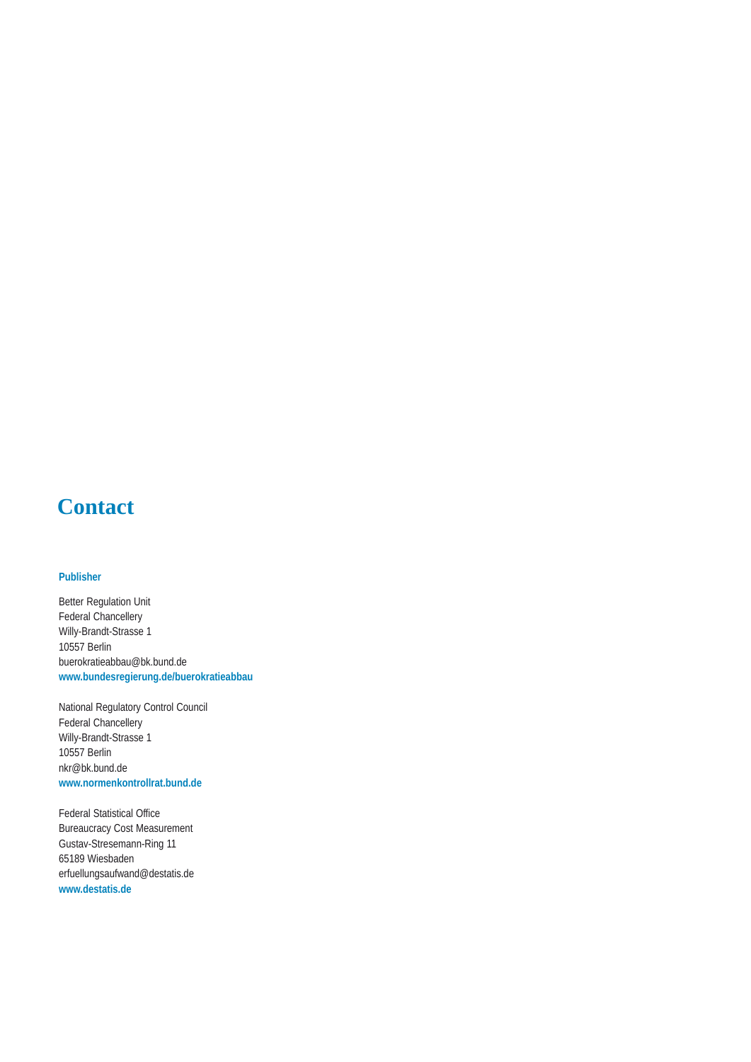# Contact

**Publisher**

Better Regulation Unit
Federal Chancellery
Willy-Brandt-Strasse 1
10557 Berlin
buerokratieabbau@bk.bund.de
**www.bundesregierung.de/buerokratieabbau**

National Regulatory Control Council
Federal Chancellery
Willy-Brandt-Strasse 1
10557 Berlin
nkr@bk.bund.de
**www.normenkontrollrat.bund.de**

Federal Statistical Office
Bureaucracy Cost Measurement
Gustav-Stresemann-Ring 11
65189 Wiesbaden
erfuellungsaufwand@destatis.de
**www.destatis.de**